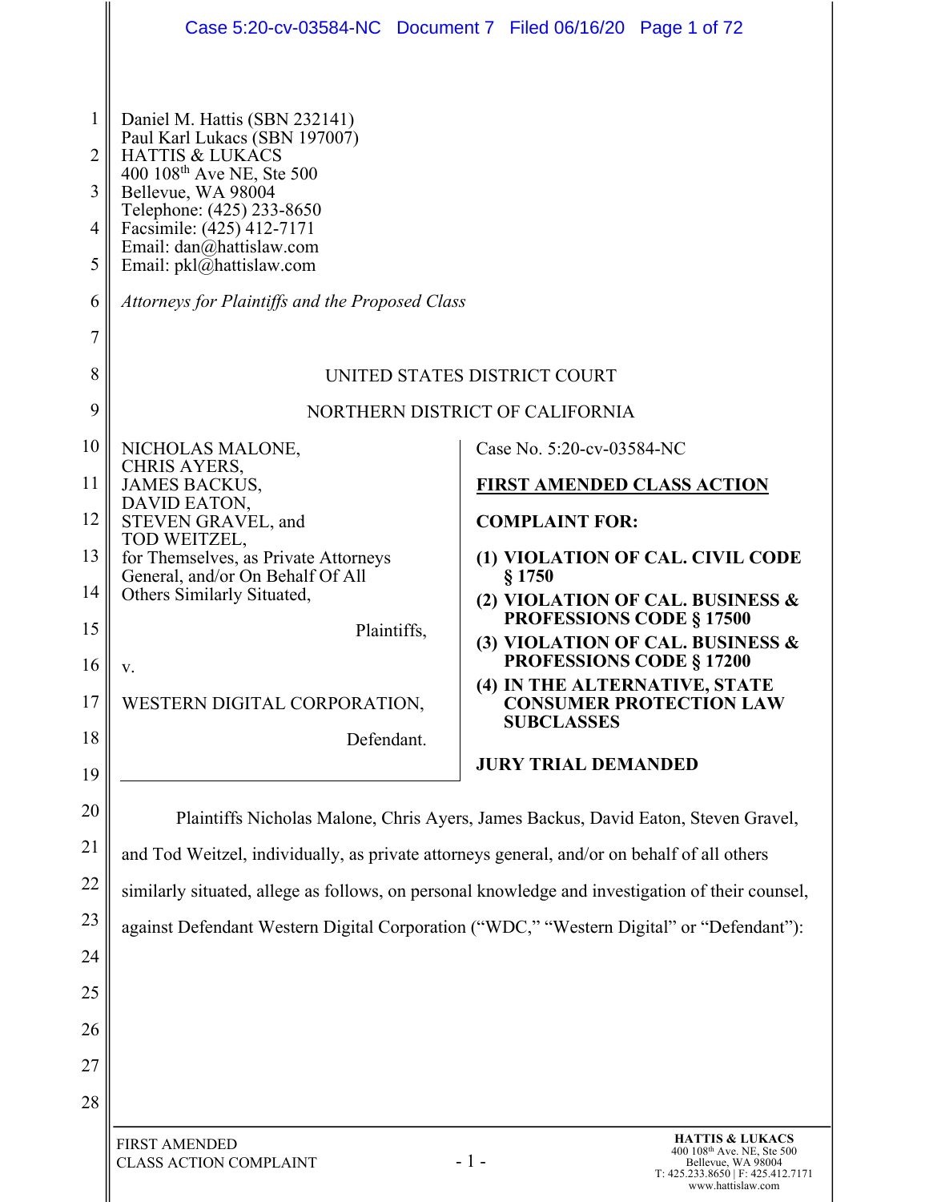Daniel M. Hattis (SBN 232141)
Paul Karl Lukacs (SBN 197007)
HATTIS & LUKACS
400 108th Ave NE, Ste 500
Bellevue, WA 98004
Telephone: (425) 233-8650
Facsimile: (425) 412-7171
Email: dan@hattislaw.com
Email: pkl@hattislaw.com

*Attorneys for Plaintiffs and the Proposed Class*

UNITED STATES DISTRICT COURT

NORTHERN DISTRICT OF CALIFORNIA

NICHOLAS MALONE,
CHRIS AYERS,
JAMES BACKUS,
DAVID EATON,
STEVEN GRAVEL, and
TOD WEITZEL,
for Themselves, as Private Attorneys General, and/or On Behalf Of All Others Similarly Situated,

Plaintiffs,

v.

WESTERN DIGITAL CORPORATION,

Defendant.

Case No. 5:20-cv-03584-NC

**FIRST AMENDED CLASS ACTION**

**COMPLAINT FOR:**

**(1) VIOLATION OF CAL. CIVIL CODE § 1750**

**(2) VIOLATION OF CAL. BUSINESS & PROFESSIONS CODE § 17500**

**(3) VIOLATION OF CAL. BUSINESS & PROFESSIONS CODE § 17200**

**(4) IN THE ALTERNATIVE, STATE CONSUMER PROTECTION LAW SUBCLASSES**

**JURY TRIAL DEMANDED**

Plaintiffs Nicholas Malone, Chris Ayers, James Backus, David Eaton, Steven Gravel, and Tod Weitzel, individually, as private attorneys general, and/or on behalf of all others similarly situated, allege as follows, on personal knowledge and investigation of their counsel, against Defendant Western Digital Corporation ("WDC," "Western Digital" or "Defendant"):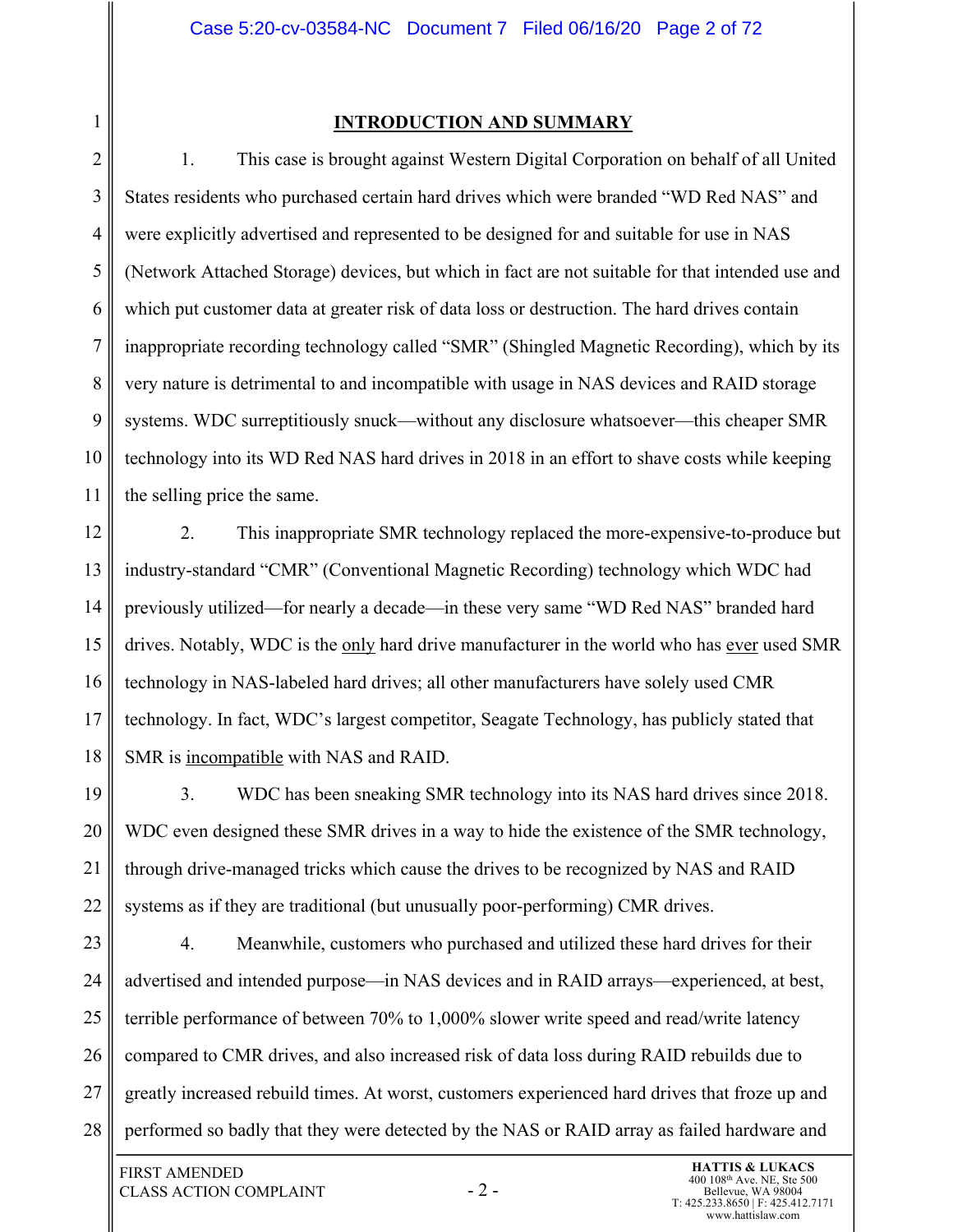## INTRODUCTION AND SUMMARY

1. This case is brought against Western Digital Corporation on behalf of all United States residents who purchased certain hard drives which were branded "WD Red NAS" and were explicitly advertised and represented to be designed for and suitable for use in NAS (Network Attached Storage) devices, but which in fact are not suitable for that intended use and which put customer data at greater risk of data loss or destruction. The hard drives contain inappropriate recording technology called "SMR" (Shingled Magnetic Recording), which by its very nature is detrimental to and incompatible with usage in NAS devices and RAID storage systems. WDC surreptitiously snuck—without any disclosure whatsoever—this cheaper SMR technology into its WD Red NAS hard drives in 2018 in an effort to shave costs while keeping the selling price the same.

2. This inappropriate SMR technology replaced the more-expensive-to-produce but industry-standard "CMR" (Conventional Magnetic Recording) technology which WDC had previously utilized—for nearly a decade—in these very same "WD Red NAS" branded hard drives. Notably, WDC is the <u>only</u> hard drive manufacturer in the world who has <u>ever</u> used SMR technology in NAS-labeled hard drives; all other manufacturers have solely used CMR technology. In fact, WDC's largest competitor, Seagate Technology, has publicly stated that SMR is <u>incompatible</u> with NAS and RAID.

3. WDC has been sneaking SMR technology into its NAS hard drives since 2018. WDC even designed these SMR drives in a way to hide the existence of the SMR technology, through drive-managed tricks which cause the drives to be recognized by NAS and RAID systems as if they are traditional (but unusually poor-performing) CMR drives.

4. Meanwhile, customers who purchased and utilized these hard drives for their advertised and intended purpose—in NAS devices and in RAID arrays—experienced, at best, terrible performance of between 70% to 1,000% slower write speed and read/write latency compared to CMR drives, and also increased risk of data loss during RAID rebuilds due to greatly increased rebuild times. At worst, customers experienced hard drives that froze up and performed so badly that they were detected by the NAS or RAID array as failed hardware and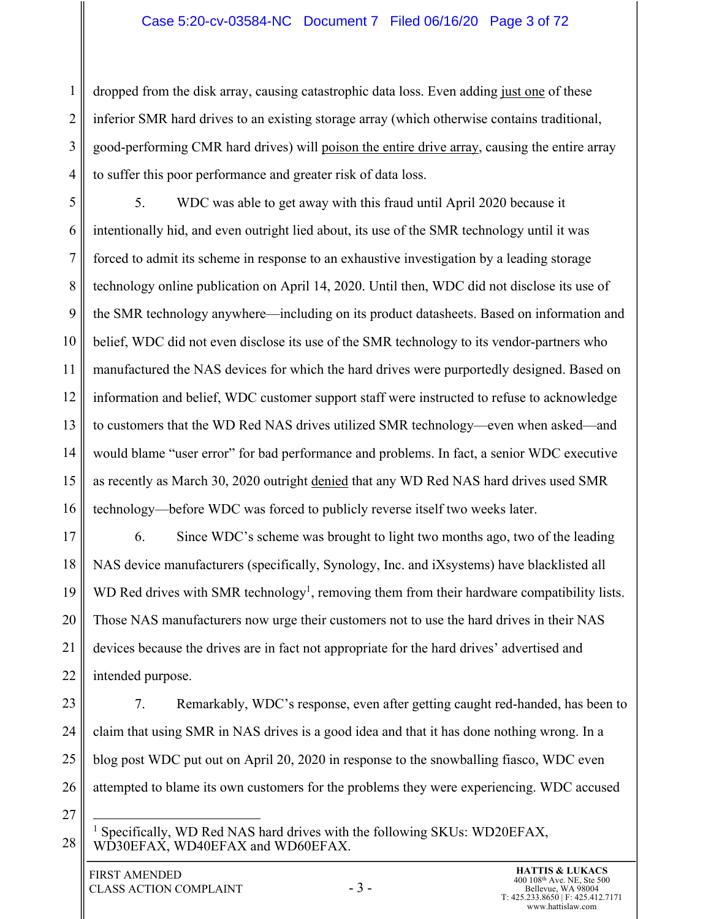dropped from the disk array, causing catastrophic data loss. Even adding just one of these inferior SMR hard drives to an existing storage array (which otherwise contains traditional, good-performing CMR hard drives) will poison the entire drive array, causing the entire array to suffer this poor performance and greater risk of data loss.

5. WDC was able to get away with this fraud until April 2020 because it intentionally hid, and even outright lied about, its use of the SMR technology until it was forced to admit its scheme in response to an exhaustive investigation by a leading storage technology online publication on April 14, 2020. Until then, WDC did not disclose its use of the SMR technology anywhere—including on its product datasheets. Based on information and belief, WDC did not even disclose its use of the SMR technology to its vendor-partners who manufactured the NAS devices for which the hard drives were purportedly designed. Based on information and belief, WDC customer support staff were instructed to refuse to acknowledge to customers that the WD Red NAS drives utilized SMR technology—even when asked—and would blame "user error" for bad performance and problems. In fact, a senior WDC executive as recently as March 30, 2020 outright denied that any WD Red NAS hard drives used SMR technology—before WDC was forced to publicly reverse itself two weeks later.

6. Since WDC's scheme was brought to light two months ago, two of the leading NAS device manufacturers (specifically, Synology, Inc. and iXsystems) have blacklisted all WD Red drives with SMR technology[1], removing them from their hardware compatibility lists. Those NAS manufacturers now urge their customers not to use the hard drives in their NAS devices because the drives are in fact not appropriate for the hard drives' advertised and intended purpose.

7. Remarkably, WDC's response, even after getting caught red-handed, has been to claim that using SMR in NAS drives is a good idea and that it has done nothing wrong. In a blog post WDC put out on April 20, 2020 in response to the snowballing fiasco, WDC even attempted to blame its own customers for the problems they were experiencing. WDC accused

---

[1] Specifically, WD Red NAS hard drives with the following SKUs: WD20EFAX, WD30EFAX, WD40EFAX and WD60EFAX.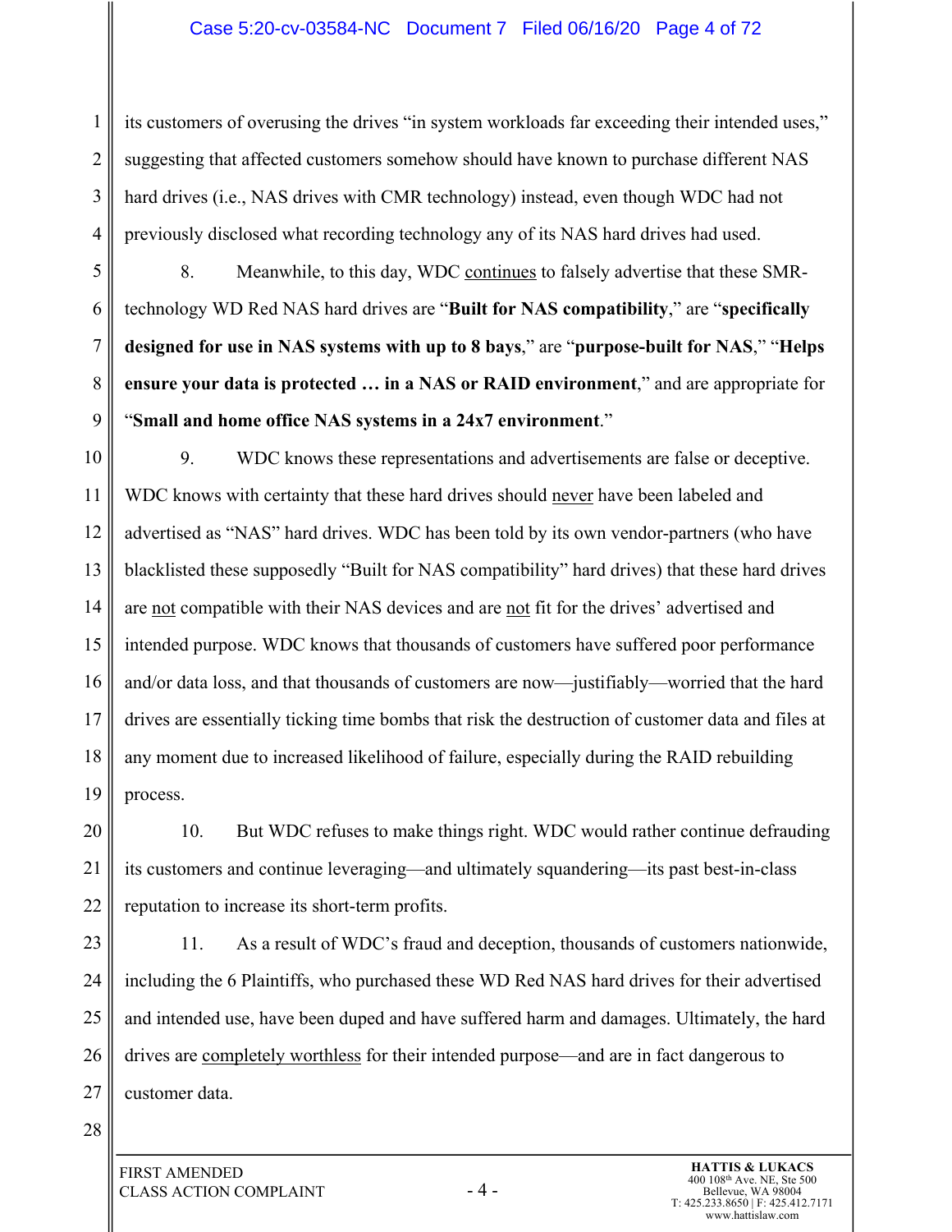its customers of overusing the drives "in system workloads far exceeding their intended uses," suggesting that affected customers somehow should have known to purchase different NAS hard drives (i.e., NAS drives with CMR technology) instead, even though WDC had not previously disclosed what recording technology any of its NAS hard drives had used.

8. Meanwhile, to this day, WDC continues to falsely advertise that these SMR-technology WD Red NAS hard drives are "**Built for NAS compatibility**," are "**specifically designed for use in NAS systems with up to 8 bays**," are "**purpose-built for NAS**," "**Helps ensure your data is protected … in a NAS or RAID environment**," and are appropriate for "**Small and home office NAS systems in a 24x7 environment**."

9. WDC knows these representations and advertisements are false or deceptive. WDC knows with certainty that these hard drives should never have been labeled and advertised as "NAS" hard drives. WDC has been told by its own vendor-partners (who have blacklisted these supposedly "Built for NAS compatibility" hard drives) that these hard drives are not compatible with their NAS devices and are not fit for the drives' advertised and intended purpose. WDC knows that thousands of customers have suffered poor performance and/or data loss, and that thousands of customers are now—justifiably—worried that the hard drives are essentially ticking time bombs that risk the destruction of customer data and files at any moment due to increased likelihood of failure, especially during the RAID rebuilding process.

10. But WDC refuses to make things right. WDC would rather continue defrauding its customers and continue leveraging—and ultimately squandering—its past best-in-class reputation to increase its short-term profits.

11. As a result of WDC's fraud and deception, thousands of customers nationwide, including the 6 Plaintiffs, who purchased these WD Red NAS hard drives for their advertised and intended use, have been duped and have suffered harm and damages. Ultimately, the hard drives are completely worthless for their intended purpose—and are in fact dangerous to customer data.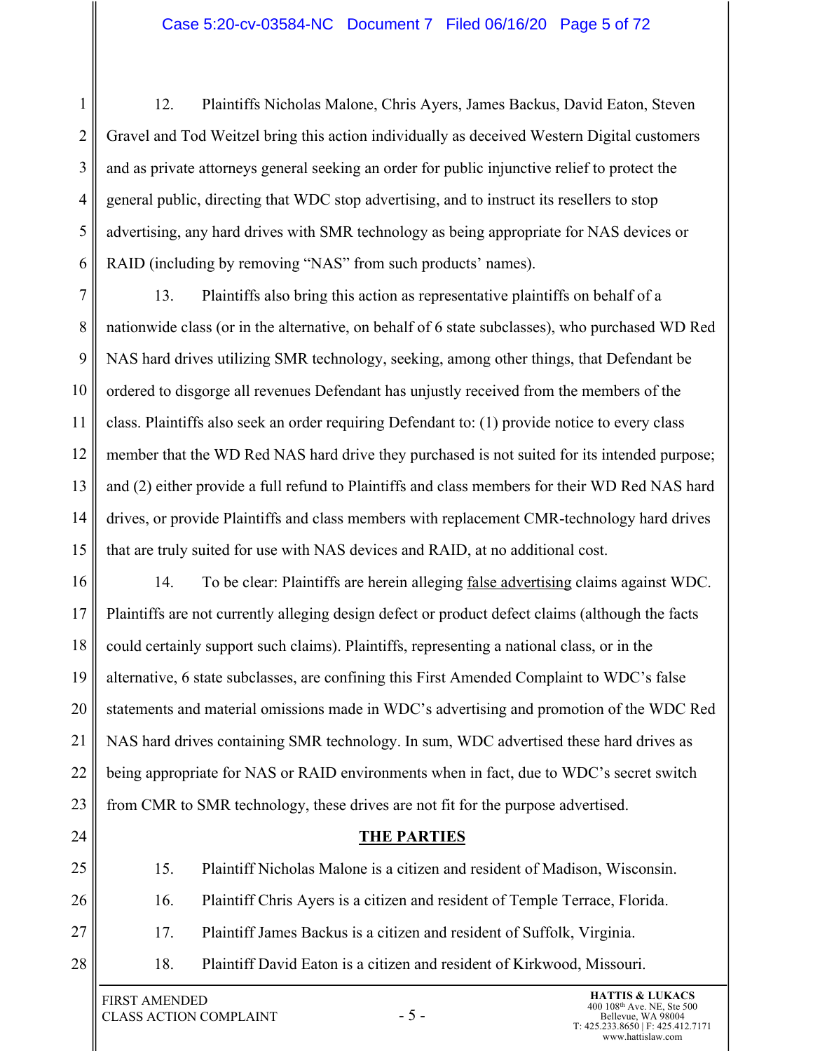12. Plaintiffs Nicholas Malone, Chris Ayers, James Backus, David Eaton, Steven Gravel and Tod Weitzel bring this action individually as deceived Western Digital customers and as private attorneys general seeking an order for public injunctive relief to protect the general public, directing that WDC stop advertising, and to instruct its resellers to stop advertising, any hard drives with SMR technology as being appropriate for NAS devices or RAID (including by removing "NAS" from such products' names).

13. Plaintiffs also bring this action as representative plaintiffs on behalf of a nationwide class (or in the alternative, on behalf of 6 state subclasses), who purchased WD Red NAS hard drives utilizing SMR technology, seeking, among other things, that Defendant be ordered to disgorge all revenues Defendant has unjustly received from the members of the class. Plaintiffs also seek an order requiring Defendant to: (1) provide notice to every class member that the WD Red NAS hard drive they purchased is not suited for its intended purpose; and (2) either provide a full refund to Plaintiffs and class members for their WD Red NAS hard drives, or provide Plaintiffs and class members with replacement CMR-technology hard drives that are truly suited for use with NAS devices and RAID, at no additional cost.

14. To be clear: Plaintiffs are herein alleging <u>false advertising</u> claims against WDC. Plaintiffs are not currently alleging design defect or product defect claims (although the facts could certainly support such claims). Plaintiffs, representing a national class, or in the alternative, 6 state subclasses, are confining this First Amended Complaint to WDC's false statements and material omissions made in WDC's advertising and promotion of the WDC Red NAS hard drives containing SMR technology. In sum, WDC advertised these hard drives as being appropriate for NAS or RAID environments when in fact, due to WDC's secret switch from CMR to SMR technology, these drives are not fit for the purpose advertised.

## THE PARTIES

15. Plaintiff Nicholas Malone is a citizen and resident of Madison, Wisconsin.

16. Plaintiff Chris Ayers is a citizen and resident of Temple Terrace, Florida.

17. Plaintiff James Backus is a citizen and resident of Suffolk, Virginia.

18. Plaintiff David Eaton is a citizen and resident of Kirkwood, Missouri.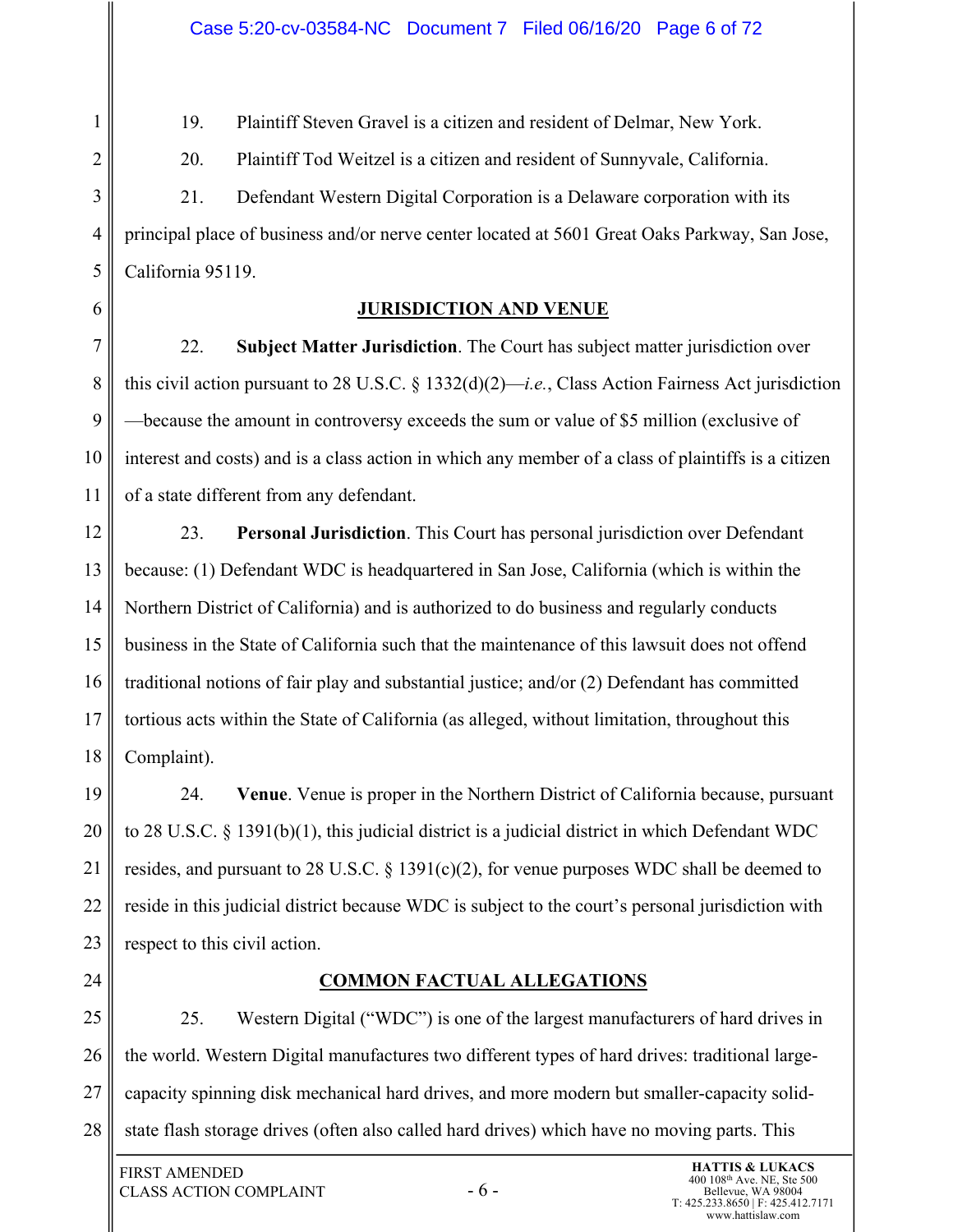19. Plaintiff Steven Gravel is a citizen and resident of Delmar, New York.

20. Plaintiff Tod Weitzel is a citizen and resident of Sunnyvale, California.

21. Defendant Western Digital Corporation is a Delaware corporation with its principal place of business and/or nerve center located at 5601 Great Oaks Parkway, San Jose, California 95119.

## JURISDICTION AND VENUE

22. **Subject Matter Jurisdiction**. The Court has subject matter jurisdiction over this civil action pursuant to 28 U.S.C. § 1332(d)(2)—*i.e.*, Class Action Fairness Act jurisdiction—because the amount in controversy exceeds the sum or value of $5 million (exclusive of interest and costs) and is a class action in which any member of a class of plaintiffs is a citizen of a state different from any defendant.

23. **Personal Jurisdiction**. This Court has personal jurisdiction over Defendant because: (1) Defendant WDC is headquartered in San Jose, California (which is within the Northern District of California) and is authorized to do business and regularly conducts business in the State of California such that the maintenance of this lawsuit does not offend traditional notions of fair play and substantial justice; and/or (2) Defendant has committed tortious acts within the State of California (as alleged, without limitation, throughout this Complaint).

24. **Venue**. Venue is proper in the Northern District of California because, pursuant to 28 U.S.C. § 1391(b)(1), this judicial district is a judicial district in which Defendant WDC resides, and pursuant to 28 U.S.C. § 1391(c)(2), for venue purposes WDC shall be deemed to reside in this judicial district because WDC is subject to the court's personal jurisdiction with respect to this civil action.

## COMMON FACTUAL ALLEGATIONS

25. Western Digital ("WDC") is one of the largest manufacturers of hard drives in the world. Western Digital manufactures two different types of hard drives: traditional large-capacity spinning disk mechanical hard drives, and more modern but smaller-capacity solid-state flash storage drives (often also called hard drives) which have no moving parts. This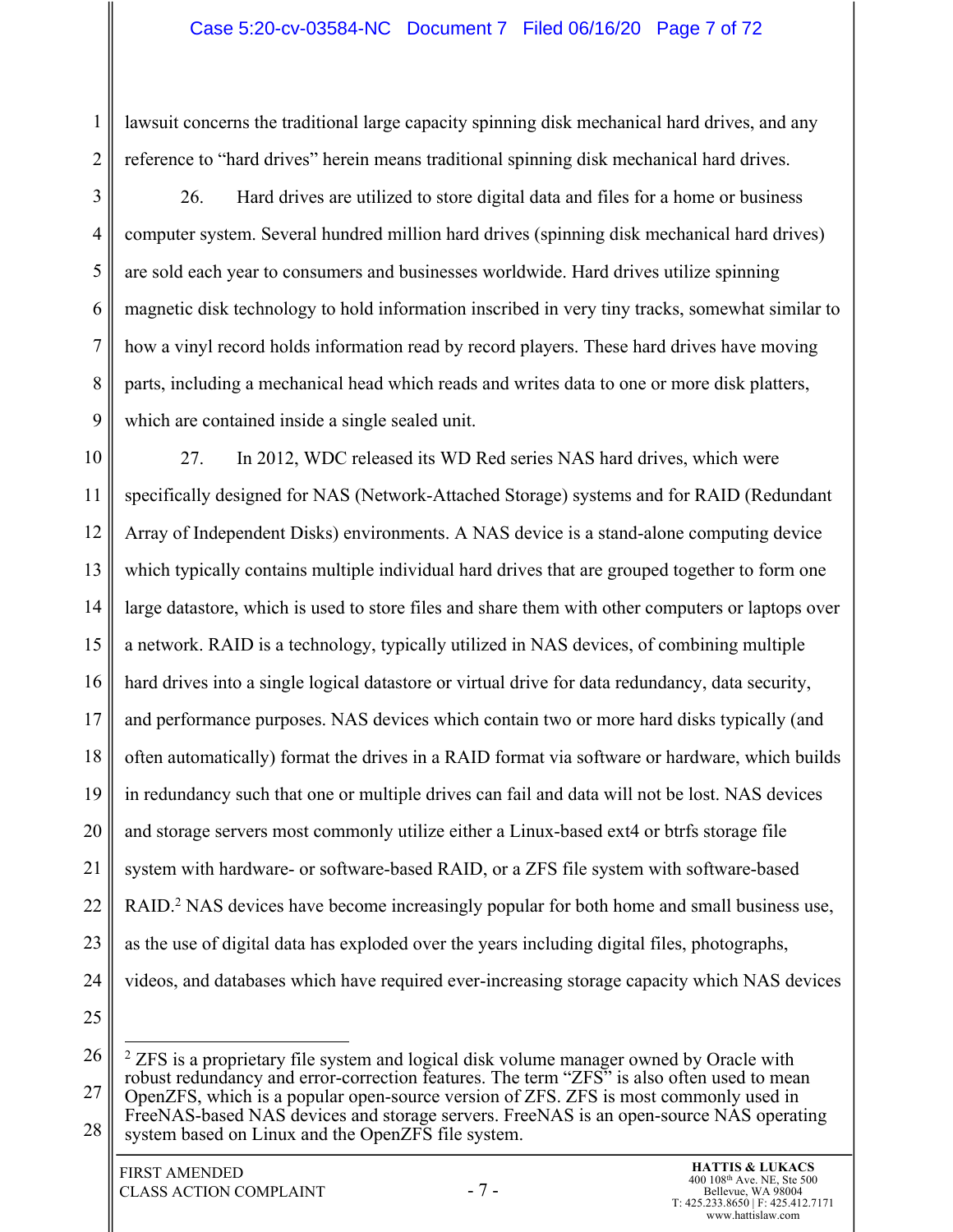lawsuit concerns the traditional large capacity spinning disk mechanical hard drives, and any reference to "hard drives" herein means traditional spinning disk mechanical hard drives.

26. Hard drives are utilized to store digital data and files for a home or business computer system. Several hundred million hard drives (spinning disk mechanical hard drives) are sold each year to consumers and businesses worldwide. Hard drives utilize spinning magnetic disk technology to hold information inscribed in very tiny tracks, somewhat similar to how a vinyl record holds information read by record players. These hard drives have moving parts, including a mechanical head which reads and writes data to one or more disk platters, which are contained inside a single sealed unit.

27. In 2012, WDC released its WD Red series NAS hard drives, which were specifically designed for NAS (Network-Attached Storage) systems and for RAID (Redundant Array of Independent Disks) environments. A NAS device is a stand-alone computing device which typically contains multiple individual hard drives that are grouped together to form one large datastore, which is used to store files and share them with other computers or laptops over a network. RAID is a technology, typically utilized in NAS devices, of combining multiple hard drives into a single logical datastore or virtual drive for data redundancy, data security, and performance purposes. NAS devices which contain two or more hard disks typically (and often automatically) format the drives in a RAID format via software or hardware, which builds in redundancy such that one or multiple drives can fail and data will not be lost. NAS devices and storage servers most commonly utilize either a Linux-based ext4 or btrfs storage file system with hardware- or software-based RAID, or a ZFS file system with software-based RAID.[2] NAS devices have become increasingly popular for both home and small business use, as the use of digital data has exploded over the years including digital files, photographs, videos, and databases which have required ever-increasing storage capacity which NAS devices

---

[2] ZFS is a proprietary file system and logical disk volume manager owned by Oracle with robust redundancy and error-correction features. The term "ZFS" is also often used to mean OpenZFS, which is a popular open-source version of ZFS. ZFS is most commonly used in FreeNAS-based NAS devices and storage servers. FreeNAS is an open-source NAS operating system based on Linux and the OpenZFS file system.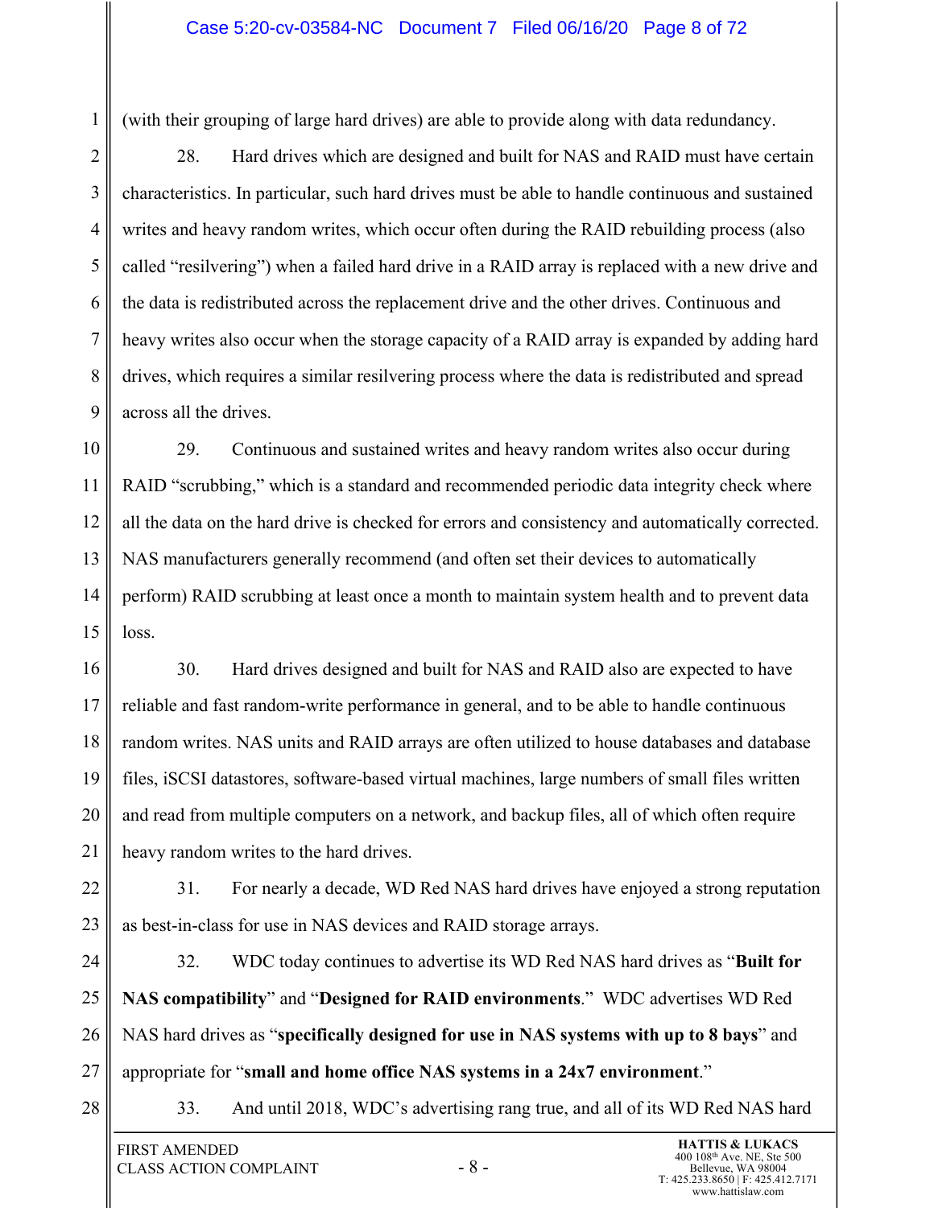(with their grouping of large hard drives) are able to provide along with data redundancy.

28. Hard drives which are designed and built for NAS and RAID must have certain characteristics. In particular, such hard drives must be able to handle continuous and sustained writes and heavy random writes, which occur often during the RAID rebuilding process (also called "resilvering") when a failed hard drive in a RAID array is replaced with a new drive and the data is redistributed across the replacement drive and the other drives. Continuous and heavy writes also occur when the storage capacity of a RAID array is expanded by adding hard drives, which requires a similar resilvering process where the data is redistributed and spread across all the drives.

29. Continuous and sustained writes and heavy random writes also occur during RAID "scrubbing," which is a standard and recommended periodic data integrity check where all the data on the hard drive is checked for errors and consistency and automatically corrected. NAS manufacturers generally recommend (and often set their devices to automatically perform) RAID scrubbing at least once a month to maintain system health and to prevent data loss.

30. Hard drives designed and built for NAS and RAID also are expected to have reliable and fast random-write performance in general, and to be able to handle continuous random writes. NAS units and RAID arrays are often utilized to house databases and database files, iSCSI datastores, software-based virtual machines, large numbers of small files written and read from multiple computers on a network, and backup files, all of which often require heavy random writes to the hard drives.

31. For nearly a decade, WD Red NAS hard drives have enjoyed a strong reputation as best-in-class for use in NAS devices and RAID storage arrays.

32. WDC today continues to advertise its WD Red NAS hard drives as "**Built for NAS compatibility**" and "**Designed for RAID environments**." WDC advertises WD Red NAS hard drives as "**specifically designed for use in NAS systems with up to 8 bays**" and appropriate for "**small and home office NAS systems in a 24x7 environment**."

33. And until 2018, WDC's advertising rang true, and all of its WD Red NAS hard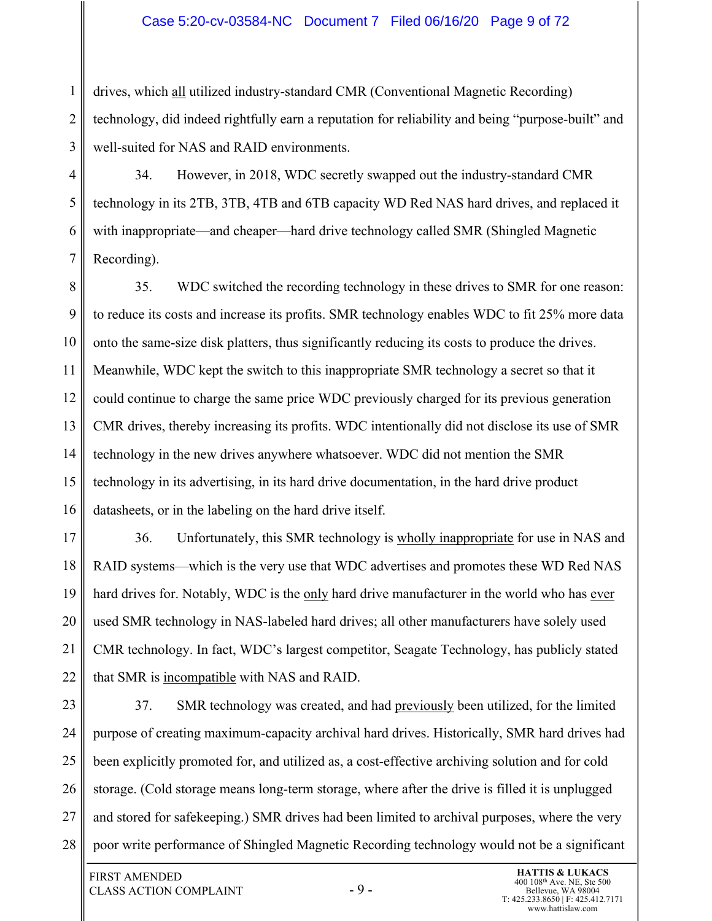drives, which <u>all</u> utilized industry-standard CMR (Conventional Magnetic Recording) technology, did indeed rightfully earn a reputation for reliability and being "purpose-built" and well-suited for NAS and RAID environments.

34. However, in 2018, WDC secretly swapped out the industry-standard CMR technology in its 2TB, 3TB, 4TB and 6TB capacity WD Red NAS hard drives, and replaced it with inappropriate—and cheaper—hard drive technology called SMR (Shingled Magnetic Recording).

35. WDC switched the recording technology in these drives to SMR for one reason: to reduce its costs and increase its profits. SMR technology enables WDC to fit 25% more data onto the same-size disk platters, thus significantly reducing its costs to produce the drives. Meanwhile, WDC kept the switch to this inappropriate SMR technology a secret so that it could continue to charge the same price WDC previously charged for its previous generation CMR drives, thereby increasing its profits. WDC intentionally did not disclose its use of SMR technology in the new drives anywhere whatsoever. WDC did not mention the SMR technology in its advertising, in its hard drive documentation, in the hard drive product datasheets, or in the labeling on the hard drive itself.

36. Unfortunately, this SMR technology is <u>wholly inappropriate</u> for use in NAS and RAID systems—which is the very use that WDC advertises and promotes these WD Red NAS hard drives for. Notably, WDC is the <u>only</u> hard drive manufacturer in the world who has <u>ever</u> used SMR technology in NAS-labeled hard drives; all other manufacturers have solely used CMR technology. In fact, WDC's largest competitor, Seagate Technology, has publicly stated that SMR is <u>incompatible</u> with NAS and RAID.

37. SMR technology was created, and had <u>previously</u> been utilized, for the limited purpose of creating maximum-capacity archival hard drives. Historically, SMR hard drives had been explicitly promoted for, and utilized as, a cost-effective archiving solution and for cold storage. (Cold storage means long-term storage, where after the drive is filled it is unplugged and stored for safekeeping.) SMR drives had been limited to archival purposes, where the very poor write performance of Shingled Magnetic Recording technology would not be a significant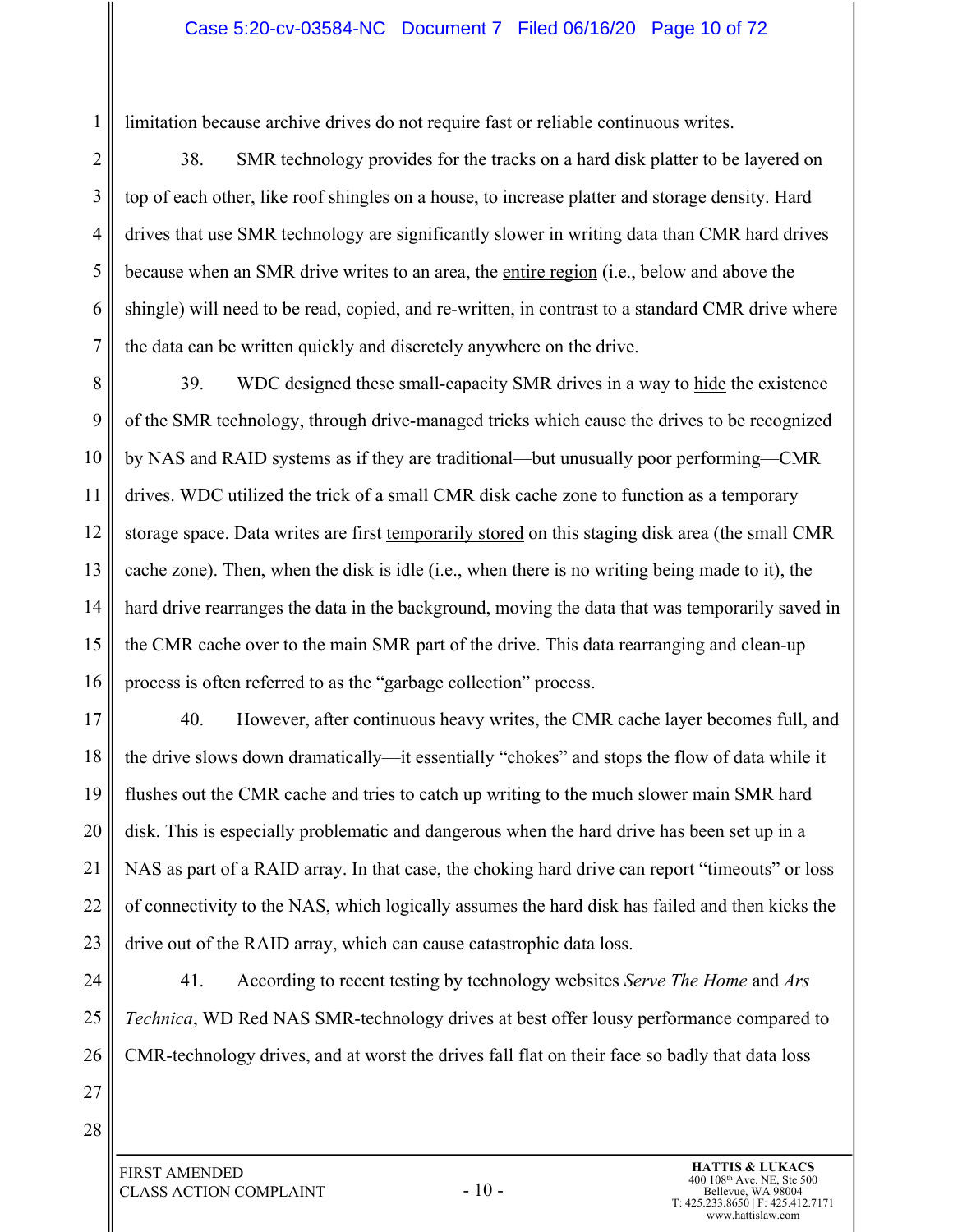limitation because archive drives do not require fast or reliable continuous writes.

38. SMR technology provides for the tracks on a hard disk platter to be layered on top of each other, like roof shingles on a house, to increase platter and storage density. Hard drives that use SMR technology are significantly slower in writing data than CMR hard drives because when an SMR drive writes to an area, the <u>entire region</u> (i.e., below and above the shingle) will need to be read, copied, and re-written, in contrast to a standard CMR drive where the data can be written quickly and discretely anywhere on the drive.

39. WDC designed these small-capacity SMR drives in a way to <u>hide</u> the existence of the SMR technology, through drive-managed tricks which cause the drives to be recognized by NAS and RAID systems as if they are traditional—but unusually poor performing—CMR drives. WDC utilized the trick of a small CMR disk cache zone to function as a temporary storage space. Data writes are first <u>temporarily stored</u> on this staging disk area (the small CMR cache zone). Then, when the disk is idle (i.e., when there is no writing being made to it), the hard drive rearranges the data in the background, moving the data that was temporarily saved in the CMR cache over to the main SMR part of the drive. This data rearranging and clean-up process is often referred to as the "garbage collection" process.

40. However, after continuous heavy writes, the CMR cache layer becomes full, and the drive slows down dramatically—it essentially "chokes" and stops the flow of data while it flushes out the CMR cache and tries to catch up writing to the much slower main SMR hard disk. This is especially problematic and dangerous when the hard drive has been set up in a NAS as part of a RAID array. In that case, the choking hard drive can report "timeouts" or loss of connectivity to the NAS, which logically assumes the hard disk has failed and then kicks the drive out of the RAID array, which can cause catastrophic data loss.

41. According to recent testing by technology websites *Serve The Home* and *Ars Technica*, WD Red NAS SMR-technology drives at <u>best</u> offer lousy performance compared to CMR-technology drives, and at <u>worst</u> the drives fall flat on their face so badly that data loss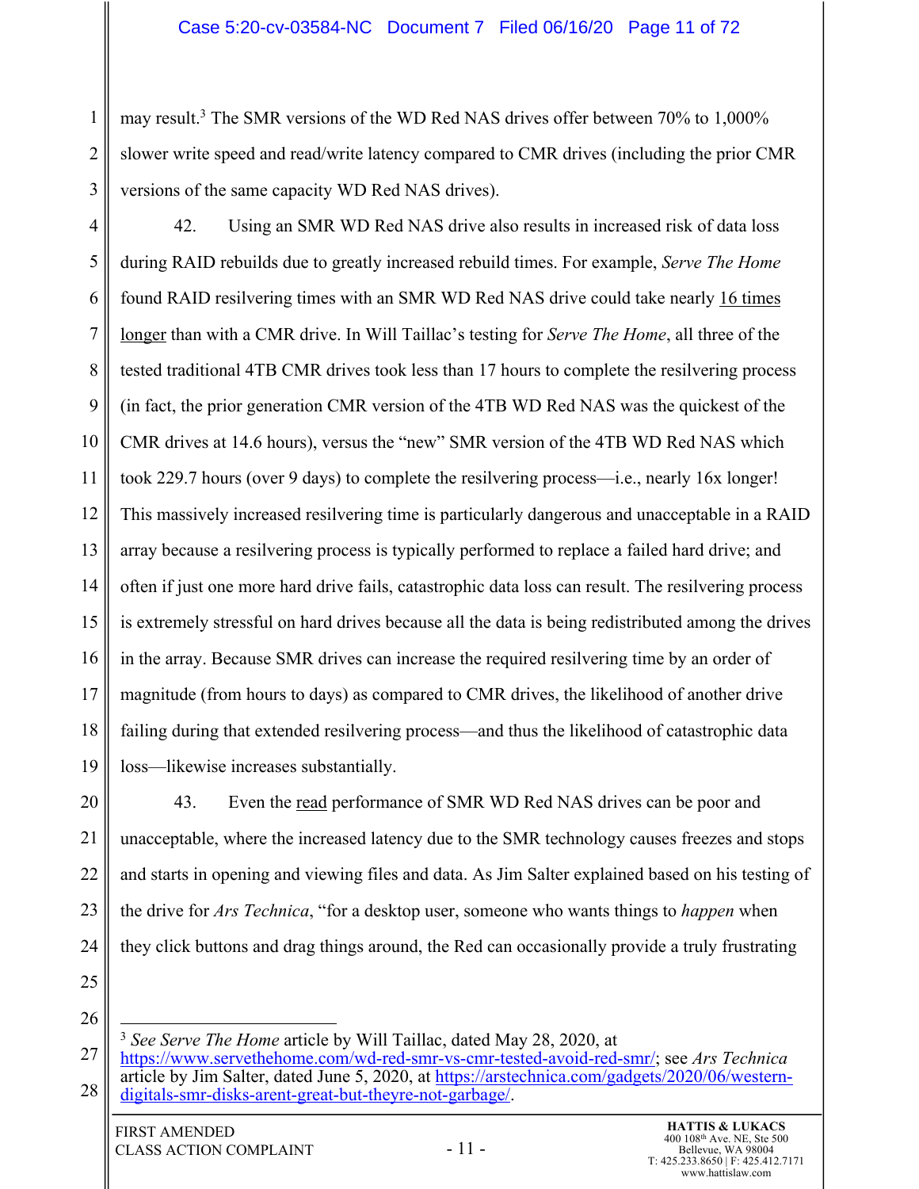may result.[3] The SMR versions of the WD Red NAS drives offer between 70% to 1,000% slower write speed and read/write latency compared to CMR drives (including the prior CMR versions of the same capacity WD Red NAS drives).

42. Using an SMR WD Red NAS drive also results in increased risk of data loss during RAID rebuilds due to greatly increased rebuild times. For example, *Serve The Home* found RAID resilvering times with an SMR WD Red NAS drive could take nearly <u>16 times longer</u> than with a CMR drive. In Will Taillac's testing for *Serve The Home*, all three of the tested traditional 4TB CMR drives took less than 17 hours to complete the resilvering process (in fact, the prior generation CMR version of the 4TB WD Red NAS was the quickest of the CMR drives at 14.6 hours), versus the "new" SMR version of the 4TB WD Red NAS which took 229.7 hours (over 9 days) to complete the resilvering process—i.e., nearly 16x longer! This massively increased resilvering time is particularly dangerous and unacceptable in a RAID array because a resilvering process is typically performed to replace a failed hard drive; and often if just one more hard drive fails, catastrophic data loss can result. The resilvering process is extremely stressful on hard drives because all the data is being redistributed among the drives in the array. Because SMR drives can increase the required resilvering time by an order of magnitude (from hours to days) as compared to CMR drives, the likelihood of another drive failing during that extended resilvering process—and thus the likelihood of catastrophic data loss—likewise increases substantially.

43. Even the <u>read</u> performance of SMR WD Red NAS drives can be poor and unacceptable, where the increased latency due to the SMR technology causes freezes and stops and starts in opening and viewing files and data. As Jim Salter explained based on his testing of the drive for *Ars Technica*, "for a desktop user, someone who wants things to *happen* when they click buttons and drag things around, the Red can occasionally provide a truly frustrating

---

[3] *See Serve The Home* article by Will Taillac, dated May 28, 2020, at https://www.servethehome.com/wd-red-smr-vs-cmr-tested-avoid-red-smr/; see *Ars Technica* article by Jim Salter, dated June 5, 2020, at https://arstechnica.com/gadgets/2020/06/western-digitals-smr-disks-arent-great-but-theyre-not-garbage/.

FIRST AMENDED CLASS ACTION COMPLAINT

HATTIS & LUKACS
400 108th Ave. NE, Ste 500
Bellevue, WA 98004
T: 425.233.8650 | F: 425.412.7171
www.hattislaw.com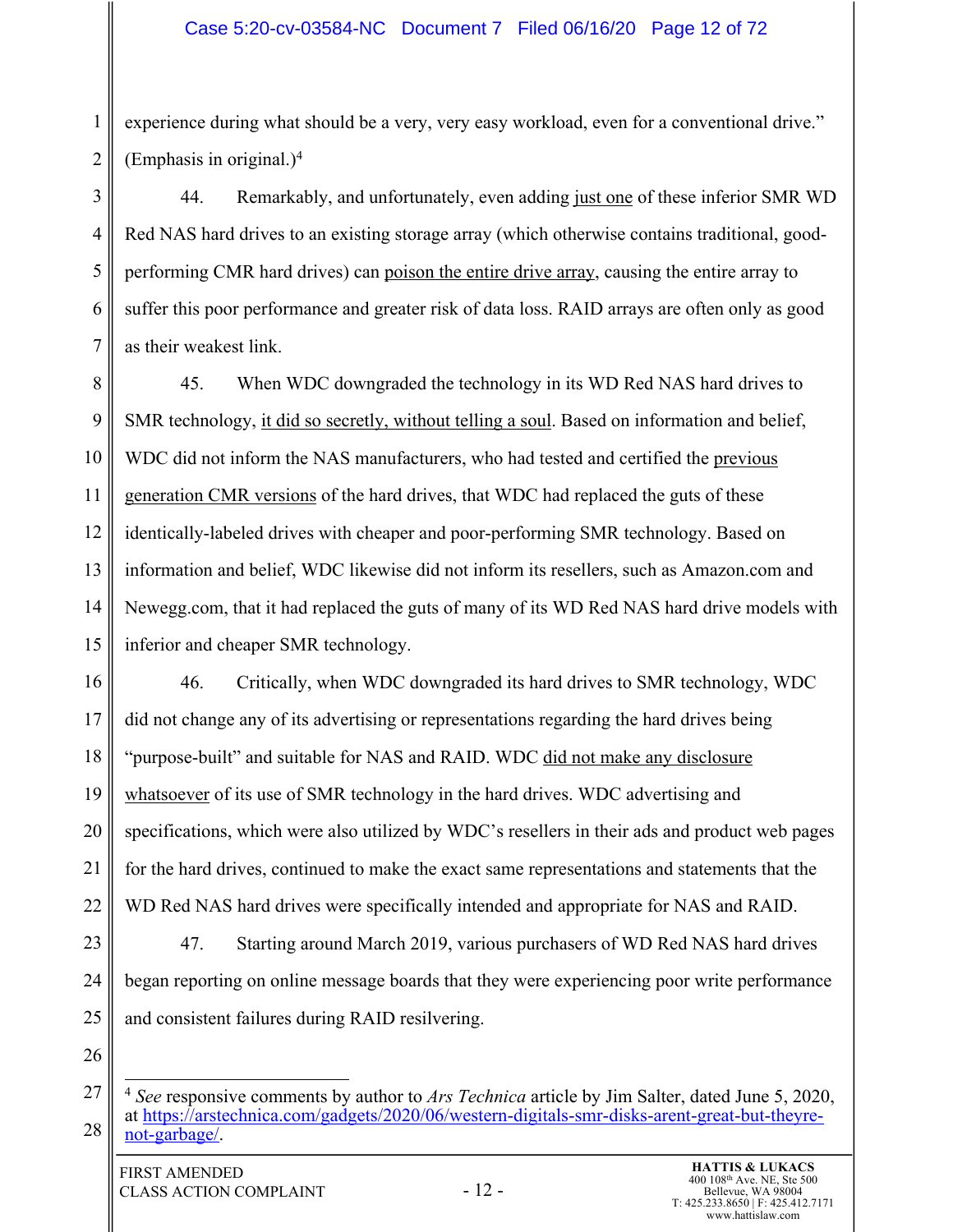experience during what should be a very, very easy workload, even for a conventional drive." (Emphasis in original.)[4]

44. Remarkably, and unfortunately, even adding just one of these inferior SMR WD Red NAS hard drives to an existing storage array (which otherwise contains traditional, good-performing CMR hard drives) can poison the entire drive array, causing the entire array to suffer this poor performance and greater risk of data loss. RAID arrays are often only as good as their weakest link.

45. When WDC downgraded the technology in its WD Red NAS hard drives to SMR technology, it did so secretly, without telling a soul. Based on information and belief, WDC did not inform the NAS manufacturers, who had tested and certified the previous generation CMR versions of the hard drives, that WDC had replaced the guts of these identically-labeled drives with cheaper and poor-performing SMR technology. Based on information and belief, WDC likewise did not inform its resellers, such as Amazon.com and Newegg.com, that it had replaced the guts of many of its WD Red NAS hard drive models with inferior and cheaper SMR technology.

46. Critically, when WDC downgraded its hard drives to SMR technology, WDC did not change any of its advertising or representations regarding the hard drives being "purpose-built" and suitable for NAS and RAID. WDC did not make any disclosure whatsoever of its use of SMR technology in the hard drives. WDC advertising and specifications, which were also utilized by WDC's resellers in their ads and product web pages for the hard drives, continued to make the exact same representations and statements that the WD Red NAS hard drives were specifically intended and appropriate for NAS and RAID.

47. Starting around March 2019, various purchasers of WD Red NAS hard drives began reporting on online message boards that they were experiencing poor write performance and consistent failures during RAID resilvering.

---

[4] *See* responsive comments by author to *Ars Technica* article by Jim Salter, dated June 5, 2020, at https://arstechnica.com/gadgets/2020/06/western-digitals-smr-disks-arent-great-but-theyre-not-garbage/.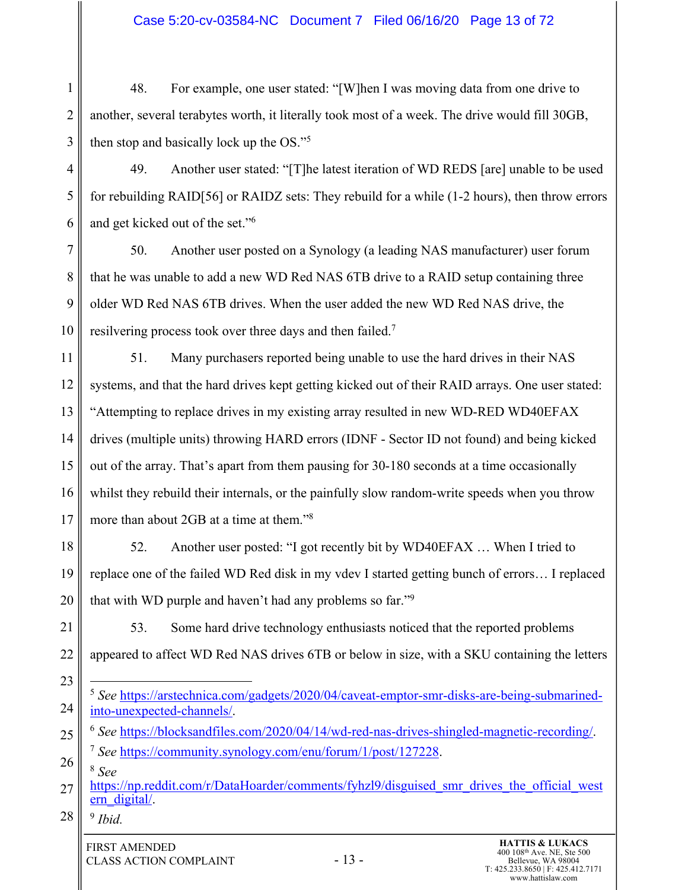48. For example, one user stated: "[W]hen I was moving data from one drive to another, several terabytes worth, it literally took most of a week. The drive would fill 30GB, then stop and basically lock up the OS."[5]

49. Another user stated: "[T]he latest iteration of WD REDS [are] unable to be used for rebuilding RAID[56] or RAIDZ sets: They rebuild for a while (1-2 hours), then throw errors and get kicked out of the set."[6]

50. Another user posted on a Synology (a leading NAS manufacturer) user forum that he was unable to add a new WD Red NAS 6TB drive to a RAID setup containing three older WD Red NAS 6TB drives. When the user added the new WD Red NAS drive, the resilvering process took over three days and then failed.[7]

51. Many purchasers reported being unable to use the hard drives in their NAS systems, and that the hard drives kept getting kicked out of their RAID arrays. One user stated: "Attempting to replace drives in my existing array resulted in new WD-RED WD40EFAX drives (multiple units) throwing HARD errors (IDNF - Sector ID not found) and being kicked out of the array. That's apart from them pausing for 30-180 seconds at a time occasionally whilst they rebuild their internals, or the painfully slow random-write speeds when you throw more than about 2GB at a time at them."[8]

52. Another user posted: "I got recently bit by WD40EFAX … When I tried to replace one of the failed WD Red disk in my vdev I started getting bunch of errors… I replaced that with WD purple and haven't had any problems so far."[9]

53. Some hard drive technology enthusiasts noticed that the reported problems appeared to affect WD Red NAS drives 6TB or below in size, with a SKU containing the letters

---

[5] *See* https://arstechnica.com/gadgets/2020/04/caveat-emptor-smr-disks-are-being-submarined-into-unexpected-channels/.

[6] *See* https://blocksandfiles.com/2020/04/14/wd-red-nas-drives-shingled-magnetic-recording/.

[7] *See* https://community.synology.com/enu/forum/1/post/127228.

[8] *See* https://np.reddit.com/r/DataHoarder/comments/fyhzl9/disguised_smr_drives_the_official_western_digital/.

[9] *Ibid.*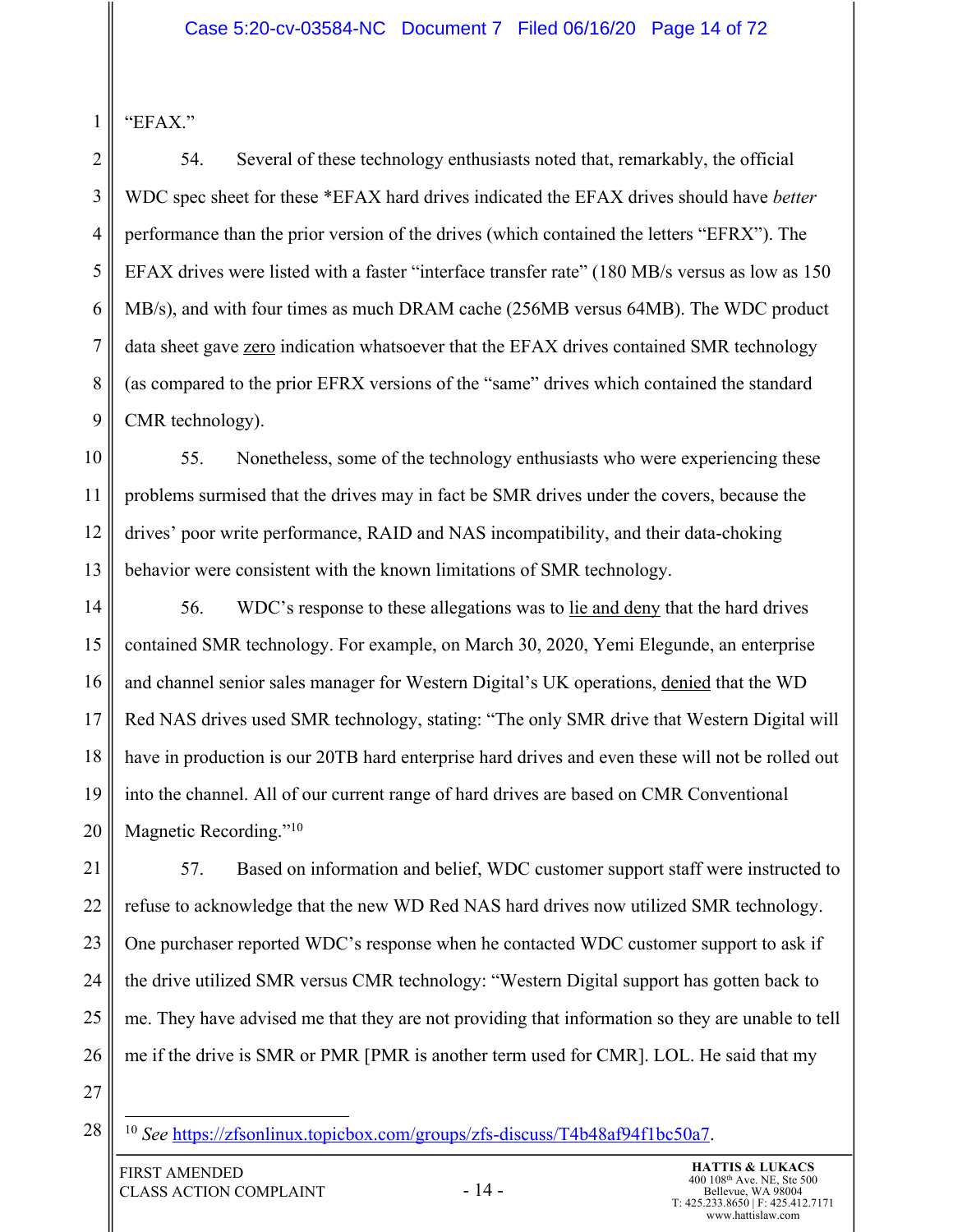"EFAX."

54. Several of these technology enthusiasts noted that, remarkably, the official WDC spec sheet for these *EFAX hard drives indicated the EFAX drives should have *better* performance than the prior version of the drives (which contained the letters "EFRX"). The EFAX drives were listed with a faster "interface transfer rate" (180 MB/s versus as low as 150 MB/s), and with four times as much DRAM cache (256MB versus 64MB). The WDC product data sheet gave zero indication whatsoever that the EFAX drives contained SMR technology (as compared to the prior EFRX versions of the "same" drives which contained the standard CMR technology).

55. Nonetheless, some of the technology enthusiasts who were experiencing these problems surmised that the drives may in fact be SMR drives under the covers, because the drives' poor write performance, RAID and NAS incompatibility, and their data-choking behavior were consistent with the known limitations of SMR technology.

56. WDC's response to these allegations was to lie and deny that the hard drives contained SMR technology. For example, on March 30, 2020, Yemi Elegunde, an enterprise and channel senior sales manager for Western Digital's UK operations, denied that the WD Red NAS drives used SMR technology, stating: "The only SMR drive that Western Digital will have in production is our 20TB hard enterprise hard drives and even these will not be rolled out into the channel. All of our current range of hard drives are based on CMR Conventional Magnetic Recording."[10]

57. Based on information and belief, WDC customer support staff were instructed to refuse to acknowledge that the new WD Red NAS hard drives now utilized SMR technology. One purchaser reported WDC's response when he contacted WDC customer support to ask if the drive utilized SMR versus CMR technology: "Western Digital support has gotten back to me. They have advised me that they are not providing that information so they are unable to tell me if the drive is SMR or PMR [PMR is another term used for CMR]. LOL. He said that my

---

[10] *See* https://zfsonlinux.topicbox.com/groups/zfs-discuss/T4b48af94f1bc50a7.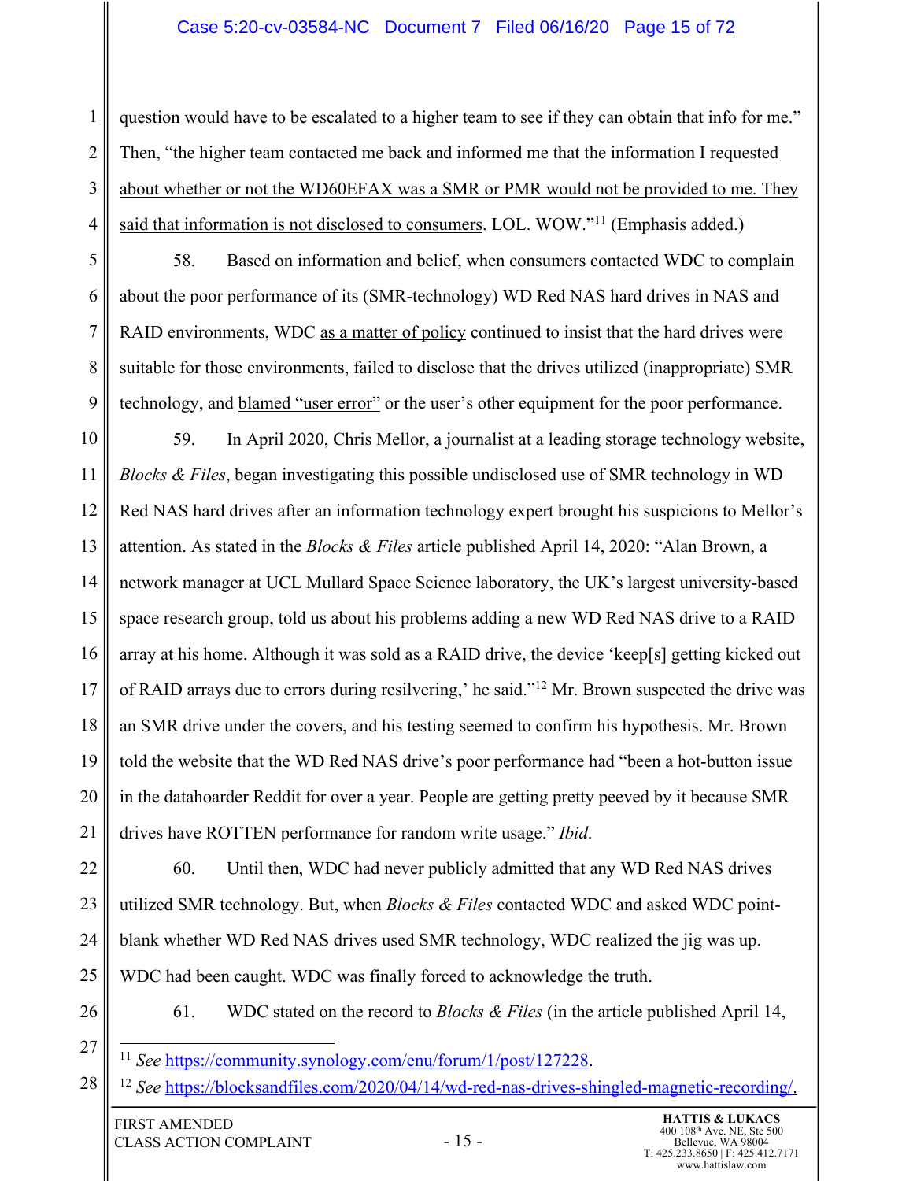question would have to be escalated to a higher team to see if they can obtain that info for me." Then, "the higher team contacted me back and informed me that <u>the information I requested about whether or not the WD60EFAX was a SMR or PMR would not be provided to me. They said that information is not disclosed to consumers</u>. LOL. WOW."[11] (Emphasis added.)

58. Based on information and belief, when consumers contacted WDC to complain about the poor performance of its (SMR-technology) WD Red NAS hard drives in NAS and RAID environments, WDC <u>as a matter of policy</u> continued to insist that the hard drives were suitable for those environments, failed to disclose that the drives utilized (inappropriate) SMR technology, and <u>blamed "user error"</u> or the user's other equipment for the poor performance.

59. In April 2020, Chris Mellor, a journalist at a leading storage technology website, *Blocks & Files*, began investigating this possible undisclosed use of SMR technology in WD Red NAS hard drives after an information technology expert brought his suspicions to Mellor's attention. As stated in the *Blocks & Files* article published April 14, 2020: "Alan Brown, a network manager at UCL Mullard Space Science laboratory, the UK's largest university-based space research group, told us about his problems adding a new WD Red NAS drive to a RAID array at his home. Although it was sold as a RAID drive, the device 'keep[s] getting kicked out of RAID arrays due to errors during resilvering,' he said."[12] Mr. Brown suspected the drive was an SMR drive under the covers, and his testing seemed to confirm his hypothesis. Mr. Brown told the website that the WD Red NAS drive's poor performance had "been a hot-button issue in the datahoarder Reddit for over a year. People are getting pretty peeved by it because SMR drives have ROTTEN performance for random write usage." *Ibid*.

60. Until then, WDC had never publicly admitted that any WD Red NAS drives utilized SMR technology. But, when *Blocks & Files* contacted WDC and asked WDC point-blank whether WD Red NAS drives used SMR technology, WDC realized the jig was up. WDC had been caught. WDC was finally forced to acknowledge the truth.

61. WDC stated on the record to *Blocks & Files* (in the article published April 14,

---

[11] *See* https://community.synology.com/enu/forum/1/post/127228.

[12] *See* https://blocksandfiles.com/2020/04/14/wd-red-nas-drives-shingled-magnetic-recording/.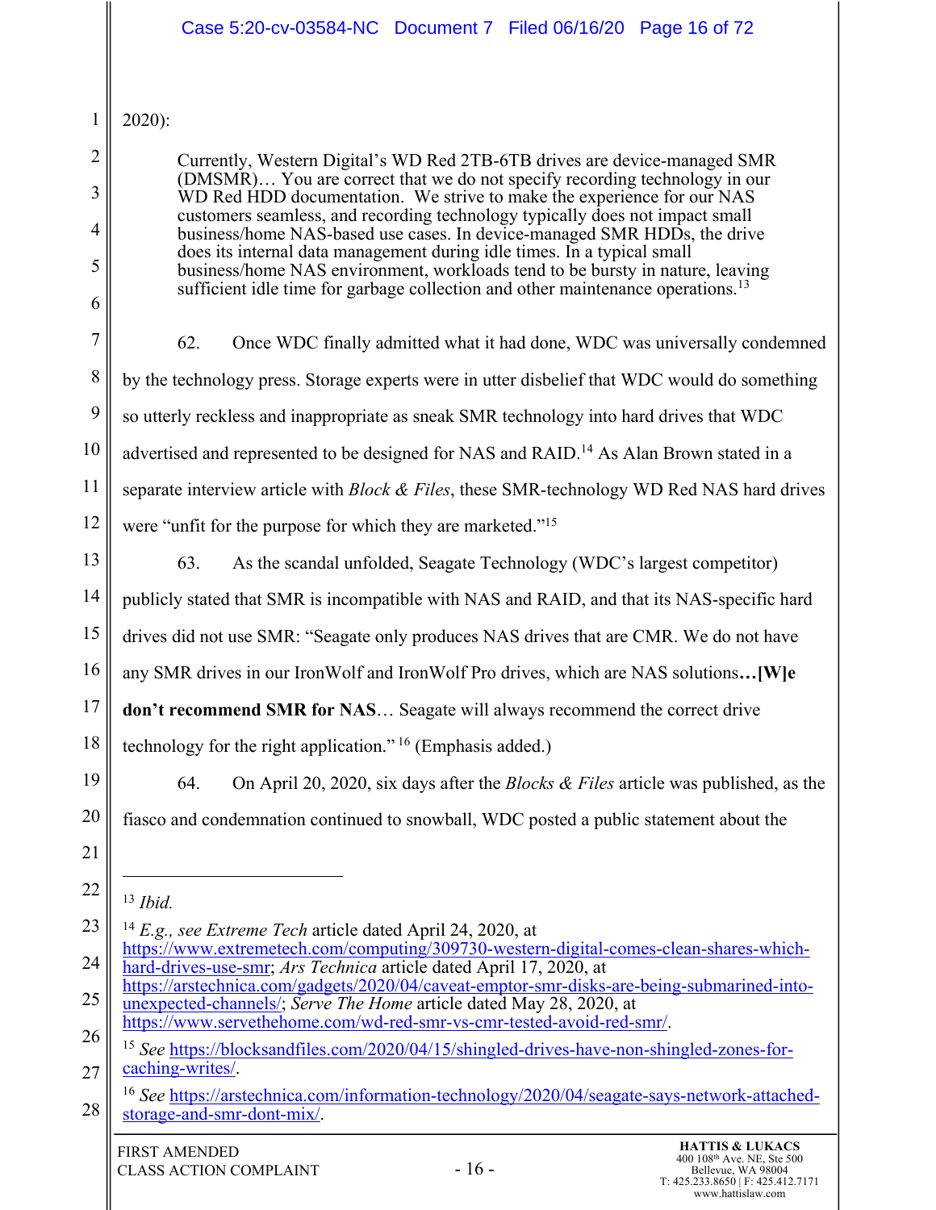2020):

> Currently, Western Digital's WD Red 2TB-6TB drives are device-managed SMR (DMSMR)… You are correct that we do not specify recording technology in our WD Red HDD documentation. We strive to make the experience for our NAS customers seamless, and recording technology typically does not impact small business/home NAS-based use cases. In device-managed SMR HDDs, the drive does its internal data management during idle times. In a typical small business/home NAS environment, workloads tend to be bursty in nature, leaving sufficient idle time for garbage collection and other maintenance operations.[13]

62. Once WDC finally admitted what it had done, WDC was universally condemned by the technology press. Storage experts were in utter disbelief that WDC would do something so utterly reckless and inappropriate as sneak SMR technology into hard drives that WDC advertised and represented to be designed for NAS and RAID.[14] As Alan Brown stated in a separate interview article with *Block & Files*, these SMR-technology WD Red NAS hard drives were "unfit for the purpose for which they are marketed."[15]

63. As the scandal unfolded, Seagate Technology (WDC's largest competitor) publicly stated that SMR is incompatible with NAS and RAID, and that its NAS-specific hard drives did not use SMR: "Seagate only produces NAS drives that are CMR. We do not have any SMR drives in our IronWolf and IronWolf Pro drives, which are NAS solutions**…[W]e don't recommend SMR for NAS**… Seagate will always recommend the correct drive technology for the right application." [16] (Emphasis added.)

64. On April 20, 2020, six days after the *Blocks & Files* article was published, as the fiasco and condemnation continued to snowball, WDC posted a public statement about the

---

[13] *Ibid.*

[14] *E.g., see Extreme Tech* article dated April 24, 2020, at https://www.extremetech.com/computing/309730-western-digital-comes-clean-shares-which-hard-drives-use-smr; *Ars Technica* article dated April 17, 2020, at https://arstechnica.com/gadgets/2020/04/caveat-emptor-smr-disks-are-being-submarined-into-unexpected-channels/; *Serve The Home* article dated May 28, 2020, at https://www.servethehome.com/wd-red-smr-vs-cmr-tested-avoid-red-smr/.

[15] *See* https://blocksandfiles.com/2020/04/15/shingled-drives-have-non-shingled-zones-for-caching-writes/.

[16] *See* https://arstechnica.com/information-technology/2020/04/seagate-says-network-attached-storage-and-smr-dont-mix/.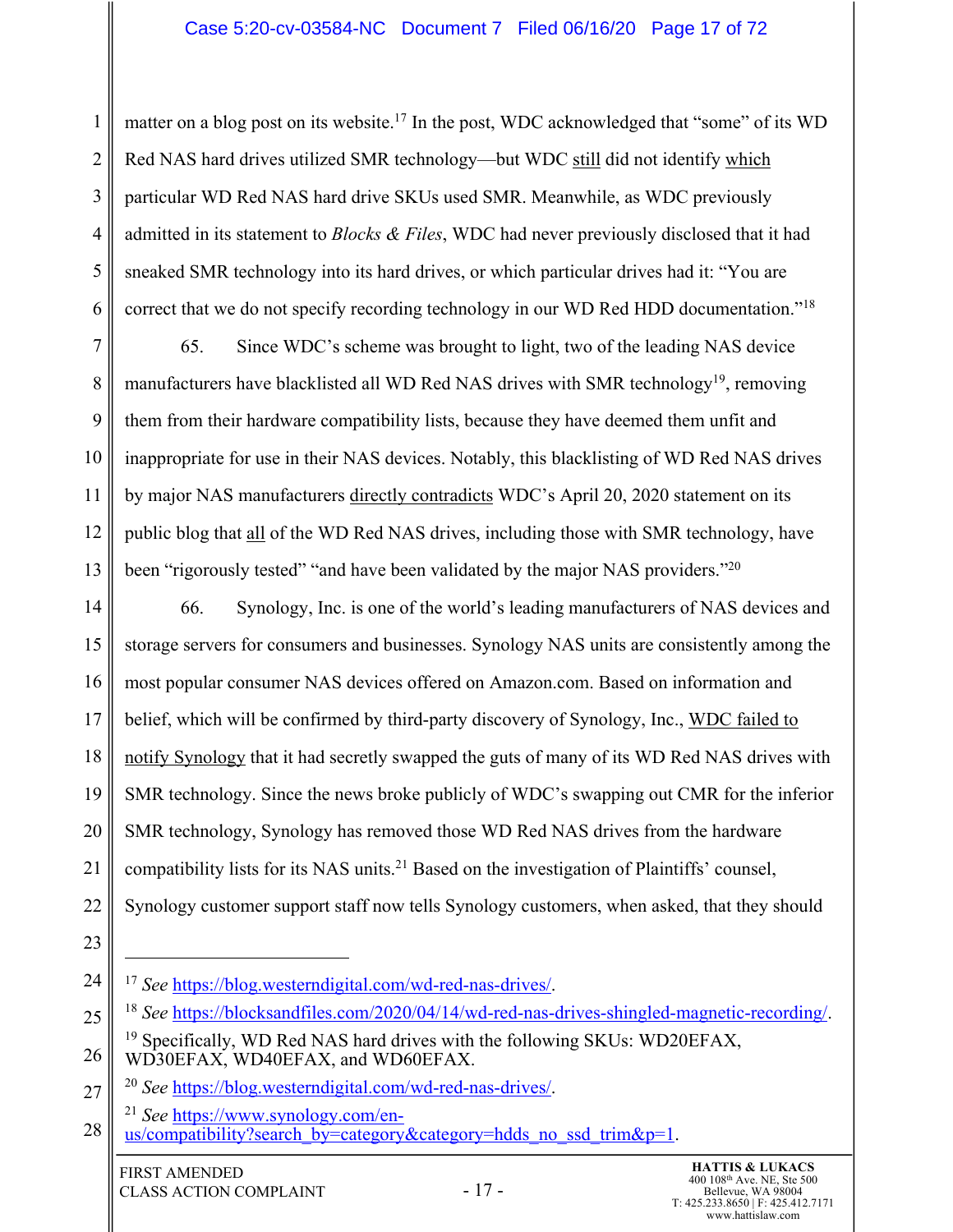matter on a blog post on its website.[17] In the post, WDC acknowledged that "some" of its WD Red NAS hard drives utilized SMR technology—but WDC still did not identify which particular WD Red NAS hard drive SKUs used SMR. Meanwhile, as WDC previously admitted in its statement to *Blocks & Files*, WDC had never previously disclosed that it had sneaked SMR technology into its hard drives, or which particular drives had it: "You are correct that we do not specify recording technology in our WD Red HDD documentation."[18]

65. Since WDC's scheme was brought to light, two of the leading NAS device manufacturers have blacklisted all WD Red NAS drives with SMR technology[19], removing them from their hardware compatibility lists, because they have deemed them unfit and inappropriate for use in their NAS devices. Notably, this blacklisting of WD Red NAS drives by major NAS manufacturers directly contradicts WDC's April 20, 2020 statement on its public blog that all of the WD Red NAS drives, including those with SMR technology, have been "rigorously tested" "and have been validated by the major NAS providers."[20]

66. Synology, Inc. is one of the world's leading manufacturers of NAS devices and storage servers for consumers and businesses. Synology NAS units are consistently among the most popular consumer NAS devices offered on Amazon.com. Based on information and belief, which will be confirmed by third-party discovery of Synology, Inc., WDC failed to notify Synology that it had secretly swapped the guts of many of its WD Red NAS drives with SMR technology. Since the news broke publicly of WDC's swapping out CMR for the inferior SMR technology, Synology has removed those WD Red NAS drives from the hardware compatibility lists for its NAS units.[21] Based on the investigation of Plaintiffs' counsel, Synology customer support staff now tells Synology customers, when asked, that they should

---

[17] *See* https://blog.westerndigital.com/wd-red-nas-drives/.

[18] *See* https://blocksandfiles.com/2020/04/14/wd-red-nas-drives-shingled-magnetic-recording/.

[19] Specifically, WD Red NAS hard drives with the following SKUs: WD20EFAX, WD30EFAX, WD40EFAX, and WD60EFAX.

[20] *See* https://blog.westerndigital.com/wd-red-nas-drives/.

[21] *See* https://www.synology.com/en-us/compatibility?search_by=category&category=hdds_no_ssd_trim&p=1.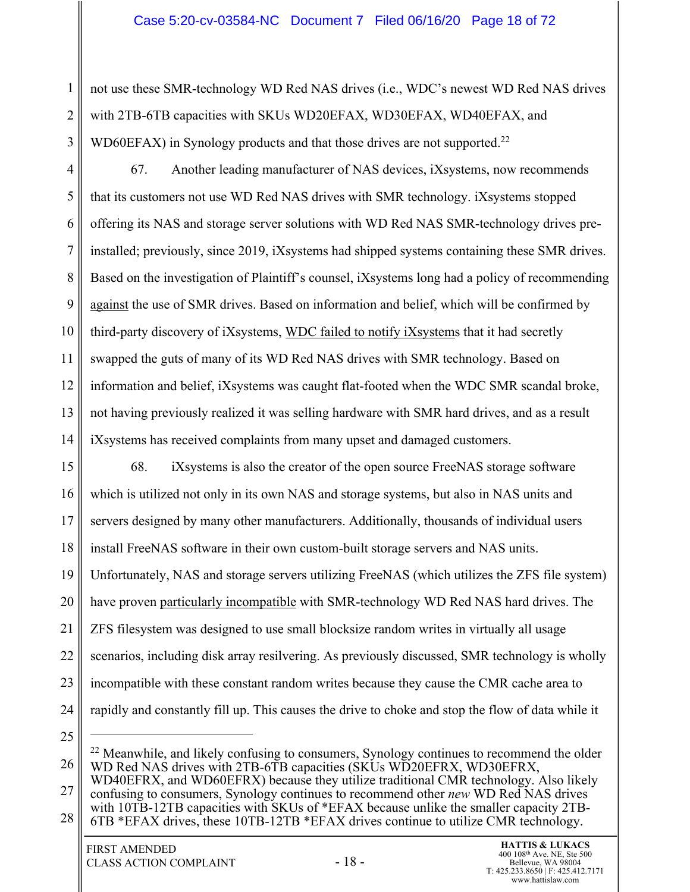not use these SMR-technology WD Red NAS drives (i.e., WDC's newest WD Red NAS drives with 2TB-6TB capacities with SKUs WD20EFAX, WD30EFAX, WD40EFAX, and WD60EFAX) in Synology products and that those drives are not supported.[22]

67. Another leading manufacturer of NAS devices, iXsystems, now recommends that its customers not use WD Red NAS drives with SMR technology. iXsystems stopped offering its NAS and storage server solutions with WD Red NAS SMR-technology drives pre-installed; previously, since 2019, iXsystems had shipped systems containing these SMR drives. Based on the investigation of Plaintiff's counsel, iXsystems long had a policy of recommending <u>against</u> the use of SMR drives. Based on information and belief, which will be confirmed by third-party discovery of iXsystems, <u>WDC failed to notify iXsystem</u>s that it had secretly swapped the guts of many of its WD Red NAS drives with SMR technology. Based on information and belief, iXsystems was caught flat-footed when the WDC SMR scandal broke, not having previously realized it was selling hardware with SMR hard drives, and as a result iXsystems has received complaints from many upset and damaged customers.

68. iXsystems is also the creator of the open source FreeNAS storage software which is utilized not only in its own NAS and storage systems, but also in NAS units and servers designed by many other manufacturers. Additionally, thousands of individual users install FreeNAS software in their own custom-built storage servers and NAS units. Unfortunately, NAS and storage servers utilizing FreeNAS (which utilizes the ZFS file system) have proven <u>particularly incompatible</u> with SMR-technology WD Red NAS hard drives. The ZFS filesystem was designed to use small blocksize random writes in virtually all usage scenarios, including disk array resilvering. As previously discussed, SMR technology is wholly incompatible with these constant random writes because they cause the CMR cache area to rapidly and constantly fill up. This causes the drive to choke and stop the flow of data while it

---

[22] Meanwhile, and likely confusing to consumers, Synology continues to recommend the older WD Red NAS drives with 2TB-6TB capacities (SKUs WD20EFRX, WD30EFRX, WD40EFRX, and WD60EFRX) because they utilize traditional CMR technology. Also likely confusing to consumers, Synology continues to recommend other *new* WD Red NAS drives with 10TB-12TB capacities with SKUs of *EFAX because unlike the smaller capacity 2TB-6TB *EFAX drives, these 10TB-12TB *EFAX drives continue to utilize CMR technology.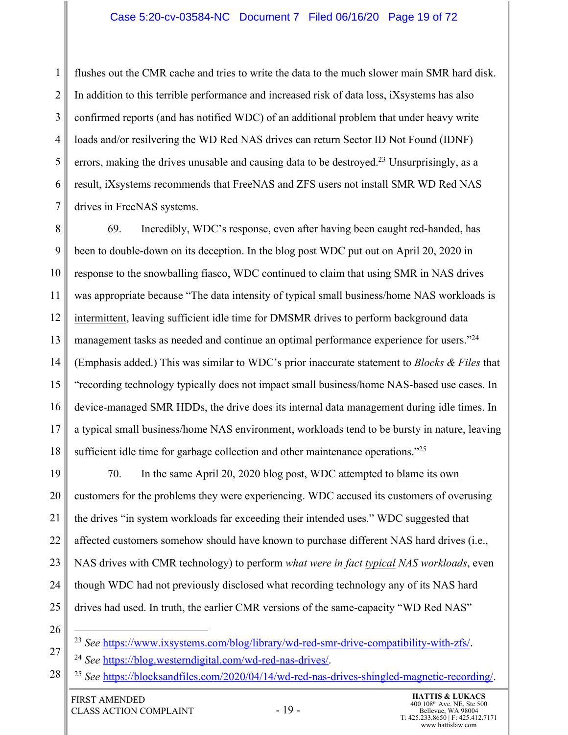flushes out the CMR cache and tries to write the data to the much slower main SMR hard disk. In addition to this terrible performance and increased risk of data loss, iXsystems has also confirmed reports (and has notified WDC) of an additional problem that under heavy write loads and/or resilvering the WD Red NAS drives can return Sector ID Not Found (IDNF) errors, making the drives unusable and causing data to be destroyed.[23] Unsurprisingly, as a result, iXsystems recommends that FreeNAS and ZFS users not install SMR WD Red NAS drives in FreeNAS systems.

69. Incredibly, WDC's response, even after having been caught red-handed, has been to double-down on its deception. In the blog post WDC put out on April 20, 2020 in response to the snowballing fiasco, WDC continued to claim that using SMR in NAS drives was appropriate because "The data intensity of typical small business/home NAS workloads is <u>intermittent</u>, leaving sufficient idle time for DMSMR drives to perform background data management tasks as needed and continue an optimal performance experience for users."[24] (Emphasis added.) This was similar to WDC's prior inaccurate statement to *Blocks & Files* that "recording technology typically does not impact small business/home NAS-based use cases. In device-managed SMR HDDs, the drive does its internal data management during idle times. In a typical small business/home NAS environment, workloads tend to be bursty in nature, leaving sufficient idle time for garbage collection and other maintenance operations."[25]

70. In the same April 20, 2020 blog post, WDC attempted to <u>blame its own customers</u> for the problems they were experiencing. WDC accused its customers of overusing the drives "in system workloads far exceeding their intended uses." WDC suggested that affected customers somehow should have known to purchase different NAS hard drives (i.e., NAS drives with CMR technology) to perform *what were in fact <u>typical</u> NAS workloads*, even though WDC had not previously disclosed what recording technology any of its NAS hard drives had used. In truth, the earlier CMR versions of the same-capacity "WD Red NAS"

---

[23] *See* https://www.ixsystems.com/blog/library/wd-red-smr-drive-compatibility-with-zfs/.

[24] *See* https://blog.westerndigital.com/wd-red-nas-drives/.

[25] *See* https://blocksandfiles.com/2020/04/14/wd-red-nas-drives-shingled-magnetic-recording/.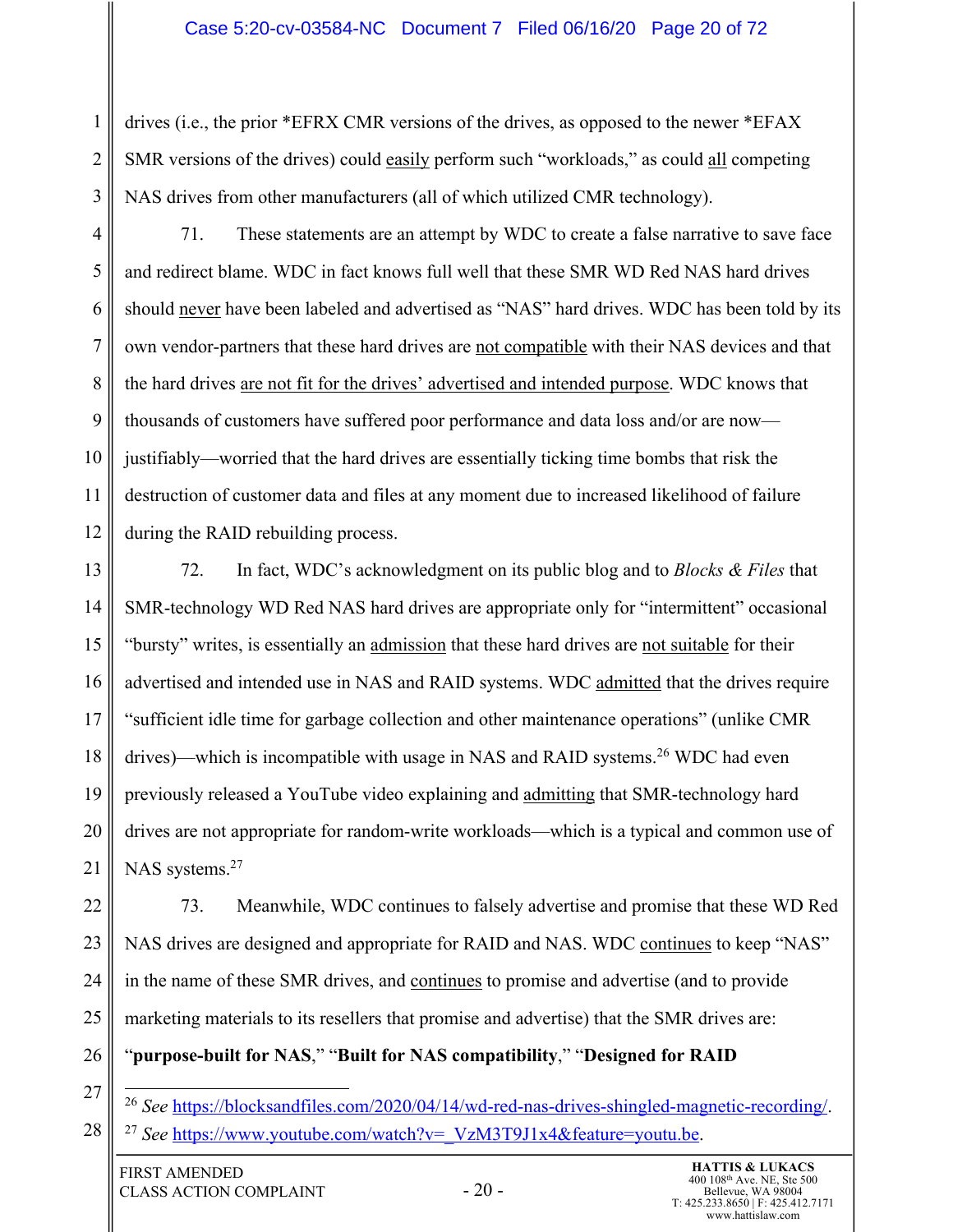drives (i.e., the prior *EFRX CMR versions of the drives, as opposed to the newer *EFAX SMR versions of the drives) could easily perform such "workloads," as could all competing NAS drives from other manufacturers (all of which utilized CMR technology).

71. These statements are an attempt by WDC to create a false narrative to save face and redirect blame. WDC in fact knows full well that these SMR WD Red NAS hard drives should never have been labeled and advertised as "NAS" hard drives. WDC has been told by its own vendor-partners that these hard drives are not compatible with their NAS devices and that the hard drives are not fit for the drives' advertised and intended purpose. WDC knows that thousands of customers have suffered poor performance and data loss and/or are now—justifiably—worried that the hard drives are essentially ticking time bombs that risk the destruction of customer data and files at any moment due to increased likelihood of failure during the RAID rebuilding process.

72. In fact, WDC's acknowledgment on its public blog and to *Blocks & Files* that SMR-technology WD Red NAS hard drives are appropriate only for "intermittent" occasional "bursty" writes, is essentially an admission that these hard drives are not suitable for their advertised and intended use in NAS and RAID systems. WDC admitted that the drives require "sufficient idle time for garbage collection and other maintenance operations" (unlike CMR drives)—which is incompatible with usage in NAS and RAID systems.[26] WDC had even previously released a YouTube video explaining and admitting that SMR-technology hard drives are not appropriate for random-write workloads—which is a typical and common use of NAS systems.[27]

73. Meanwhile, WDC continues to falsely advertise and promise that these WD Red NAS drives are designed and appropriate for RAID and NAS. WDC continues to keep "NAS" in the name of these SMR drives, and continues to promise and advertise (and to provide marketing materials to its resellers that promise and advertise) that the SMR drives are: "**purpose-built for NAS**," "**Built for NAS compatibility**," "**Designed for RAID**

---

[26] *See* https://blocksandfiles.com/2020/04/14/wd-red-nas-drives-shingled-magnetic-recording/.

[27] *See* https://www.youtube.com/watch?v=_VzM3T9J1x4&feature=youtu.be.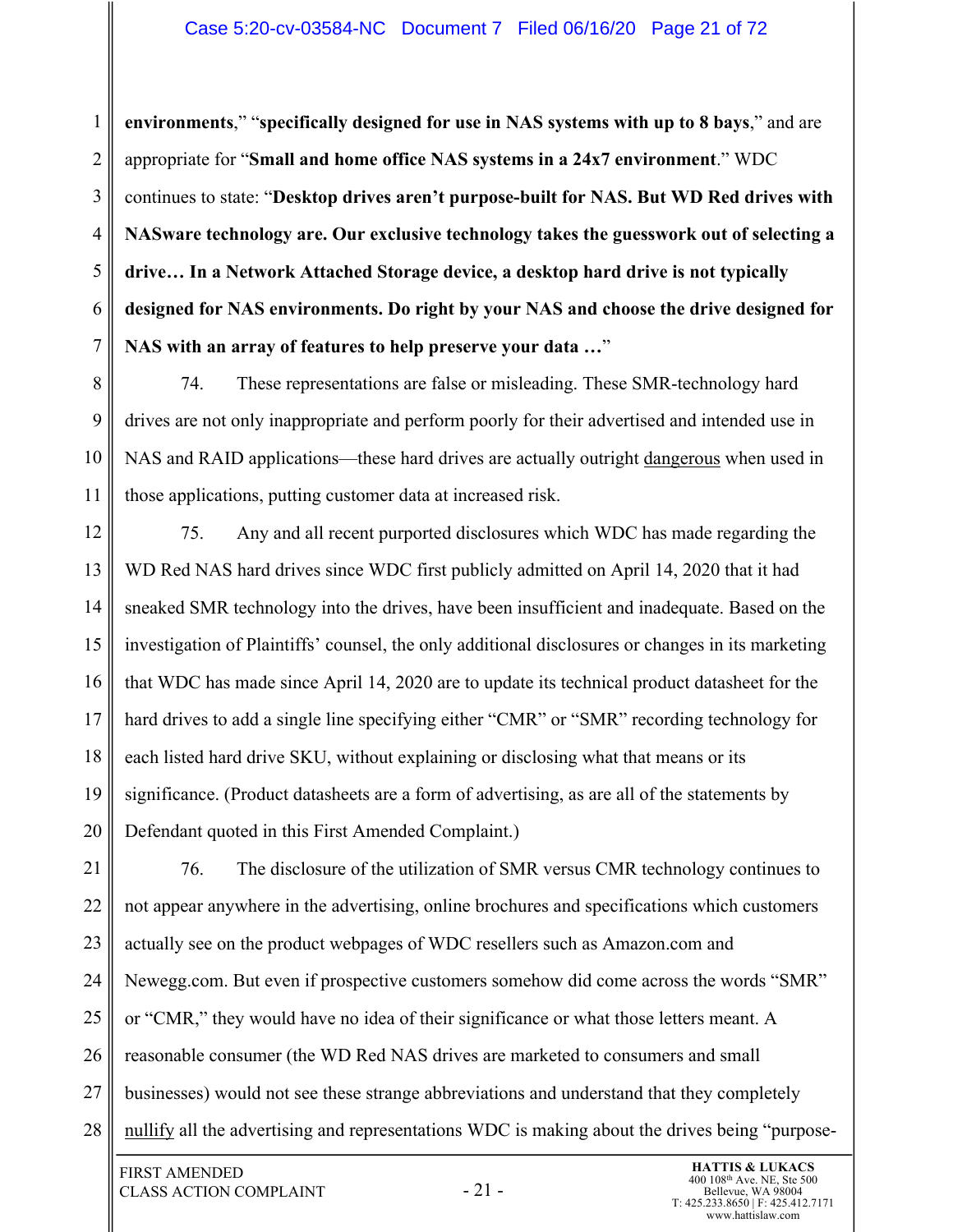**environments**," "**specifically designed for use in NAS systems with up to 8 bays**," and are appropriate for "**Small and home office NAS systems in a 24x7 environment**." WDC continues to state: "**Desktop drives aren't purpose-built for NAS. But WD Red drives with NASware technology are. Our exclusive technology takes the guesswork out of selecting a drive… In a Network Attached Storage device, a desktop hard drive is not typically designed for NAS environments. Do right by your NAS and choose the drive designed for NAS with an array of features to help preserve your data …**"

74. These representations are false or misleading. These SMR-technology hard drives are not only inappropriate and perform poorly for their advertised and intended use in NAS and RAID applications—these hard drives are actually outright <u>dangerous</u> when used in those applications, putting customer data at increased risk.

75. Any and all recent purported disclosures which WDC has made regarding the WD Red NAS hard drives since WDC first publicly admitted on April 14, 2020 that it had sneaked SMR technology into the drives, have been insufficient and inadequate. Based on the investigation of Plaintiffs' counsel, the only additional disclosures or changes in its marketing that WDC has made since April 14, 2020 are to update its technical product datasheet for the hard drives to add a single line specifying either "CMR" or "SMR" recording technology for each listed hard drive SKU, without explaining or disclosing what that means or its significance. (Product datasheets are a form of advertising, as are all of the statements by Defendant quoted in this First Amended Complaint.)

76. The disclosure of the utilization of SMR versus CMR technology continues to not appear anywhere in the advertising, online brochures and specifications which customers actually see on the product webpages of WDC resellers such as Amazon.com and Newegg.com. But even if prospective customers somehow did come across the words "SMR" or "CMR," they would have no idea of their significance or what those letters meant. A reasonable consumer (the WD Red NAS drives are marketed to consumers and small businesses) would not see these strange abbreviations and understand that they completely <u>nullify</u> all the advertising and representations WDC is making about the drives being "purpose-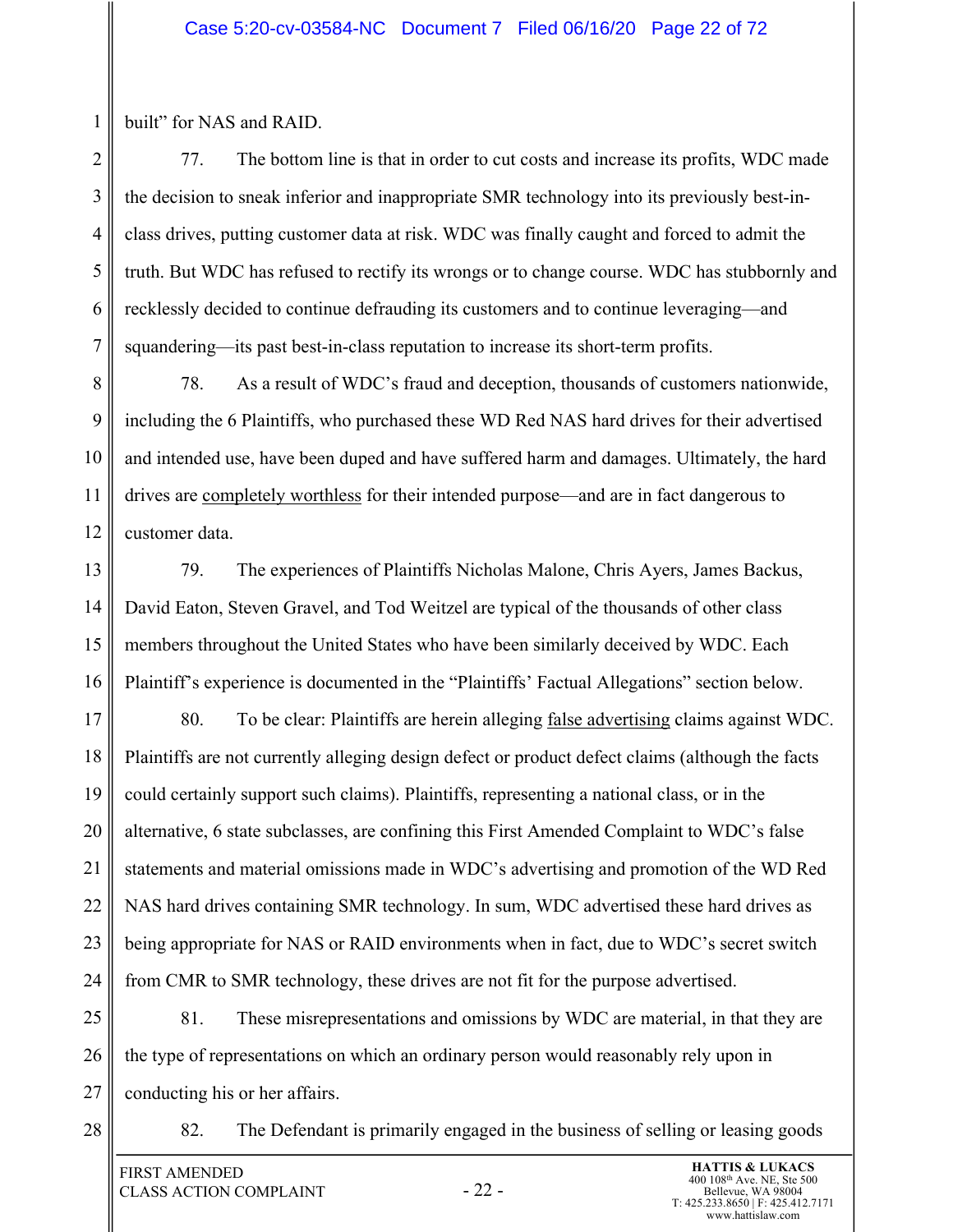built" for NAS and RAID.

77. The bottom line is that in order to cut costs and increase its profits, WDC made the decision to sneak inferior and inappropriate SMR technology into its previously best-in-class drives, putting customer data at risk. WDC was finally caught and forced to admit the truth. But WDC has refused to rectify its wrongs or to change course. WDC has stubbornly and recklessly decided to continue defrauding its customers and to continue leveraging—and squandering—its past best-in-class reputation to increase its short-term profits.

78. As a result of WDC's fraud and deception, thousands of customers nationwide, including the 6 Plaintiffs, who purchased these WD Red NAS hard drives for their advertised and intended use, have been duped and have suffered harm and damages. Ultimately, the hard drives are <u>completely worthless</u> for their intended purpose—and are in fact dangerous to customer data.

79. The experiences of Plaintiffs Nicholas Malone, Chris Ayers, James Backus, David Eaton, Steven Gravel, and Tod Weitzel are typical of the thousands of other class members throughout the United States who have been similarly deceived by WDC. Each Plaintiff's experience is documented in the "Plaintiffs' Factual Allegations" section below.

80. To be clear: Plaintiffs are herein alleging <u>false advertising</u> claims against WDC. Plaintiffs are not currently alleging design defect or product defect claims (although the facts could certainly support such claims). Plaintiffs, representing a national class, or in the alternative, 6 state subclasses, are confining this First Amended Complaint to WDC's false statements and material omissions made in WDC's advertising and promotion of the WD Red NAS hard drives containing SMR technology. In sum, WDC advertised these hard drives as being appropriate for NAS or RAID environments when in fact, due to WDC's secret switch from CMR to SMR technology, these drives are not fit for the purpose advertised.

81. These misrepresentations and omissions by WDC are material, in that they are the type of representations on which an ordinary person would reasonably rely upon in conducting his or her affairs.

82. The Defendant is primarily engaged in the business of selling or leasing goods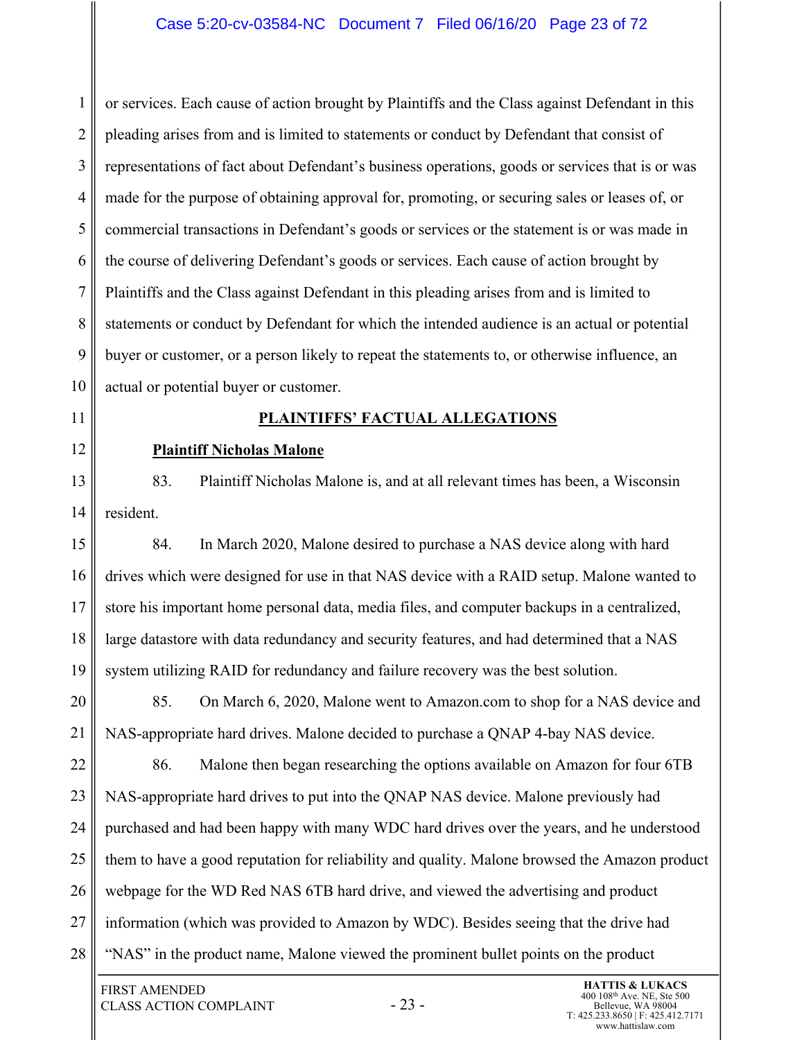or services. Each cause of action brought by Plaintiffs and the Class against Defendant in this pleading arises from and is limited to statements or conduct by Defendant that consist of representations of fact about Defendant's business operations, goods or services that is or was made for the purpose of obtaining approval for, promoting, or securing sales or leases of, or commercial transactions in Defendant's goods or services or the statement is or was made in the course of delivering Defendant's goods or services. Each cause of action brought by Plaintiffs and the Class against Defendant in this pleading arises from and is limited to statements or conduct by Defendant for which the intended audience is an actual or potential buyer or customer, or a person likely to repeat the statements to, or otherwise influence, an actual or potential buyer or customer.

## PLAINTIFFS' FACTUAL ALLEGATIONS

### Plaintiff Nicholas Malone

83. Plaintiff Nicholas Malone is, and at all relevant times has been, a Wisconsin resident.

84. In March 2020, Malone desired to purchase a NAS device along with hard drives which were designed for use in that NAS device with a RAID setup. Malone wanted to store his important home personal data, media files, and computer backups in a centralized, large datastore with data redundancy and security features, and had determined that a NAS system utilizing RAID for redundancy and failure recovery was the best solution.

85. On March 6, 2020, Malone went to Amazon.com to shop for a NAS device and NAS-appropriate hard drives. Malone decided to purchase a QNAP 4-bay NAS device.

86. Malone then began researching the options available on Amazon for four 6TB NAS-appropriate hard drives to put into the QNAP NAS device. Malone previously had purchased and had been happy with many WDC hard drives over the years, and he understood them to have a good reputation for reliability and quality. Malone browsed the Amazon product webpage for the WD Red NAS 6TB hard drive, and viewed the advertising and product information (which was provided to Amazon by WDC). Besides seeing that the drive had "NAS" in the product name, Malone viewed the prominent bullet points on the product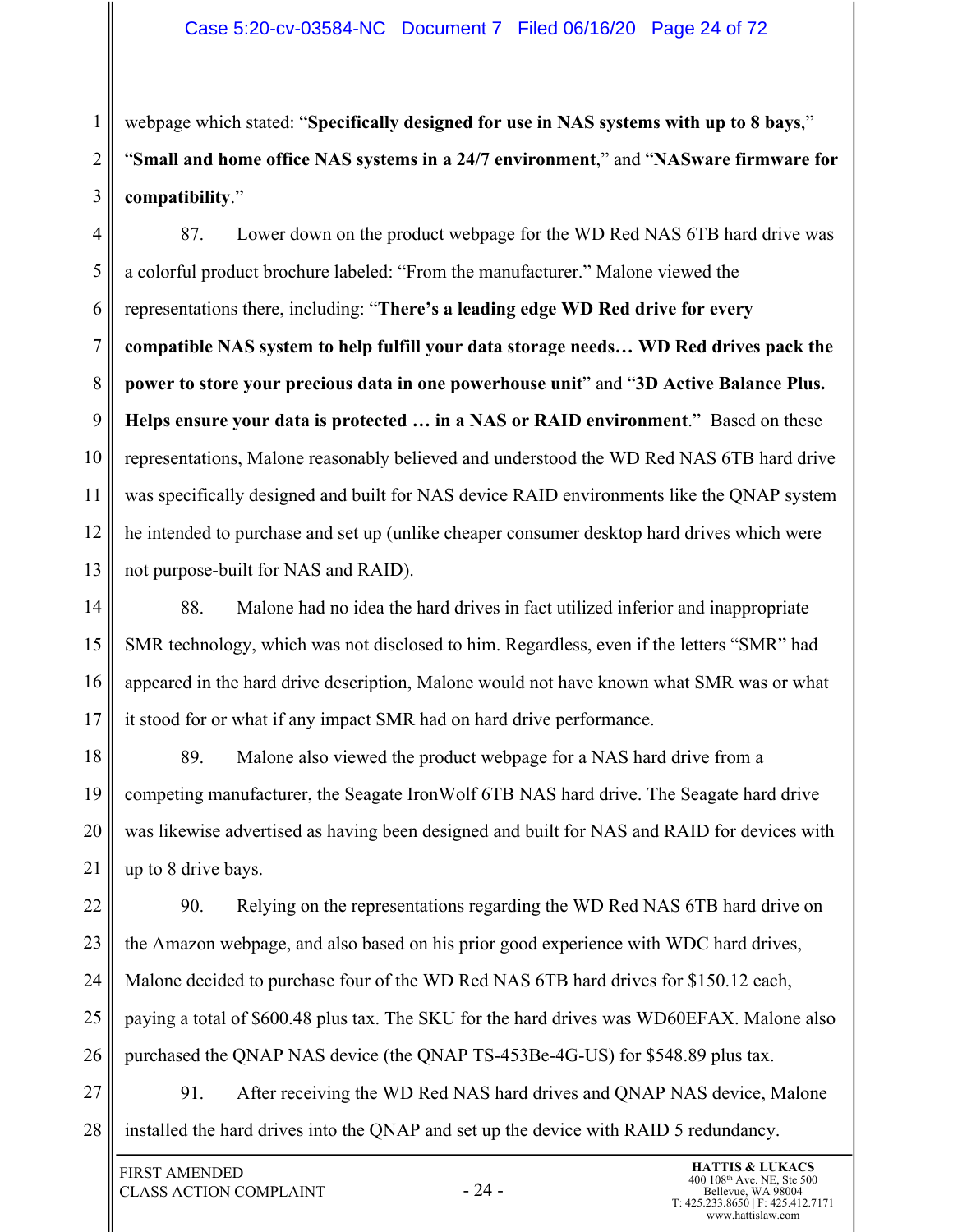webpage which stated: "**Specifically designed for use in NAS systems with up to 8 bays**," "**Small and home office NAS systems in a 24/7 environment**," and "**NASware firmware for compatibility**."

87. Lower down on the product webpage for the WD Red NAS 6TB hard drive was a colorful product brochure labeled: "From the manufacturer." Malone viewed the representations there, including: "**There's a leading edge WD Red drive for every compatible NAS system to help fulfill your data storage needs… WD Red drives pack the power to store your precious data in one powerhouse unit**" and "**3D Active Balance Plus. Helps ensure your data is protected … in a NAS or RAID environment**." Based on these representations, Malone reasonably believed and understood the WD Red NAS 6TB hard drive was specifically designed and built for NAS device RAID environments like the QNAP system he intended to purchase and set up (unlike cheaper consumer desktop hard drives which were not purpose-built for NAS and RAID).

88. Malone had no idea the hard drives in fact utilized inferior and inappropriate SMR technology, which was not disclosed to him. Regardless, even if the letters "SMR" had appeared in the hard drive description, Malone would not have known what SMR was or what it stood for or what if any impact SMR had on hard drive performance.

89. Malone also viewed the product webpage for a NAS hard drive from a competing manufacturer, the Seagate IronWolf 6TB NAS hard drive. The Seagate hard drive was likewise advertised as having been designed and built for NAS and RAID for devices with up to 8 drive bays.

90. Relying on the representations regarding the WD Red NAS 6TB hard drive on the Amazon webpage, and also based on his prior good experience with WDC hard drives, Malone decided to purchase four of the WD Red NAS 6TB hard drives for $150.12 each, paying a total of $600.48 plus tax. The SKU for the hard drives was WD60EFAX. Malone also purchased the QNAP NAS device (the QNAP TS-453Be-4G-US) for $548.89 plus tax.

91. After receiving the WD Red NAS hard drives and QNAP NAS device, Malone installed the hard drives into the QNAP and set up the device with RAID 5 redundancy.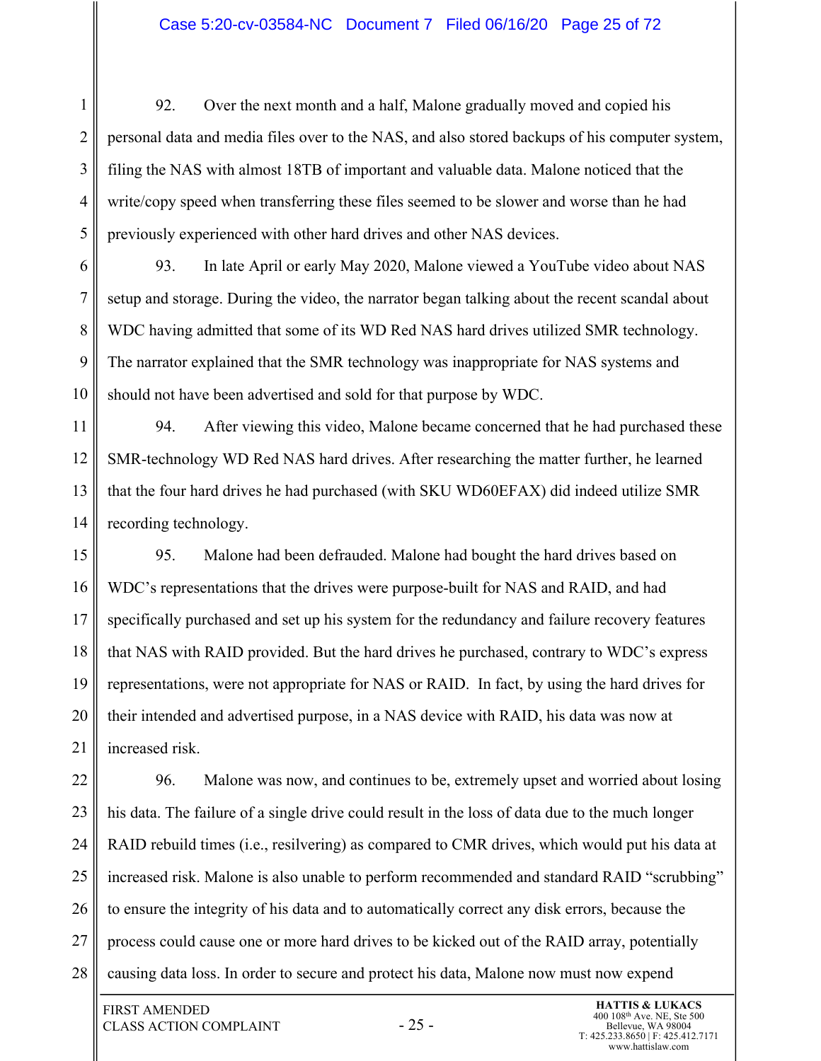92. Over the next month and a half, Malone gradually moved and copied his personal data and media files over to the NAS, and also stored backups of his computer system, filing the NAS with almost 18TB of important and valuable data. Malone noticed that the write/copy speed when transferring these files seemed to be slower and worse than he had previously experienced with other hard drives and other NAS devices.

93. In late April or early May 2020, Malone viewed a YouTube video about NAS setup and storage. During the video, the narrator began talking about the recent scandal about WDC having admitted that some of its WD Red NAS hard drives utilized SMR technology. The narrator explained that the SMR technology was inappropriate for NAS systems and should not have been advertised and sold for that purpose by WDC.

94. After viewing this video, Malone became concerned that he had purchased these SMR-technology WD Red NAS hard drives. After researching the matter further, he learned that the four hard drives he had purchased (with SKU WD60EFAX) did indeed utilize SMR recording technology.

95. Malone had been defrauded. Malone had bought the hard drives based on WDC's representations that the drives were purpose-built for NAS and RAID, and had specifically purchased and set up his system for the redundancy and failure recovery features that NAS with RAID provided. But the hard drives he purchased, contrary to WDC's express representations, were not appropriate for NAS or RAID. In fact, by using the hard drives for their intended and advertised purpose, in a NAS device with RAID, his data was now at increased risk.

96. Malone was now, and continues to be, extremely upset and worried about losing his data. The failure of a single drive could result in the loss of data due to the much longer RAID rebuild times (i.e., resilvering) as compared to CMR drives, which would put his data at increased risk. Malone is also unable to perform recommended and standard RAID "scrubbing" to ensure the integrity of his data and to automatically correct any disk errors, because the process could cause one or more hard drives to be kicked out of the RAID array, potentially causing data loss. In order to secure and protect his data, Malone now must now expend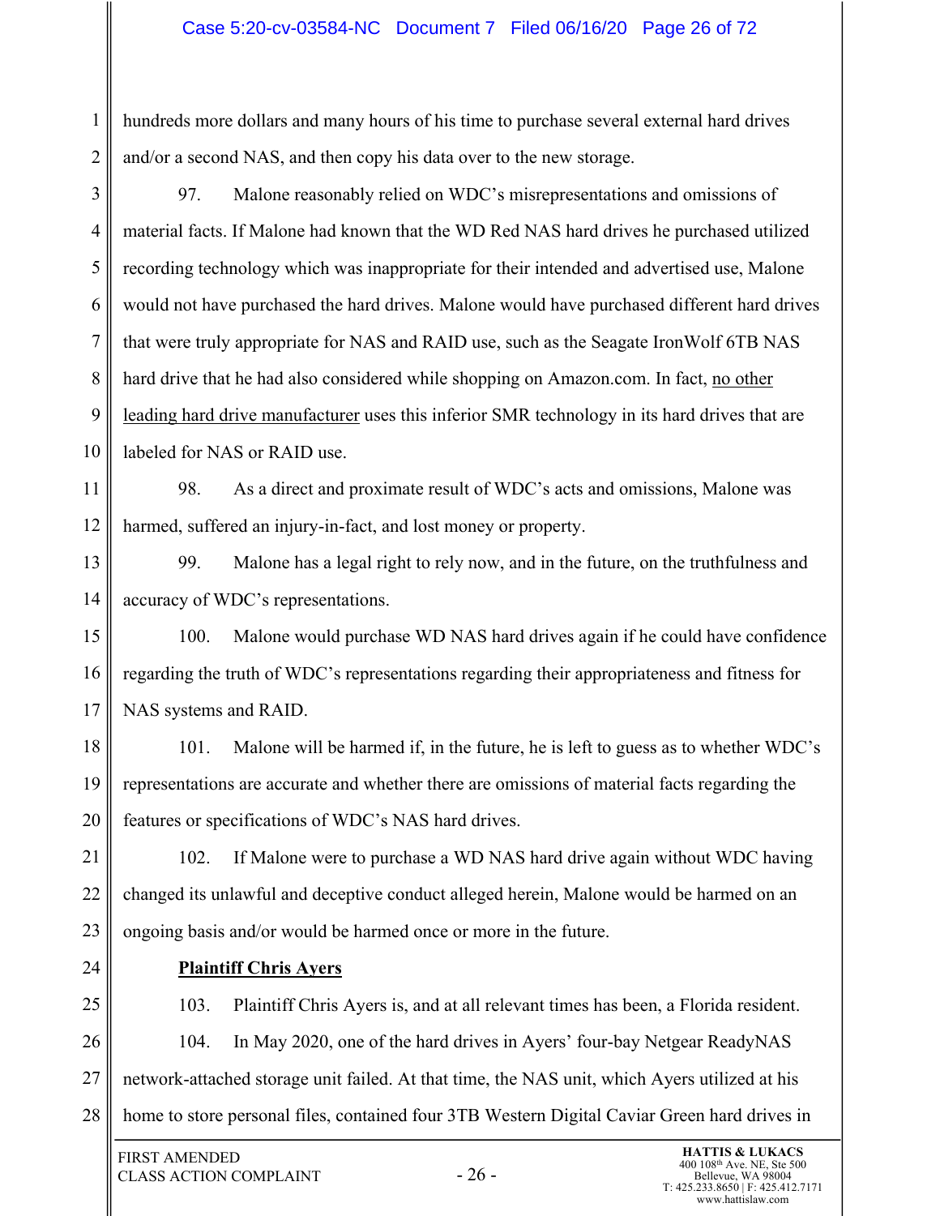hundreds more dollars and many hours of his time to purchase several external hard drives and/or a second NAS, and then copy his data over to the new storage.

97. Malone reasonably relied on WDC's misrepresentations and omissions of material facts. If Malone had known that the WD Red NAS hard drives he purchased utilized recording technology which was inappropriate for their intended and advertised use, Malone would not have purchased the hard drives. Malone would have purchased different hard drives that were truly appropriate for NAS and RAID use, such as the Seagate IronWolf 6TB NAS hard drive that he had also considered while shopping on Amazon.com. In fact, <u>no other leading hard drive manufacturer</u> uses this inferior SMR technology in its hard drives that are labeled for NAS or RAID use.

98. As a direct and proximate result of WDC's acts and omissions, Malone was harmed, suffered an injury-in-fact, and lost money or property.

99. Malone has a legal right to rely now, and in the future, on the truthfulness and accuracy of WDC's representations.

100. Malone would purchase WD NAS hard drives again if he could have confidence regarding the truth of WDC's representations regarding their appropriateness and fitness for NAS systems and RAID.

101. Malone will be harmed if, in the future, he is left to guess as to whether WDC's representations are accurate and whether there are omissions of material facts regarding the features or specifications of WDC's NAS hard drives.

102. If Malone were to purchase a WD NAS hard drive again without WDC having changed its unlawful and deceptive conduct alleged herein, Malone would be harmed on an ongoing basis and/or would be harmed once or more in the future.

**<u>Plaintiff Chris Ayers</u>**

103. Plaintiff Chris Ayers is, and at all relevant times has been, a Florida resident.

104. In May 2020, one of the hard drives in Ayers' four-bay Netgear ReadyNAS network-attached storage unit failed. At that time, the NAS unit, which Ayers utilized at his home to store personal files, contained four 3TB Western Digital Caviar Green hard drives in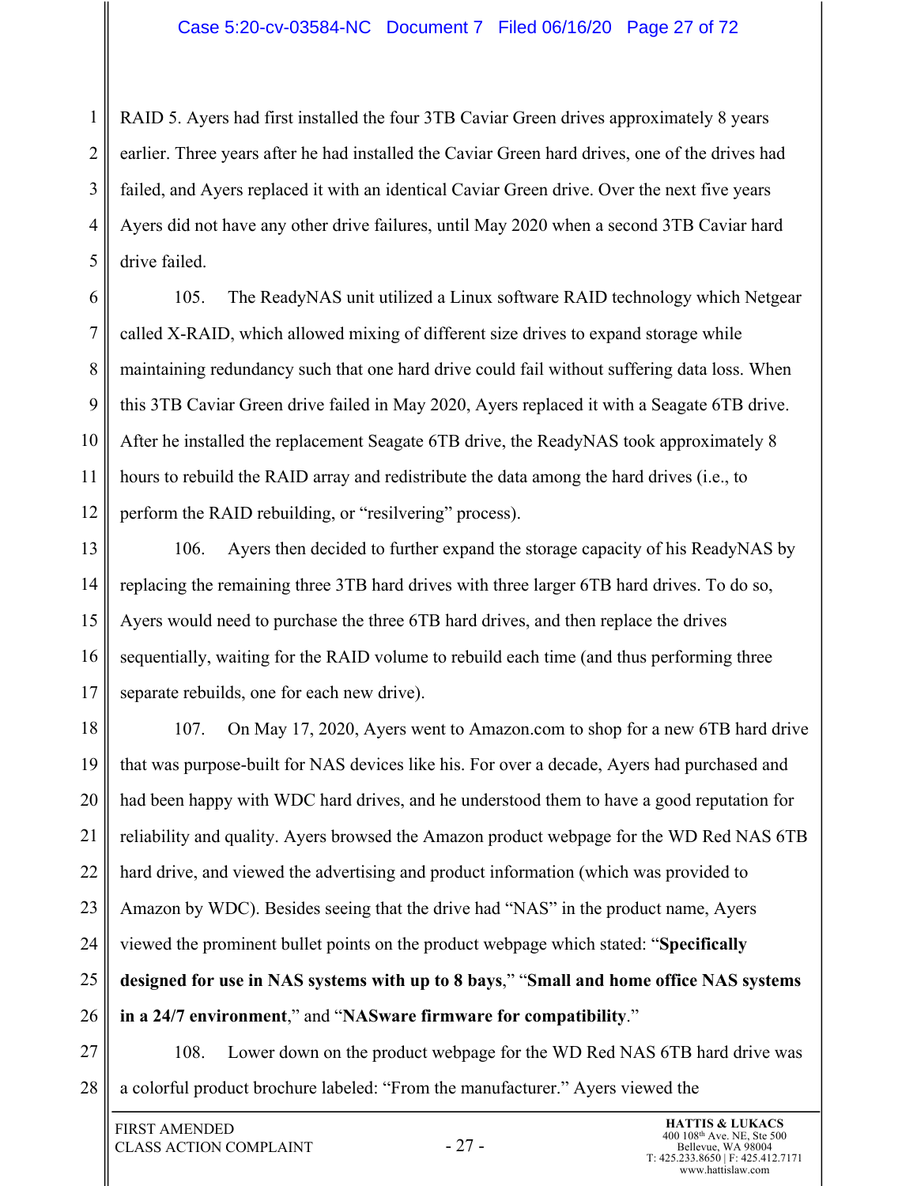RAID 5. Ayers had first installed the four 3TB Caviar Green drives approximately 8 years earlier. Three years after he had installed the Caviar Green hard drives, one of the drives had failed, and Ayers replaced it with an identical Caviar Green drive. Over the next five years Ayers did not have any other drive failures, until May 2020 when a second 3TB Caviar hard drive failed.

105. The ReadyNAS unit utilized a Linux software RAID technology which Netgear called X-RAID, which allowed mixing of different size drives to expand storage while maintaining redundancy such that one hard drive could fail without suffering data loss. When this 3TB Caviar Green drive failed in May 2020, Ayers replaced it with a Seagate 6TB drive. After he installed the replacement Seagate 6TB drive, the ReadyNAS took approximately 8 hours to rebuild the RAID array and redistribute the data among the hard drives (i.e., to perform the RAID rebuilding, or "resilvering" process).

106. Ayers then decided to further expand the storage capacity of his ReadyNAS by replacing the remaining three 3TB hard drives with three larger 6TB hard drives. To do so, Ayers would need to purchase the three 6TB hard drives, and then replace the drives sequentially, waiting for the RAID volume to rebuild each time (and thus performing three separate rebuilds, one for each new drive).

107. On May 17, 2020, Ayers went to Amazon.com to shop for a new 6TB hard drive that was purpose-built for NAS devices like his. For over a decade, Ayers had purchased and had been happy with WDC hard drives, and he understood them to have a good reputation for reliability and quality. Ayers browsed the Amazon product webpage for the WD Red NAS 6TB hard drive, and viewed the advertising and product information (which was provided to Amazon by WDC). Besides seeing that the drive had "NAS" in the product name, Ayers viewed the prominent bullet points on the product webpage which stated: "**Specifically designed for use in NAS systems with up to 8 bays**," "**Small and home office NAS systems in a 24/7 environment**," and "**NASware firmware for compatibility**."

108. Lower down on the product webpage for the WD Red NAS 6TB hard drive was a colorful product brochure labeled: "From the manufacturer." Ayers viewed the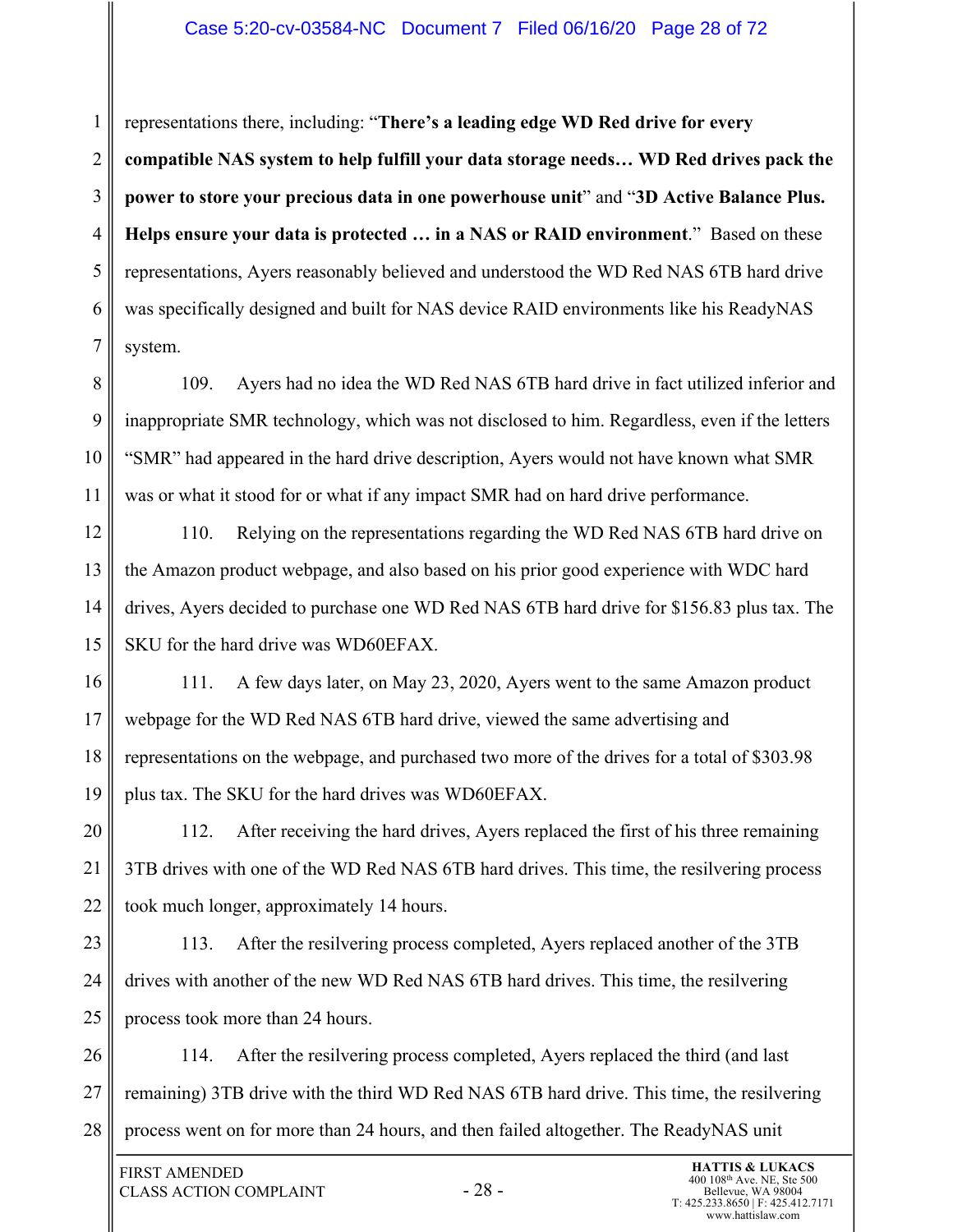representations there, including: "**There's a leading edge WD Red drive for every compatible NAS system to help fulfill your data storage needs… WD Red drives pack the power to store your precious data in one powerhouse unit**" and "**3D Active Balance Plus. Helps ensure your data is protected … in a NAS or RAID environment**." Based on these representations, Ayers reasonably believed and understood the WD Red NAS 6TB hard drive was specifically designed and built for NAS device RAID environments like his ReadyNAS system.

109. Ayers had no idea the WD Red NAS 6TB hard drive in fact utilized inferior and inappropriate SMR technology, which was not disclosed to him. Regardless, even if the letters "SMR" had appeared in the hard drive description, Ayers would not have known what SMR was or what it stood for or what if any impact SMR had on hard drive performance.

110. Relying on the representations regarding the WD Red NAS 6TB hard drive on the Amazon product webpage, and also based on his prior good experience with WDC hard drives, Ayers decided to purchase one WD Red NAS 6TB hard drive for $156.83 plus tax. The SKU for the hard drive was WD60EFAX.

111. A few days later, on May 23, 2020, Ayers went to the same Amazon product webpage for the WD Red NAS 6TB hard drive, viewed the same advertising and representations on the webpage, and purchased two more of the drives for a total of $303.98 plus tax. The SKU for the hard drives was WD60EFAX.

112. After receiving the hard drives, Ayers replaced the first of his three remaining 3TB drives with one of the WD Red NAS 6TB hard drives. This time, the resilvering process took much longer, approximately 14 hours.

113. After the resilvering process completed, Ayers replaced another of the 3TB drives with another of the new WD Red NAS 6TB hard drives. This time, the resilvering process took more than 24 hours.

114. After the resilvering process completed, Ayers replaced the third (and last remaining) 3TB drive with the third WD Red NAS 6TB hard drive. This time, the resilvering process went on for more than 24 hours, and then failed altogether. The ReadyNAS unit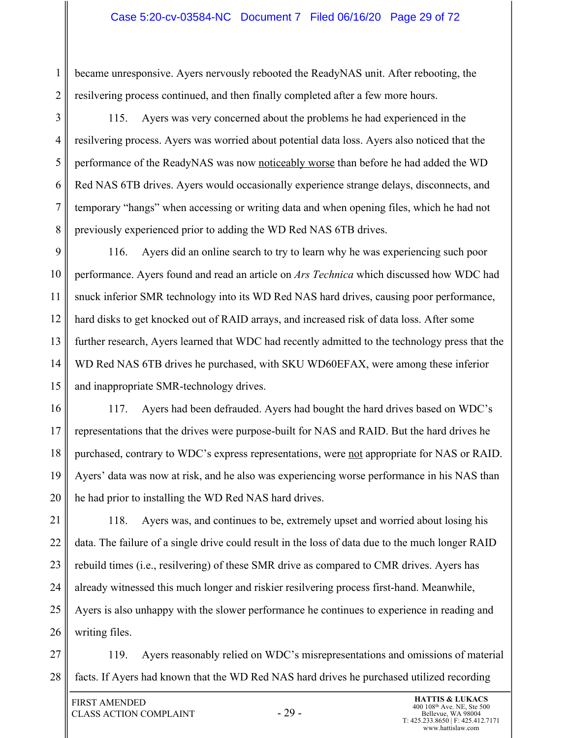became unresponsive. Ayers nervously rebooted the ReadyNAS unit. After rebooting, the resilvering process continued, and then finally completed after a few more hours.

115. Ayers was very concerned about the problems he had experienced in the resilvering process. Ayers was worried about potential data loss. Ayers also noticed that the performance of the ReadyNAS was now <u>noticeably worse</u> than before he had added the WD Red NAS 6TB drives. Ayers would occasionally experience strange delays, disconnects, and temporary "hangs" when accessing or writing data and when opening files, which he had not previously experienced prior to adding the WD Red NAS 6TB drives.

116. Ayers did an online search to try to learn why he was experiencing such poor performance. Ayers found and read an article on *Ars Technica* which discussed how WDC had snuck inferior SMR technology into its WD Red NAS hard drives, causing poor performance, hard disks to get knocked out of RAID arrays, and increased risk of data loss. After some further research, Ayers learned that WDC had recently admitted to the technology press that the WD Red NAS 6TB drives he purchased, with SKU WD60EFAX, were among these inferior and inappropriate SMR-technology drives.

117. Ayers had been defrauded. Ayers had bought the hard drives based on WDC's representations that the drives were purpose-built for NAS and RAID. But the hard drives he purchased, contrary to WDC's express representations, were <u>not</u> appropriate for NAS or RAID. Ayers' data was now at risk, and he also was experiencing worse performance in his NAS than he had prior to installing the WD Red NAS hard drives.

118. Ayers was, and continues to be, extremely upset and worried about losing his data. The failure of a single drive could result in the loss of data due to the much longer RAID rebuild times (i.e., resilvering) of these SMR drive as compared to CMR drives. Ayers has already witnessed this much longer and riskier resilvering process first-hand. Meanwhile, Ayers is also unhappy with the slower performance he continues to experience in reading and writing files.

119. Ayers reasonably relied on WDC's misrepresentations and omissions of material facts. If Ayers had known that the WD Red NAS hard drives he purchased utilized recording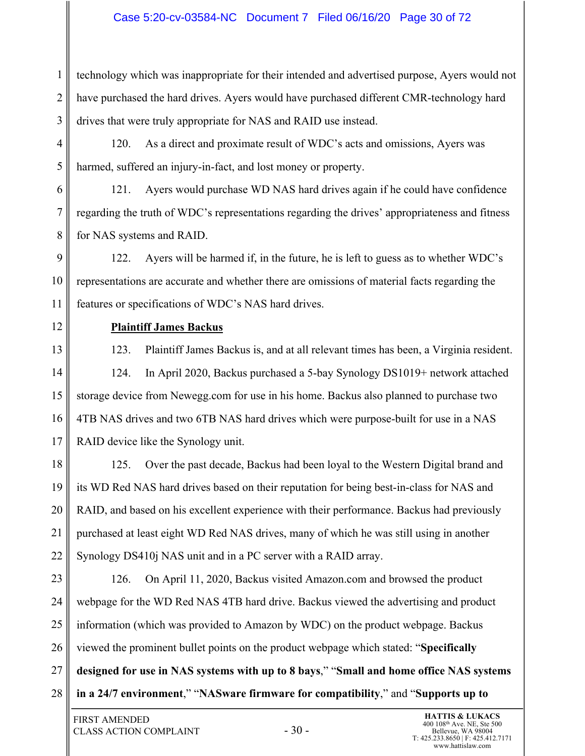technology which was inappropriate for their intended and advertised purpose, Ayers would not have purchased the hard drives. Ayers would have purchased different CMR-technology hard drives that were truly appropriate for NAS and RAID use instead.

120. As a direct and proximate result of WDC's acts and omissions, Ayers was harmed, suffered an injury-in-fact, and lost money or property.

121. Ayers would purchase WD NAS hard drives again if he could have confidence regarding the truth of WDC's representations regarding the drives' appropriateness and fitness for NAS systems and RAID.

122. Ayers will be harmed if, in the future, he is left to guess as to whether WDC's representations are accurate and whether there are omissions of material facts regarding the features or specifications of WDC's NAS hard drives.

**Plaintiff James Backus**

123. Plaintiff James Backus is, and at all relevant times has been, a Virginia resident.

124. In April 2020, Backus purchased a 5-bay Synology DS1019+ network attached storage device from Newegg.com for use in his home. Backus also planned to purchase two 4TB NAS drives and two 6TB NAS hard drives which were purpose-built for use in a NAS RAID device like the Synology unit.

125. Over the past decade, Backus had been loyal to the Western Digital brand and its WD Red NAS hard drives based on their reputation for being best-in-class for NAS and RAID, and based on his excellent experience with their performance. Backus had previously purchased at least eight WD Red NAS drives, many of which he was still using in another Synology DS410j NAS unit and in a PC server with a RAID array.

126. On April 11, 2020, Backus visited Amazon.com and browsed the product webpage for the WD Red NAS 4TB hard drive. Backus viewed the advertising and product information (which was provided to Amazon by WDC) on the product webpage. Backus viewed the prominent bullet points on the product webpage which stated: "**Specifically designed for use in NAS systems with up to 8 bays**," "**Small and home office NAS systems in a 24/7 environment**," "**NASware firmware for compatibility**," and "**Supports up to**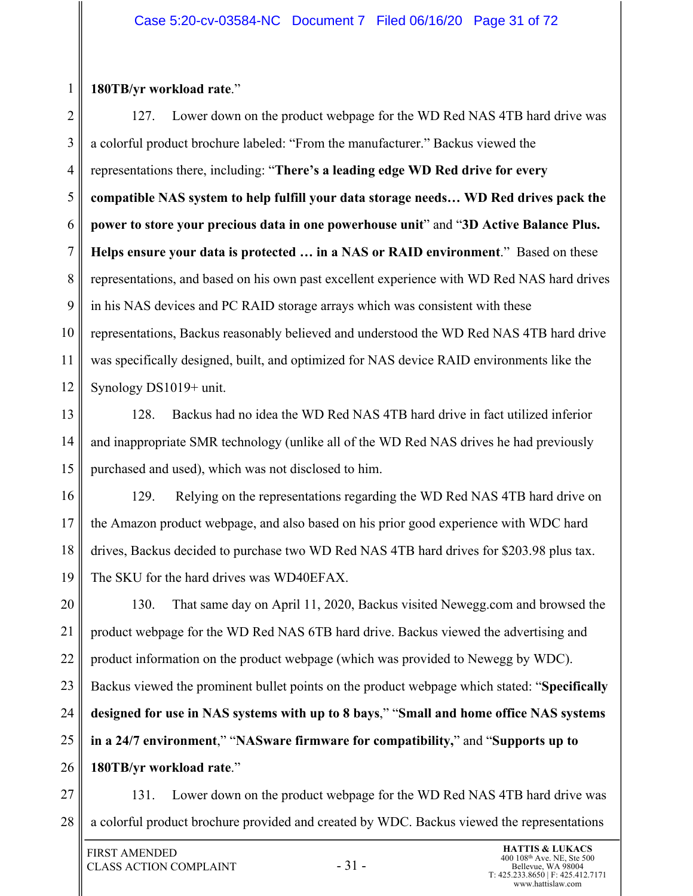**180TB/yr workload rate**."

127. Lower down on the product webpage for the WD Red NAS 4TB hard drive was a colorful product brochure labeled: "From the manufacturer." Backus viewed the representations there, including: "**There's a leading edge WD Red drive for every compatible NAS system to help fulfill your data storage needs… WD Red drives pack the power to store your precious data in one powerhouse unit**" and "**3D Active Balance Plus. Helps ensure your data is protected … in a NAS or RAID environment**." Based on these representations, and based on his own past excellent experience with WD Red NAS hard drives in his NAS devices and PC RAID storage arrays which was consistent with these representations, Backus reasonably believed and understood the WD Red NAS 4TB hard drive was specifically designed, built, and optimized for NAS device RAID environments like the Synology DS1019+ unit.

128. Backus had no idea the WD Red NAS 4TB hard drive in fact utilized inferior and inappropriate SMR technology (unlike all of the WD Red NAS drives he had previously purchased and used), which was not disclosed to him.

129. Relying on the representations regarding the WD Red NAS 4TB hard drive on the Amazon product webpage, and also based on his prior good experience with WDC hard drives, Backus decided to purchase two WD Red NAS 4TB hard drives for $203.98 plus tax. The SKU for the hard drives was WD40EFAX.

130. That same day on April 11, 2020, Backus visited Newegg.com and browsed the product webpage for the WD Red NAS 6TB hard drive. Backus viewed the advertising and product information on the product webpage (which was provided to Newegg by WDC). Backus viewed the prominent bullet points on the product webpage which stated: "**Specifically designed for use in NAS systems with up to 8 bays**," "**Small and home office NAS systems in a 24/7 environment**," "**NASware firmware for compatibility,**" and "**Supports up to 180TB/yr workload rate**."

131. Lower down on the product webpage for the WD Red NAS 4TB hard drive was a colorful product brochure provided and created by WDC. Backus viewed the representations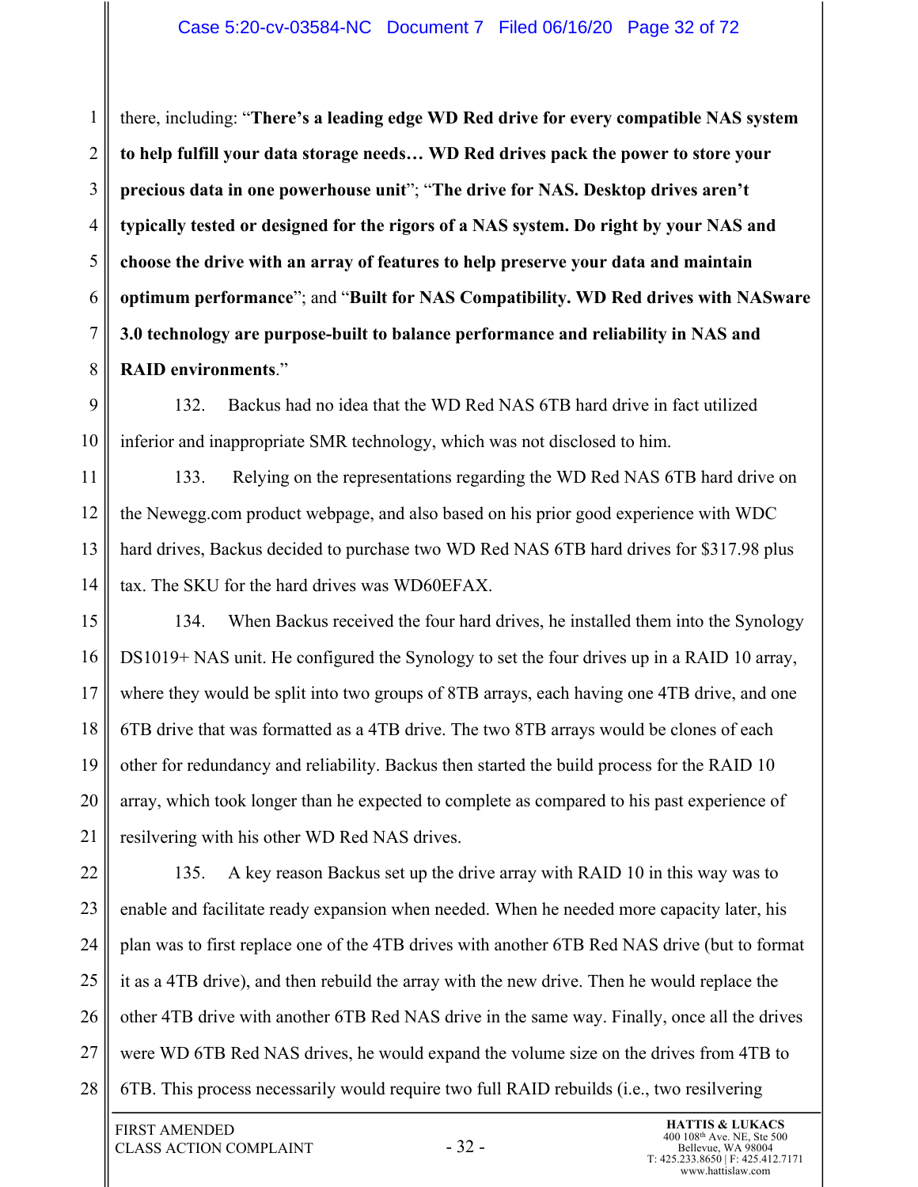there, including: "**There's a leading edge WD Red drive for every compatible NAS system to help fulfill your data storage needs… WD Red drives pack the power to store your precious data in one powerhouse unit**"; "**The drive for NAS. Desktop drives aren't typically tested or designed for the rigors of a NAS system. Do right by your NAS and choose the drive with an array of features to help preserve your data and maintain optimum performance**"; and "**Built for NAS Compatibility. WD Red drives with NASware 3.0 technology are purpose-built to balance performance and reliability in NAS and RAID environments**."

132. Backus had no idea that the WD Red NAS 6TB hard drive in fact utilized inferior and inappropriate SMR technology, which was not disclosed to him.

133. Relying on the representations regarding the WD Red NAS 6TB hard drive on the Newegg.com product webpage, and also based on his prior good experience with WDC hard drives, Backus decided to purchase two WD Red NAS 6TB hard drives for $317.98 plus tax. The SKU for the hard drives was WD60EFAX.

134. When Backus received the four hard drives, he installed them into the Synology DS1019+ NAS unit. He configured the Synology to set the four drives up in a RAID 10 array, where they would be split into two groups of 8TB arrays, each having one 4TB drive, and one 6TB drive that was formatted as a 4TB drive. The two 8TB arrays would be clones of each other for redundancy and reliability. Backus then started the build process for the RAID 10 array, which took longer than he expected to complete as compared to his past experience of resilvering with his other WD Red NAS drives.

135. A key reason Backus set up the drive array with RAID 10 in this way was to enable and facilitate ready expansion when needed. When he needed more capacity later, his plan was to first replace one of the 4TB drives with another 6TB Red NAS drive (but to format it as a 4TB drive), and then rebuild the array with the new drive. Then he would replace the other 4TB drive with another 6TB Red NAS drive in the same way. Finally, once all the drives were WD 6TB Red NAS drives, he would expand the volume size on the drives from 4TB to 6TB. This process necessarily would require two full RAID rebuilds (i.e., two resilvering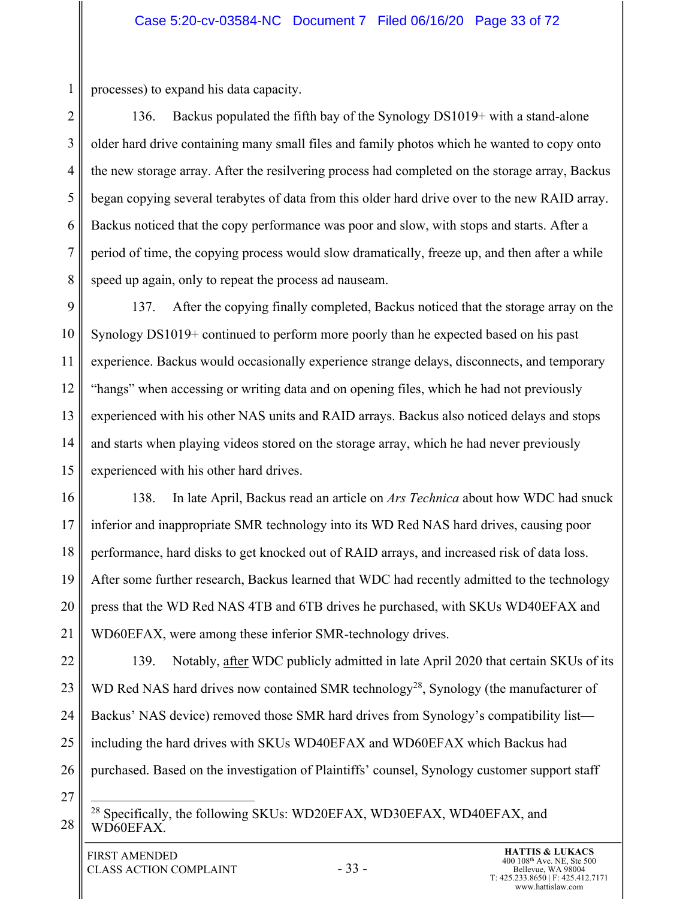processes) to expand his data capacity.

136. Backus populated the fifth bay of the Synology DS1019+ with a stand-alone older hard drive containing many small files and family photos which he wanted to copy onto the new storage array. After the resilvering process had completed on the storage array, Backus began copying several terabytes of data from this older hard drive over to the new RAID array. Backus noticed that the copy performance was poor and slow, with stops and starts. After a period of time, the copying process would slow dramatically, freeze up, and then after a while speed up again, only to repeat the process ad nauseam.

137. After the copying finally completed, Backus noticed that the storage array on the Synology DS1019+ continued to perform more poorly than he expected based on his past experience. Backus would occasionally experience strange delays, disconnects, and temporary "hangs" when accessing or writing data and on opening files, which he had not previously experienced with his other NAS units and RAID arrays. Backus also noticed delays and stops and starts when playing videos stored on the storage array, which he had never previously experienced with his other hard drives.

138. In late April, Backus read an article on *Ars Technica* about how WDC had snuck inferior and inappropriate SMR technology into its WD Red NAS hard drives, causing poor performance, hard disks to get knocked out of RAID arrays, and increased risk of data loss. After some further research, Backus learned that WDC had recently admitted to the technology press that the WD Red NAS 4TB and 6TB drives he purchased, with SKUs WD40EFAX and WD60EFAX, were among these inferior SMR-technology drives.

139. Notably, after WDC publicly admitted in late April 2020 that certain SKUs of its WD Red NAS hard drives now contained SMR technology[28], Synology (the manufacturer of Backus' NAS device) removed those SMR hard drives from Synology's compatibility list—including the hard drives with SKUs WD40EFAX and WD60EFAX which Backus had purchased. Based on the investigation of Plaintiffs' counsel, Synology customer support staff

---

[28] Specifically, the following SKUs: WD20EFAX, WD30EFAX, WD40EFAX, and WD60EFAX.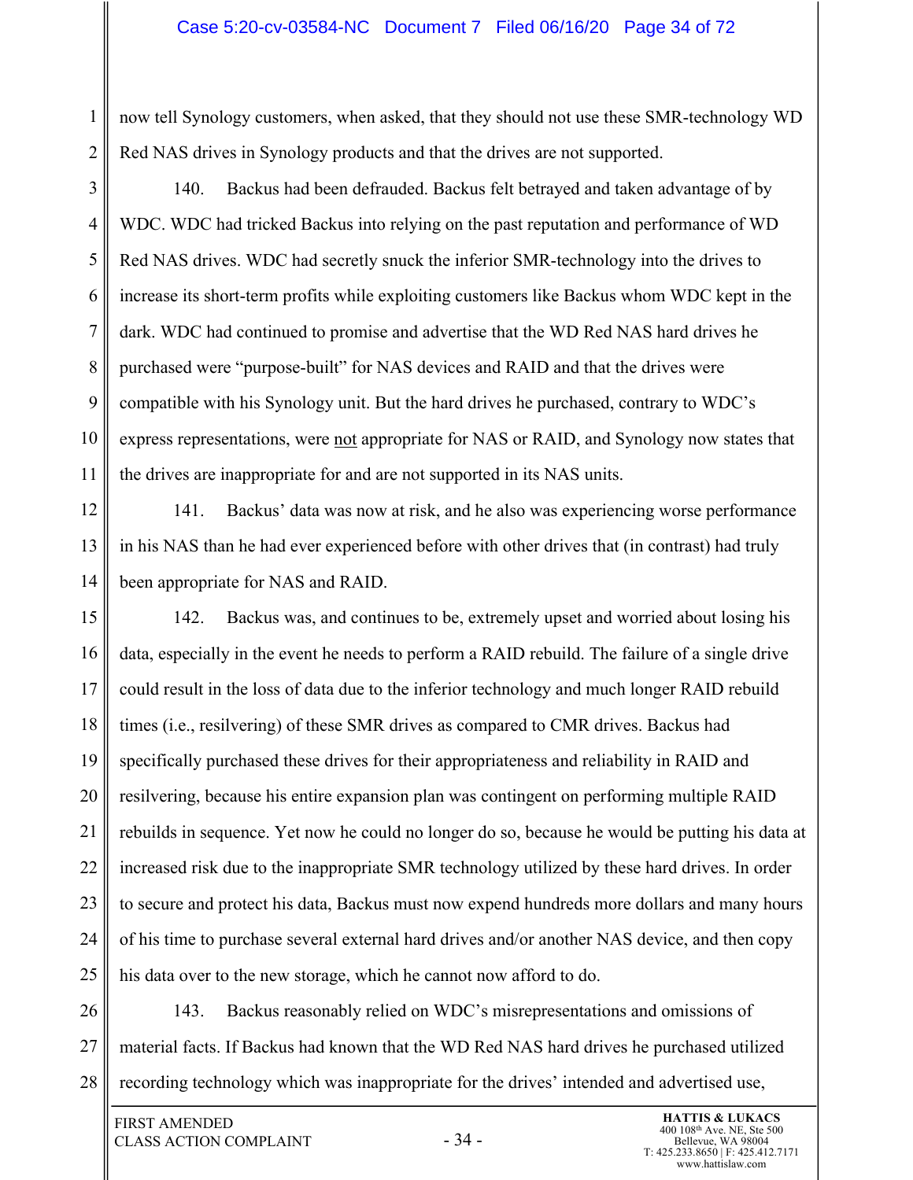now tell Synology customers, when asked, that they should not use these SMR-technology WD Red NAS drives in Synology products and that the drives are not supported.

140. Backus had been defrauded. Backus felt betrayed and taken advantage of by WDC. WDC had tricked Backus into relying on the past reputation and performance of WD Red NAS drives. WDC had secretly snuck the inferior SMR-technology into the drives to increase its short-term profits while exploiting customers like Backus whom WDC kept in the dark. WDC had continued to promise and advertise that the WD Red NAS hard drives he purchased were "purpose-built" for NAS devices and RAID and that the drives were compatible with his Synology unit. But the hard drives he purchased, contrary to WDC's express representations, were not appropriate for NAS or RAID, and Synology now states that the drives are inappropriate for and are not supported in its NAS units.

141. Backus' data was now at risk, and he also was experiencing worse performance in his NAS than he had ever experienced before with other drives that (in contrast) had truly been appropriate for NAS and RAID.

142. Backus was, and continues to be, extremely upset and worried about losing his data, especially in the event he needs to perform a RAID rebuild. The failure of a single drive could result in the loss of data due to the inferior technology and much longer RAID rebuild times (i.e., resilvering) of these SMR drives as compared to CMR drives. Backus had specifically purchased these drives for their appropriateness and reliability in RAID and resilvering, because his entire expansion plan was contingent on performing multiple RAID rebuilds in sequence. Yet now he could no longer do so, because he would be putting his data at increased risk due to the inappropriate SMR technology utilized by these hard drives. In order to secure and protect his data, Backus must now expend hundreds more dollars and many hours of his time to purchase several external hard drives and/or another NAS device, and then copy his data over to the new storage, which he cannot now afford to do.

143. Backus reasonably relied on WDC's misrepresentations and omissions of material facts. If Backus had known that the WD Red NAS hard drives he purchased utilized recording technology which was inappropriate for the drives' intended and advertised use,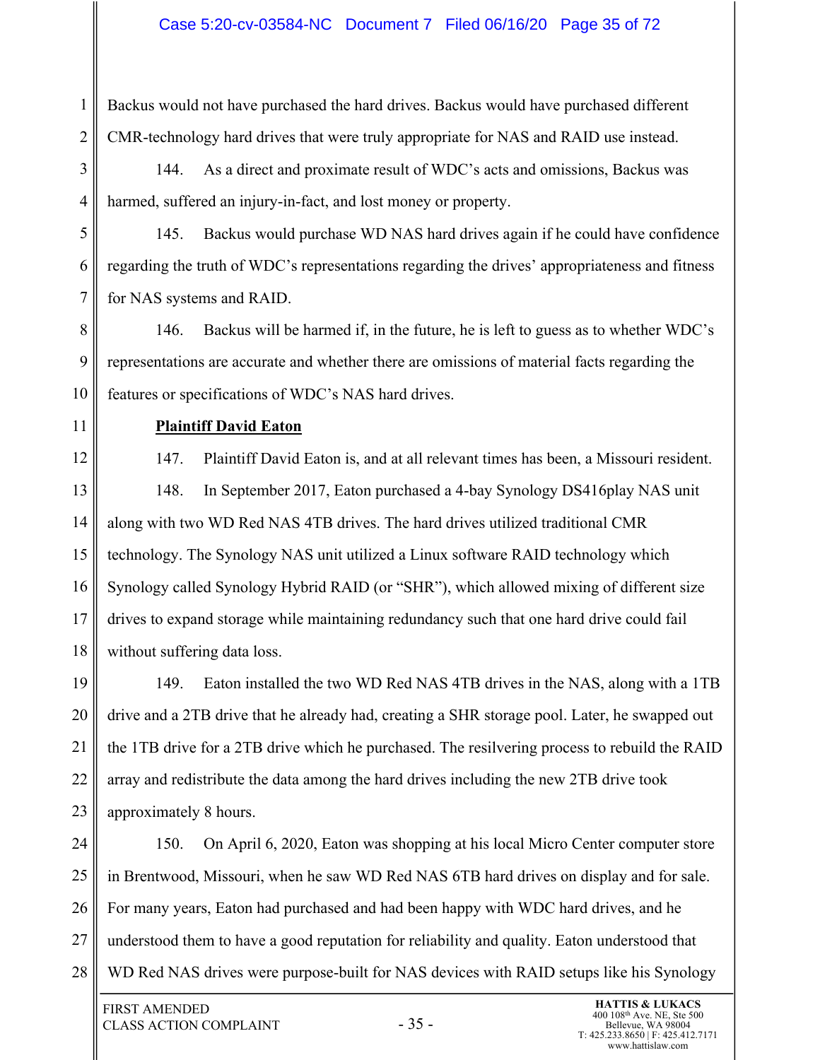Backus would not have purchased the hard drives. Backus would have purchased different CMR-technology hard drives that were truly appropriate for NAS and RAID use instead.

144. As a direct and proximate result of WDC's acts and omissions, Backus was harmed, suffered an injury-in-fact, and lost money or property.

145. Backus would purchase WD NAS hard drives again if he could have confidence regarding the truth of WDC's representations regarding the drives' appropriateness and fitness for NAS systems and RAID.

146. Backus will be harmed if, in the future, he is left to guess as to whether WDC's representations are accurate and whether there are omissions of material facts regarding the features or specifications of WDC's NAS hard drives.

**Plaintiff David Eaton**

147. Plaintiff David Eaton is, and at all relevant times has been, a Missouri resident.

148. In September 2017, Eaton purchased a 4-bay Synology DS416play NAS unit along with two WD Red NAS 4TB drives. The hard drives utilized traditional CMR technology. The Synology NAS unit utilized a Linux software RAID technology which Synology called Synology Hybrid RAID (or "SHR"), which allowed mixing of different size drives to expand storage while maintaining redundancy such that one hard drive could fail without suffering data loss.

149. Eaton installed the two WD Red NAS 4TB drives in the NAS, along with a 1TB drive and a 2TB drive that he already had, creating a SHR storage pool. Later, he swapped out the 1TB drive for a 2TB drive which he purchased. The resilvering process to rebuild the RAID array and redistribute the data among the hard drives including the new 2TB drive took approximately 8 hours.

150. On April 6, 2020, Eaton was shopping at his local Micro Center computer store in Brentwood, Missouri, when he saw WD Red NAS 6TB hard drives on display and for sale. For many years, Eaton had purchased and had been happy with WDC hard drives, and he understood them to have a good reputation for reliability and quality. Eaton understood that WD Red NAS drives were purpose-built for NAS devices with RAID setups like his Synology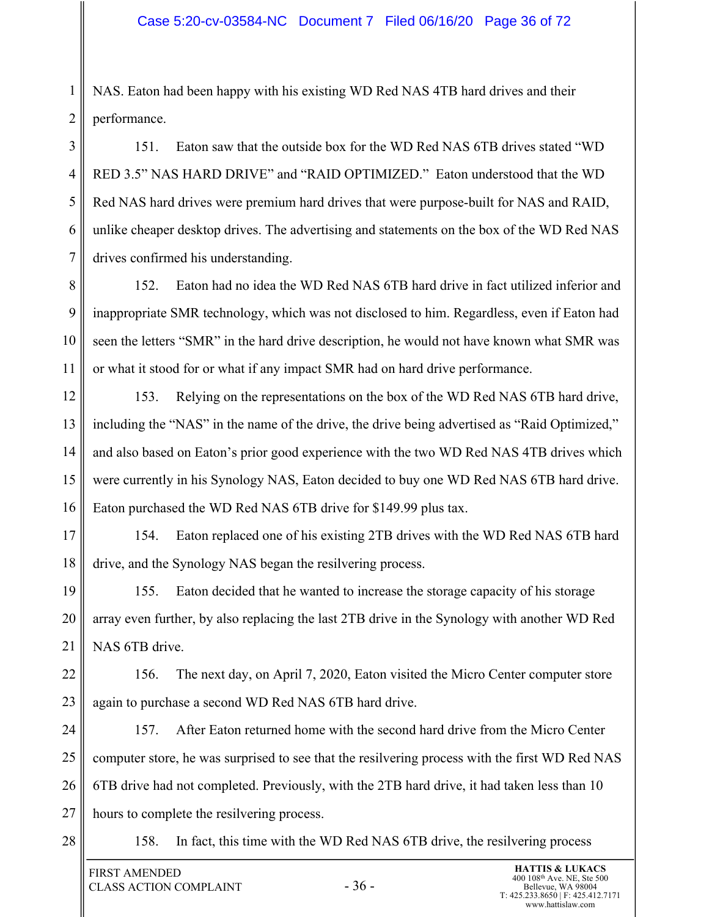NAS. Eaton had been happy with his existing WD Red NAS 4TB hard drives and their performance.

151. Eaton saw that the outside box for the WD Red NAS 6TB drives stated "WD RED 3.5" NAS HARD DRIVE" and "RAID OPTIMIZED." Eaton understood that the WD Red NAS hard drives were premium hard drives that were purpose-built for NAS and RAID, unlike cheaper desktop drives. The advertising and statements on the box of the WD Red NAS drives confirmed his understanding.

152. Eaton had no idea the WD Red NAS 6TB hard drive in fact utilized inferior and inappropriate SMR technology, which was not disclosed to him. Regardless, even if Eaton had seen the letters "SMR" in the hard drive description, he would not have known what SMR was or what it stood for or what if any impact SMR had on hard drive performance.

153. Relying on the representations on the box of the WD Red NAS 6TB hard drive, including the "NAS" in the name of the drive, the drive being advertised as "Raid Optimized," and also based on Eaton's prior good experience with the two WD Red NAS 4TB drives which were currently in his Synology NAS, Eaton decided to buy one WD Red NAS 6TB hard drive. Eaton purchased the WD Red NAS 6TB drive for $149.99 plus tax.

154. Eaton replaced one of his existing 2TB drives with the WD Red NAS 6TB hard drive, and the Synology NAS began the resilvering process.

155. Eaton decided that he wanted to increase the storage capacity of his storage array even further, by also replacing the last 2TB drive in the Synology with another WD Red NAS 6TB drive.

156. The next day, on April 7, 2020, Eaton visited the Micro Center computer store again to purchase a second WD Red NAS 6TB hard drive.

157. After Eaton returned home with the second hard drive from the Micro Center computer store, he was surprised to see that the resilvering process with the first WD Red NAS 6TB drive had not completed. Previously, with the 2TB hard drive, it had taken less than 10 hours to complete the resilvering process.

158. In fact, this time with the WD Red NAS 6TB drive, the resilvering process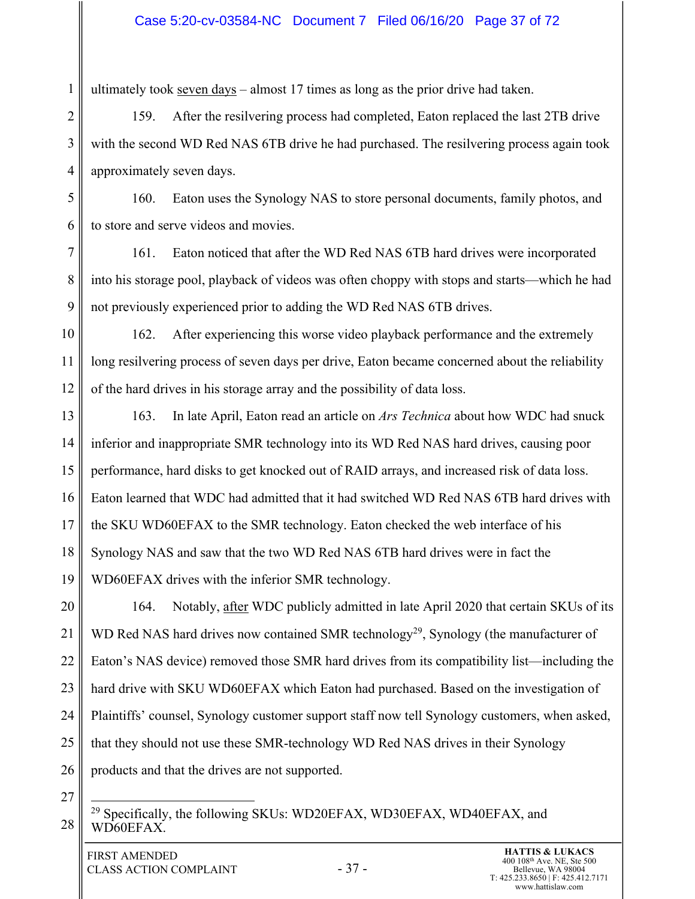ultimately took seven days – almost 17 times as long as the prior drive had taken.

159. After the resilvering process had completed, Eaton replaced the last 2TB drive with the second WD Red NAS 6TB drive he had purchased. The resilvering process again took approximately seven days.

160. Eaton uses the Synology NAS to store personal documents, family photos, and to store and serve videos and movies.

161. Eaton noticed that after the WD Red NAS 6TB hard drives were incorporated into his storage pool, playback of videos was often choppy with stops and starts—which he had not previously experienced prior to adding the WD Red NAS 6TB drives.

162. After experiencing this worse video playback performance and the extremely long resilvering process of seven days per drive, Eaton became concerned about the reliability of the hard drives in his storage array and the possibility of data loss.

163. In late April, Eaton read an article on *Ars Technica* about how WDC had snuck inferior and inappropriate SMR technology into its WD Red NAS hard drives, causing poor performance, hard disks to get knocked out of RAID arrays, and increased risk of data loss. Eaton learned that WDC had admitted that it had switched WD Red NAS 6TB hard drives with the SKU WD60EFAX to the SMR technology. Eaton checked the web interface of his Synology NAS and saw that the two WD Red NAS 6TB hard drives were in fact the WD60EFAX drives with the inferior SMR technology.

164. Notably, after WDC publicly admitted in late April 2020 that certain SKUs of its WD Red NAS hard drives now contained SMR technology[29], Synology (the manufacturer of Eaton's NAS device) removed those SMR hard drives from its compatibility list—including the hard drive with SKU WD60EFAX which Eaton had purchased. Based on the investigation of Plaintiffs' counsel, Synology customer support staff now tell Synology customers, when asked, that they should not use these SMR-technology WD Red NAS drives in their Synology products and that the drives are not supported.

---

[29] Specifically, the following SKUs: WD20EFAX, WD30EFAX, WD40EFAX, and WD60EFAX.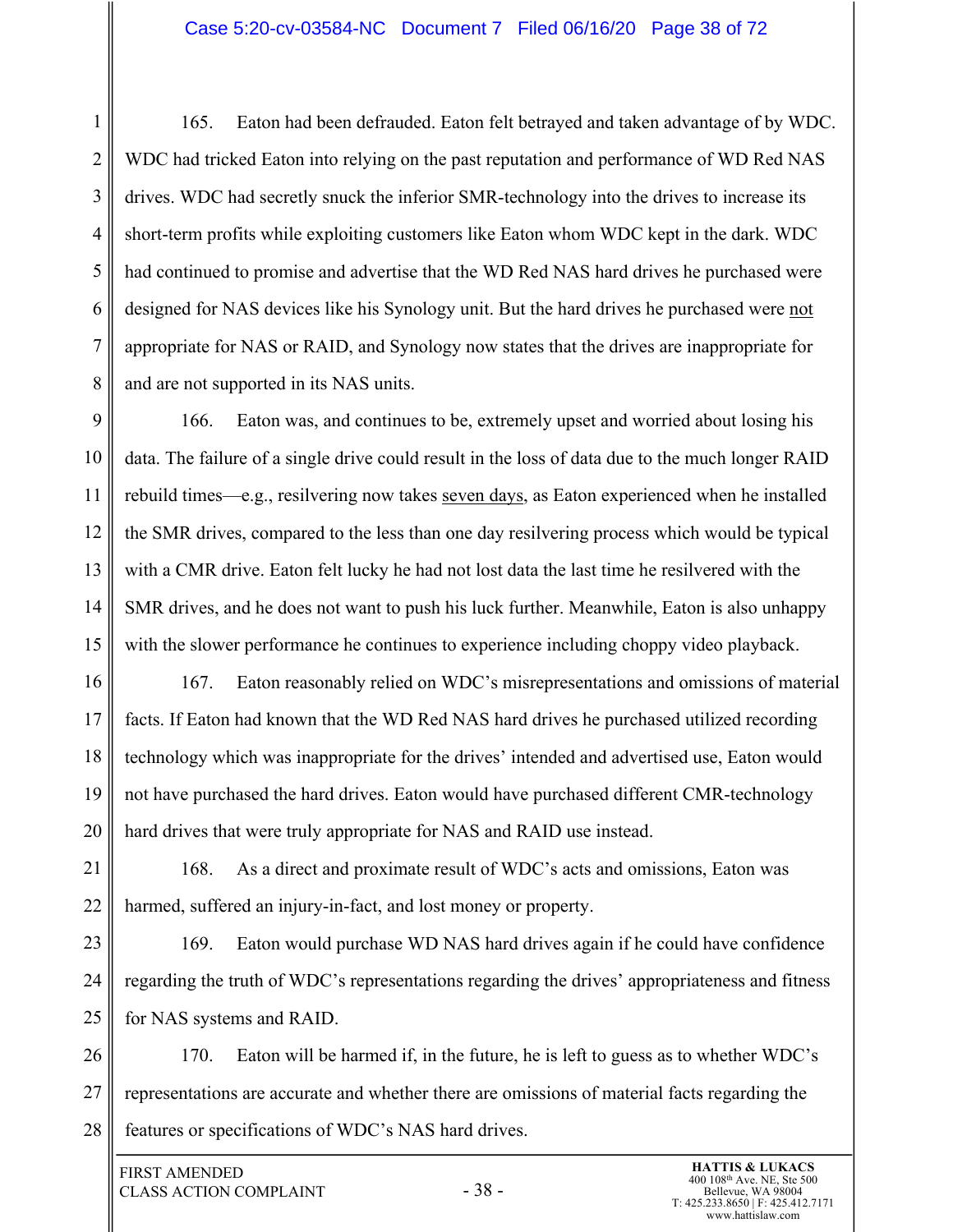165. Eaton had been defrauded. Eaton felt betrayed and taken advantage of by WDC. WDC had tricked Eaton into relying on the past reputation and performance of WD Red NAS drives. WDC had secretly snuck the inferior SMR-technology into the drives to increase its short-term profits while exploiting customers like Eaton whom WDC kept in the dark. WDC had continued to promise and advertise that the WD Red NAS hard drives he purchased were designed for NAS devices like his Synology unit. But the hard drives he purchased were not appropriate for NAS or RAID, and Synology now states that the drives are inappropriate for and are not supported in its NAS units.

166. Eaton was, and continues to be, extremely upset and worried about losing his data. The failure of a single drive could result in the loss of data due to the much longer RAID rebuild times—e.g., resilvering now takes seven days, as Eaton experienced when he installed the SMR drives, compared to the less than one day resilvering process which would be typical with a CMR drive. Eaton felt lucky he had not lost data the last time he resilvered with the SMR drives, and he does not want to push his luck further. Meanwhile, Eaton is also unhappy with the slower performance he continues to experience including choppy video playback.

167. Eaton reasonably relied on WDC's misrepresentations and omissions of material facts. If Eaton had known that the WD Red NAS hard drives he purchased utilized recording technology which was inappropriate for the drives' intended and advertised use, Eaton would not have purchased the hard drives. Eaton would have purchased different CMR-technology hard drives that were truly appropriate for NAS and RAID use instead.

168. As a direct and proximate result of WDC's acts and omissions, Eaton was harmed, suffered an injury-in-fact, and lost money or property.

169. Eaton would purchase WD NAS hard drives again if he could have confidence regarding the truth of WDC's representations regarding the drives' appropriateness and fitness for NAS systems and RAID.

170. Eaton will be harmed if, in the future, he is left to guess as to whether WDC's representations are accurate and whether there are omissions of material facts regarding the features or specifications of WDC's NAS hard drives.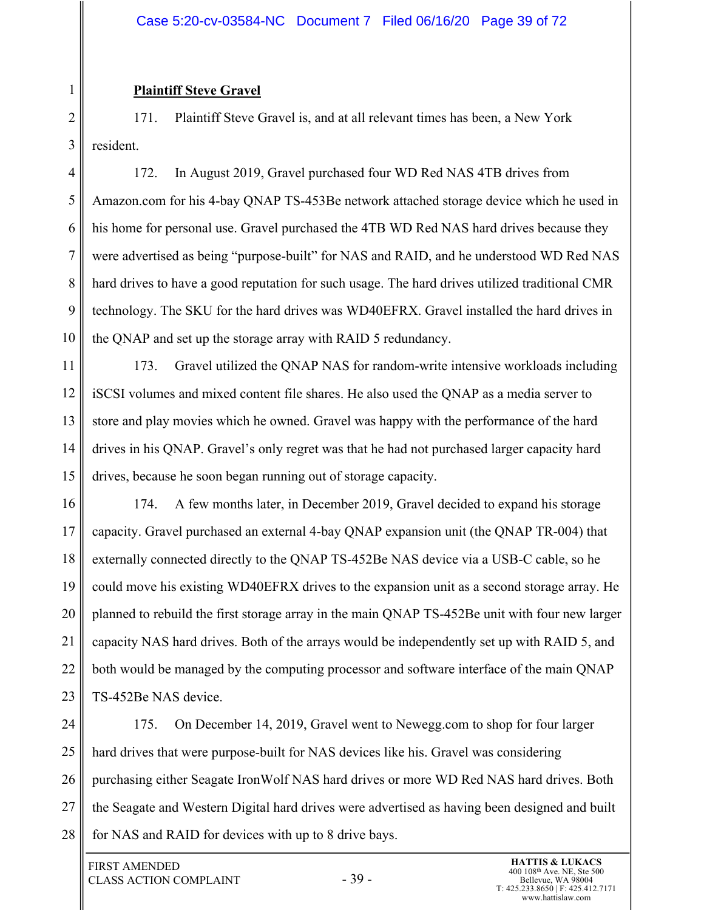**Plaintiff Steve Gravel**

171. Plaintiff Steve Gravel is, and at all relevant times has been, a New York resident.

172. In August 2019, Gravel purchased four WD Red NAS 4TB drives from Amazon.com for his 4-bay QNAP TS-453Be network attached storage device which he used in his home for personal use. Gravel purchased the 4TB WD Red NAS hard drives because they were advertised as being "purpose-built" for NAS and RAID, and he understood WD Red NAS hard drives to have a good reputation for such usage. The hard drives utilized traditional CMR technology. The SKU for the hard drives was WD40EFRX. Gravel installed the hard drives in the QNAP and set up the storage array with RAID 5 redundancy.

173. Gravel utilized the QNAP NAS for random-write intensive workloads including iSCSI volumes and mixed content file shares. He also used the QNAP as a media server to store and play movies which he owned. Gravel was happy with the performance of the hard drives in his QNAP. Gravel's only regret was that he had not purchased larger capacity hard drives, because he soon began running out of storage capacity.

174. A few months later, in December 2019, Gravel decided to expand his storage capacity. Gravel purchased an external 4-bay QNAP expansion unit (the QNAP TR-004) that externally connected directly to the QNAP TS-452Be NAS device via a USB-C cable, so he could move his existing WD40EFRX drives to the expansion unit as a second storage array. He planned to rebuild the first storage array in the main QNAP TS-452Be unit with four new larger capacity NAS hard drives. Both of the arrays would be independently set up with RAID 5, and both would be managed by the computing processor and software interface of the main QNAP TS-452Be NAS device.

175. On December 14, 2019, Gravel went to Newegg.com to shop for four larger hard drives that were purpose-built for NAS devices like his. Gravel was considering purchasing either Seagate IronWolf NAS hard drives or more WD Red NAS hard drives. Both the Seagate and Western Digital hard drives were advertised as having been designed and built for NAS and RAID for devices with up to 8 drive bays.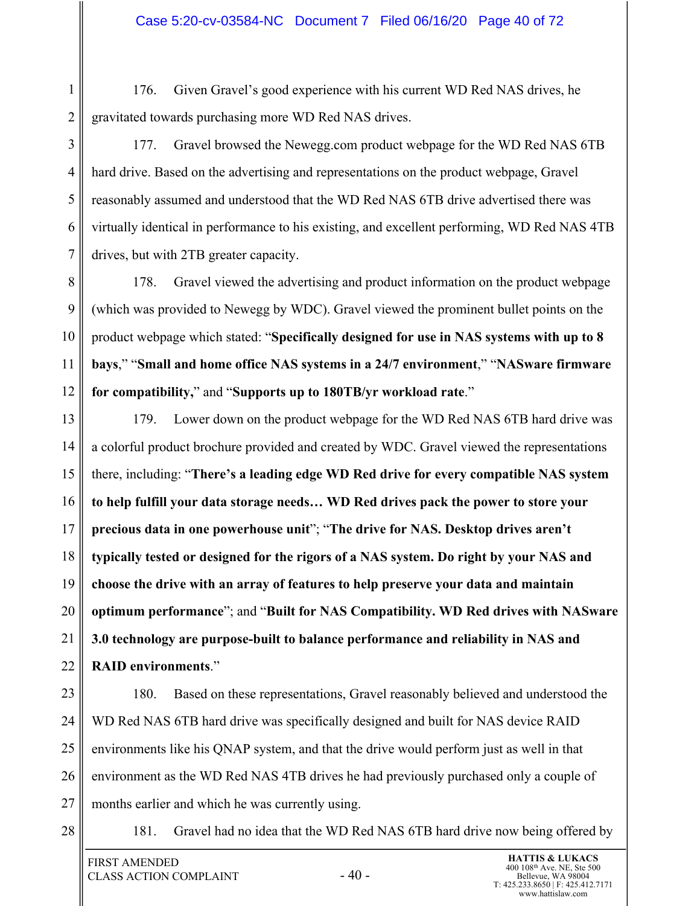176. Given Gravel's good experience with his current WD Red NAS drives, he gravitated towards purchasing more WD Red NAS drives.

177. Gravel browsed the Newegg.com product webpage for the WD Red NAS 6TB hard drive. Based on the advertising and representations on the product webpage, Gravel reasonably assumed and understood that the WD Red NAS 6TB drive advertised there was virtually identical in performance to his existing, and excellent performing, WD Red NAS 4TB drives, but with 2TB greater capacity.

178. Gravel viewed the advertising and product information on the product webpage (which was provided to Newegg by WDC). Gravel viewed the prominent bullet points on the product webpage which stated: "**Specifically designed for use in NAS systems with up to 8 bays**," "**Small and home office NAS systems in a 24/7 environment**," "**NASware firmware for compatibility,**" and "**Supports up to 180TB/yr workload rate**."

179. Lower down on the product webpage for the WD Red NAS 6TB hard drive was a colorful product brochure provided and created by WDC. Gravel viewed the representations there, including: "**There's a leading edge WD Red drive for every compatible NAS system to help fulfill your data storage needs… WD Red drives pack the power to store your precious data in one powerhouse unit**"; "**The drive for NAS. Desktop drives aren't typically tested or designed for the rigors of a NAS system. Do right by your NAS and choose the drive with an array of features to help preserve your data and maintain optimum performance**"; and "**Built for NAS Compatibility. WD Red drives with NASware 3.0 technology are purpose-built to balance performance and reliability in NAS and RAID environments**."

180. Based on these representations, Gravel reasonably believed and understood the WD Red NAS 6TB hard drive was specifically designed and built for NAS device RAID environments like his QNAP system, and that the drive would perform just as well in that environment as the WD Red NAS 4TB drives he had previously purchased only a couple of months earlier and which he was currently using.

181. Gravel had no idea that the WD Red NAS 6TB hard drive now being offered by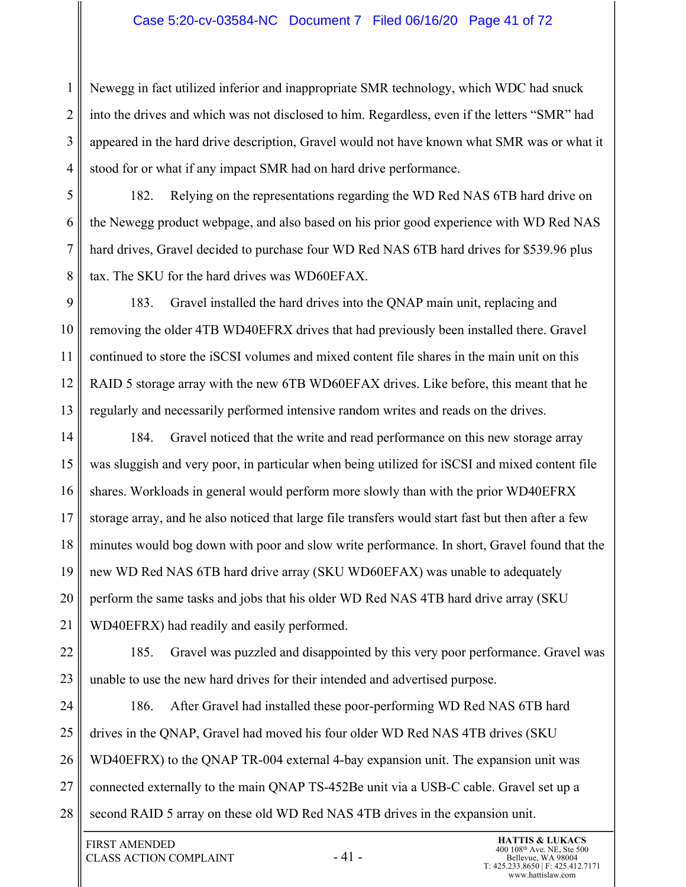Newegg in fact utilized inferior and inappropriate SMR technology, which WDC had snuck into the drives and which was not disclosed to him. Regardless, even if the letters "SMR" had appeared in the hard drive description, Gravel would not have known what SMR was or what it stood for or what if any impact SMR had on hard drive performance.

182. Relying on the representations regarding the WD Red NAS 6TB hard drive on the Newegg product webpage, and also based on his prior good experience with WD Red NAS hard drives, Gravel decided to purchase four WD Red NAS 6TB hard drives for $539.96 plus tax. The SKU for the hard drives was WD60EFAX.

183. Gravel installed the hard drives into the QNAP main unit, replacing and removing the older 4TB WD40EFRX drives that had previously been installed there. Gravel continued to store the iSCSI volumes and mixed content file shares in the main unit on this RAID 5 storage array with the new 6TB WD60EFAX drives. Like before, this meant that he regularly and necessarily performed intensive random writes and reads on the drives.

184. Gravel noticed that the write and read performance on this new storage array was sluggish and very poor, in particular when being utilized for iSCSI and mixed content file shares. Workloads in general would perform more slowly than with the prior WD40EFRX storage array, and he also noticed that large file transfers would start fast but then after a few minutes would bog down with poor and slow write performance. In short, Gravel found that the new WD Red NAS 6TB hard drive array (SKU WD60EFAX) was unable to adequately perform the same tasks and jobs that his older WD Red NAS 4TB hard drive array (SKU WD40EFRX) had readily and easily performed.

185. Gravel was puzzled and disappointed by this very poor performance. Gravel was unable to use the new hard drives for their intended and advertised purpose.

186. After Gravel had installed these poor-performing WD Red NAS 6TB hard drives in the QNAP, Gravel had moved his four older WD Red NAS 4TB drives (SKU WD40EFRX) to the QNAP TR-004 external 4-bay expansion unit. The expansion unit was connected externally to the main QNAP TS-452Be unit via a USB-C cable. Gravel set up a second RAID 5 array on these old WD Red NAS 4TB drives in the expansion unit.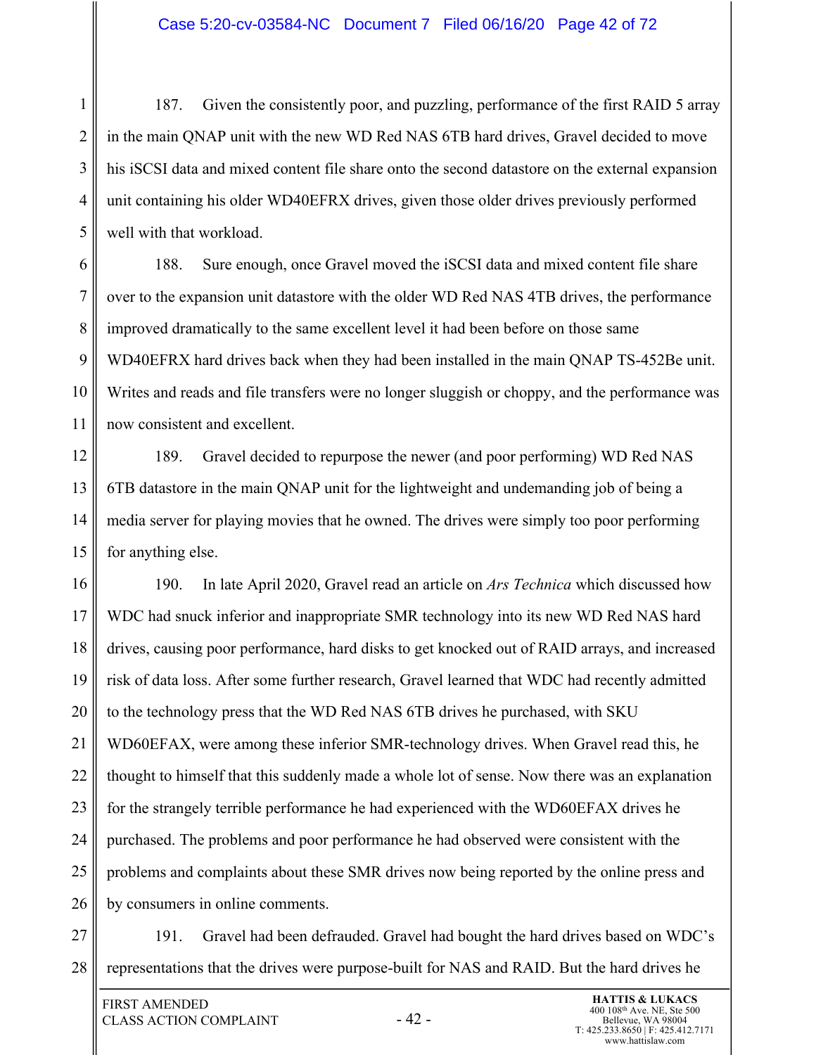187. Given the consistently poor, and puzzling, performance of the first RAID 5 array in the main QNAP unit with the new WD Red NAS 6TB hard drives, Gravel decided to move his iSCSI data and mixed content file share onto the second datastore on the external expansion unit containing his older WD40EFRX drives, given those older drives previously performed well with that workload.

188. Sure enough, once Gravel moved the iSCSI data and mixed content file share over to the expansion unit datastore with the older WD Red NAS 4TB drives, the performance improved dramatically to the same excellent level it had been before on those same WD40EFRX hard drives back when they had been installed in the main QNAP TS-452Be unit. Writes and reads and file transfers were no longer sluggish or choppy, and the performance was now consistent and excellent.

189. Gravel decided to repurpose the newer (and poor performing) WD Red NAS 6TB datastore in the main QNAP unit for the lightweight and undemanding job of being a media server for playing movies that he owned. The drives were simply too poor performing for anything else.

190. In late April 2020, Gravel read an article on *Ars Technica* which discussed how WDC had snuck inferior and inappropriate SMR technology into its new WD Red NAS hard drives, causing poor performance, hard disks to get knocked out of RAID arrays, and increased risk of data loss. After some further research, Gravel learned that WDC had recently admitted to the technology press that the WD Red NAS 6TB drives he purchased, with SKU WD60EFAX, were among these inferior SMR-technology drives. When Gravel read this, he thought to himself that this suddenly made a whole lot of sense. Now there was an explanation for the strangely terrible performance he had experienced with the WD60EFAX drives he purchased. The problems and poor performance he had observed were consistent with the problems and complaints about these SMR drives now being reported by the online press and by consumers in online comments.

191. Gravel had been defrauded. Gravel had bought the hard drives based on WDC's representations that the drives were purpose-built for NAS and RAID. But the hard drives he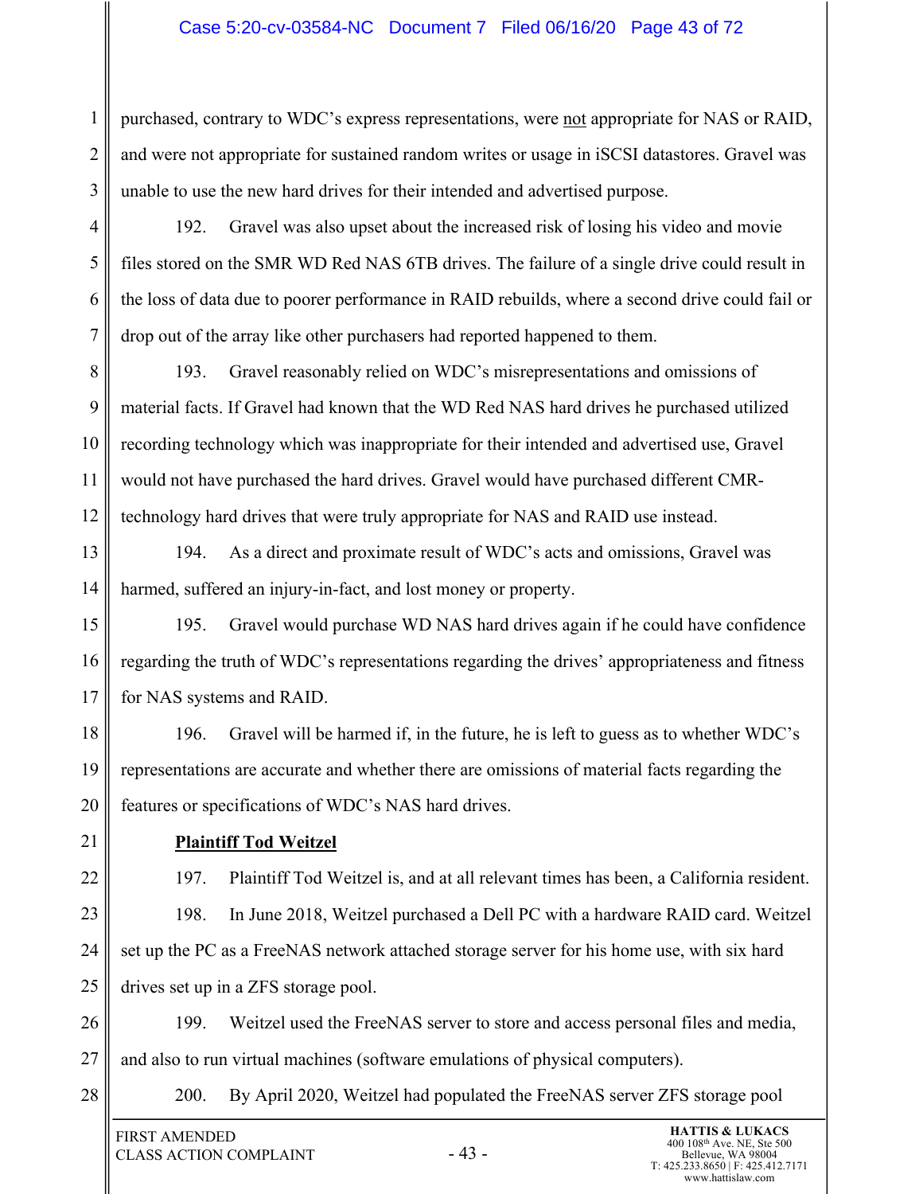purchased, contrary to WDC's express representations, were <u>not</u> appropriate for NAS or RAID, and were not appropriate for sustained random writes or usage in iSCSI datastores. Gravel was unable to use the new hard drives for their intended and advertised purpose.

192. Gravel was also upset about the increased risk of losing his video and movie files stored on the SMR WD Red NAS 6TB drives. The failure of a single drive could result in the loss of data due to poorer performance in RAID rebuilds, where a second drive could fail or drop out of the array like other purchasers had reported happened to them.

193. Gravel reasonably relied on WDC's misrepresentations and omissions of material facts. If Gravel had known that the WD Red NAS hard drives he purchased utilized recording technology which was inappropriate for their intended and advertised use, Gravel would not have purchased the hard drives. Gravel would have purchased different CMR-technology hard drives that were truly appropriate for NAS and RAID use instead.

194. As a direct and proximate result of WDC's acts and omissions, Gravel was harmed, suffered an injury-in-fact, and lost money or property.

195. Gravel would purchase WD NAS hard drives again if he could have confidence regarding the truth of WDC's representations regarding the drives' appropriateness and fitness for NAS systems and RAID.

196. Gravel will be harmed if, in the future, he is left to guess as to whether WDC's representations are accurate and whether there are omissions of material facts regarding the features or specifications of WDC's NAS hard drives.

**<u>Plaintiff Tod Weitzel</u>**

197. Plaintiff Tod Weitzel is, and at all relevant times has been, a California resident.

198. In June 2018, Weitzel purchased a Dell PC with a hardware RAID card. Weitzel set up the PC as a FreeNAS network attached storage server for his home use, with six hard drives set up in a ZFS storage pool.

199. Weitzel used the FreeNAS server to store and access personal files and media, and also to run virtual machines (software emulations of physical computers).

200. By April 2020, Weitzel had populated the FreeNAS server ZFS storage pool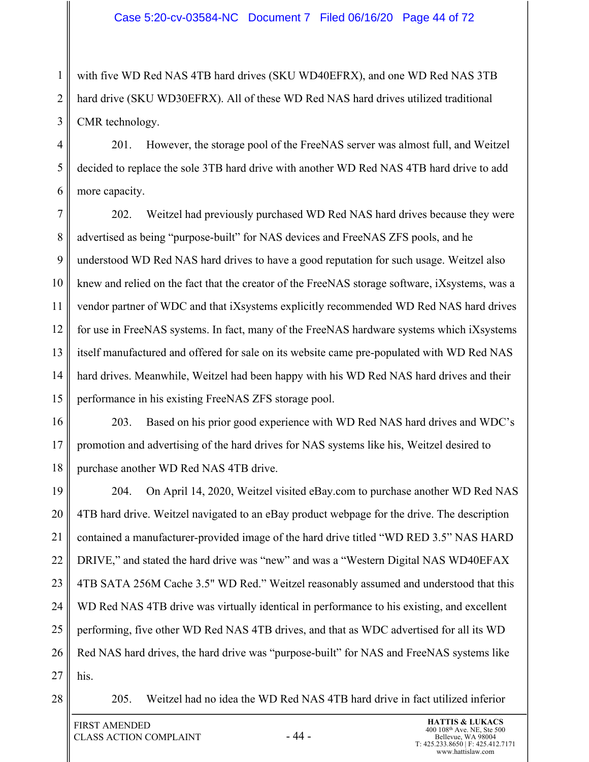with five WD Red NAS 4TB hard drives (SKU WD40EFRX), and one WD Red NAS 3TB hard drive (SKU WD30EFRX). All of these WD Red NAS hard drives utilized traditional CMR technology.

201. However, the storage pool of the FreeNAS server was almost full, and Weitzel decided to replace the sole 3TB hard drive with another WD Red NAS 4TB hard drive to add more capacity.

202. Weitzel had previously purchased WD Red NAS hard drives because they were advertised as being "purpose-built" for NAS devices and FreeNAS ZFS pools, and he understood WD Red NAS hard drives to have a good reputation for such usage. Weitzel also knew and relied on the fact that the creator of the FreeNAS storage software, iXsystems, was a vendor partner of WDC and that iXsystems explicitly recommended WD Red NAS hard drives for use in FreeNAS systems. In fact, many of the FreeNAS hardware systems which iXsystems itself manufactured and offered for sale on its website came pre-populated with WD Red NAS hard drives. Meanwhile, Weitzel had been happy with his WD Red NAS hard drives and their performance in his existing FreeNAS ZFS storage pool.

203. Based on his prior good experience with WD Red NAS hard drives and WDC's promotion and advertising of the hard drives for NAS systems like his, Weitzel desired to purchase another WD Red NAS 4TB drive.

204. On April 14, 2020, Weitzel visited eBay.com to purchase another WD Red NAS 4TB hard drive. Weitzel navigated to an eBay product webpage for the drive. The description contained a manufacturer-provided image of the hard drive titled "WD RED 3.5" NAS HARD DRIVE," and stated the hard drive was "new" and was a "Western Digital NAS WD40EFAX 4TB SATA 256M Cache 3.5" WD Red." Weitzel reasonably assumed and understood that this WD Red NAS 4TB drive was virtually identical in performance to his existing, and excellent performing, five other WD Red NAS 4TB drives, and that as WDC advertised for all its WD Red NAS hard drives, the hard drive was "purpose-built" for NAS and FreeNAS systems like his.

205. Weitzel had no idea the WD Red NAS 4TB hard drive in fact utilized inferior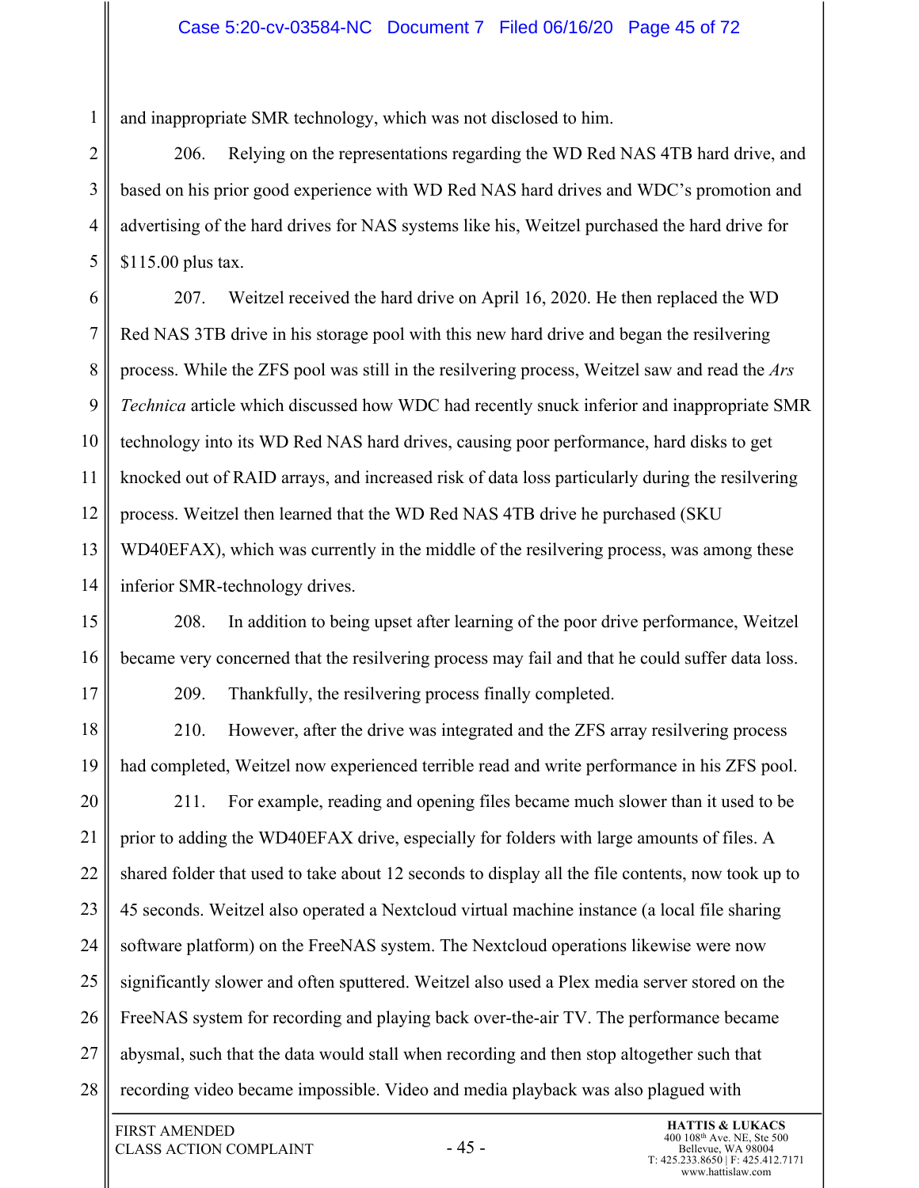and inappropriate SMR technology, which was not disclosed to him.

206. Relying on the representations regarding the WD Red NAS 4TB hard drive, and based on his prior good experience with WD Red NAS hard drives and WDC's promotion and advertising of the hard drives for NAS systems like his, Weitzel purchased the hard drive for $115.00 plus tax.

207. Weitzel received the hard drive on April 16, 2020. He then replaced the WD Red NAS 3TB drive in his storage pool with this new hard drive and began the resilvering process. While the ZFS pool was still in the resilvering process, Weitzel saw and read the *Ars Technica* article which discussed how WDC had recently snuck inferior and inappropriate SMR technology into its WD Red NAS hard drives, causing poor performance, hard disks to get knocked out of RAID arrays, and increased risk of data loss particularly during the resilvering process. Weitzel then learned that the WD Red NAS 4TB drive he purchased (SKU WD40EFAX), which was currently in the middle of the resilvering process, was among these inferior SMR-technology drives.

208. In addition to being upset after learning of the poor drive performance, Weitzel became very concerned that the resilvering process may fail and that he could suffer data loss.

209. Thankfully, the resilvering process finally completed.

210. However, after the drive was integrated and the ZFS array resilvering process had completed, Weitzel now experienced terrible read and write performance in his ZFS pool.

211. For example, reading and opening files became much slower than it used to be prior to adding the WD40EFAX drive, especially for folders with large amounts of files. A shared folder that used to take about 12 seconds to display all the file contents, now took up to 45 seconds. Weitzel also operated a Nextcloud virtual machine instance (a local file sharing software platform) on the FreeNAS system. The Nextcloud operations likewise were now significantly slower and often sputtered. Weitzel also used a Plex media server stored on the FreeNAS system for recording and playing back over-the-air TV. The performance became abysmal, such that the data would stall when recording and then stop altogether such that recording video became impossible. Video and media playback was also plagued with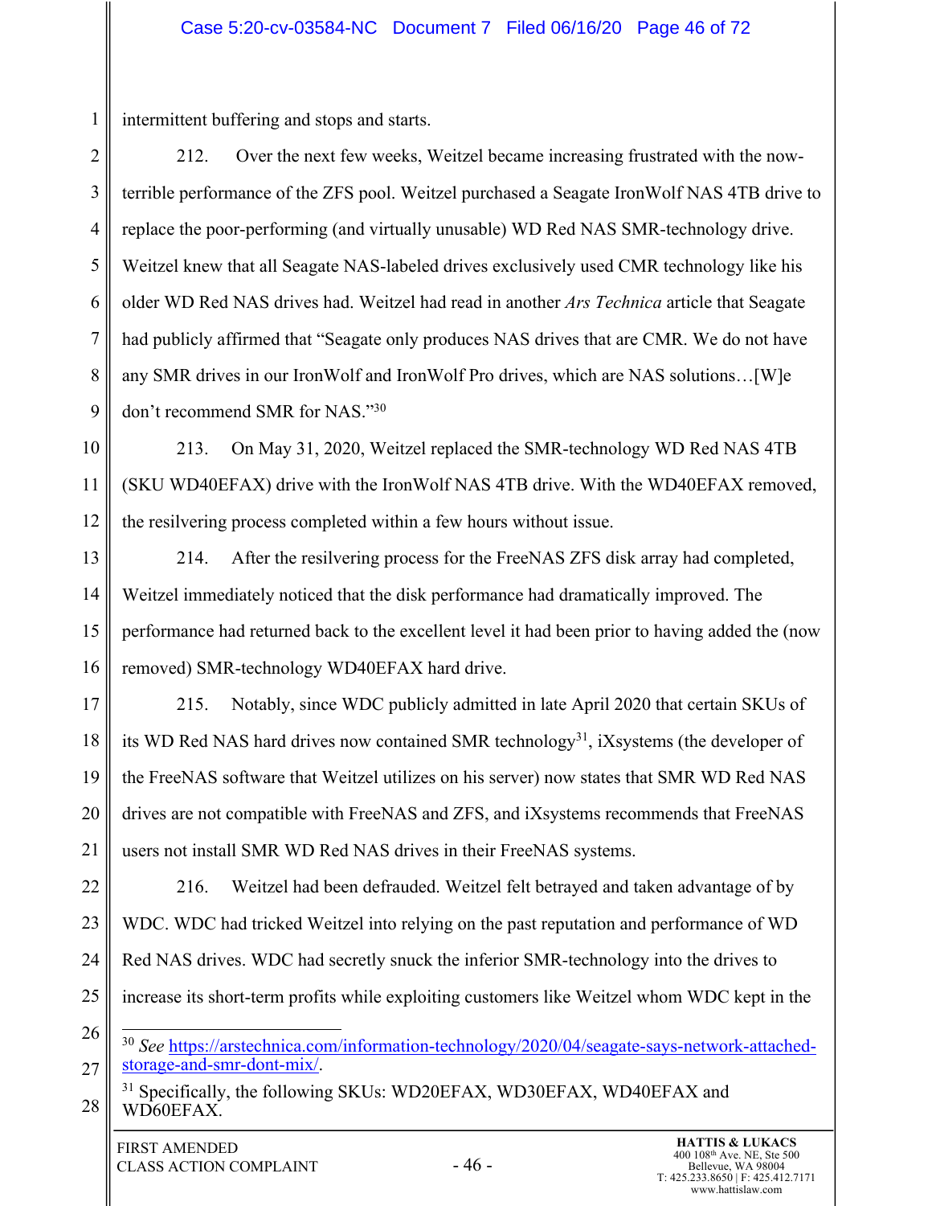intermittent buffering and stops and starts.

212. Over the next few weeks, Weitzel became increasing frustrated with the now-terrible performance of the ZFS pool. Weitzel purchased a Seagate IronWolf NAS 4TB drive to replace the poor-performing (and virtually unusable) WD Red NAS SMR-technology drive. Weitzel knew that all Seagate NAS-labeled drives exclusively used CMR technology like his older WD Red NAS drives had. Weitzel had read in another *Ars Technica* article that Seagate had publicly affirmed that "Seagate only produces NAS drives that are CMR. We do not have any SMR drives in our IronWolf and IronWolf Pro drives, which are NAS solutions…[W]e don't recommend SMR for NAS."[30]

213. On May 31, 2020, Weitzel replaced the SMR-technology WD Red NAS 4TB (SKU WD40EFAX) drive with the IronWolf NAS 4TB drive. With the WD40EFAX removed, the resilvering process completed within a few hours without issue.

214. After the resilvering process for the FreeNAS ZFS disk array had completed, Weitzel immediately noticed that the disk performance had dramatically improved. The performance had returned back to the excellent level it had been prior to having added the (now removed) SMR-technology WD40EFAX hard drive.

215. Notably, since WDC publicly admitted in late April 2020 that certain SKUs of its WD Red NAS hard drives now contained SMR technology[31], iXsystems (the developer of the FreeNAS software that Weitzel utilizes on his server) now states that SMR WD Red NAS drives are not compatible with FreeNAS and ZFS, and iXsystems recommends that FreeNAS users not install SMR WD Red NAS drives in their FreeNAS systems.

216. Weitzel had been defrauded. Weitzel felt betrayed and taken advantage of by WDC. WDC had tricked Weitzel into relying on the past reputation and performance of WD Red NAS drives. WDC had secretly snuck the inferior SMR-technology into the drives to increase its short-term profits while exploiting customers like Weitzel whom WDC kept in the

---

[30] *See* https://arstechnica.com/information-technology/2020/04/seagate-says-network-attached-storage-and-smr-dont-mix/.

[31] Specifically, the following SKUs: WD20EFAX, WD30EFAX, WD40EFAX and WD60EFAX.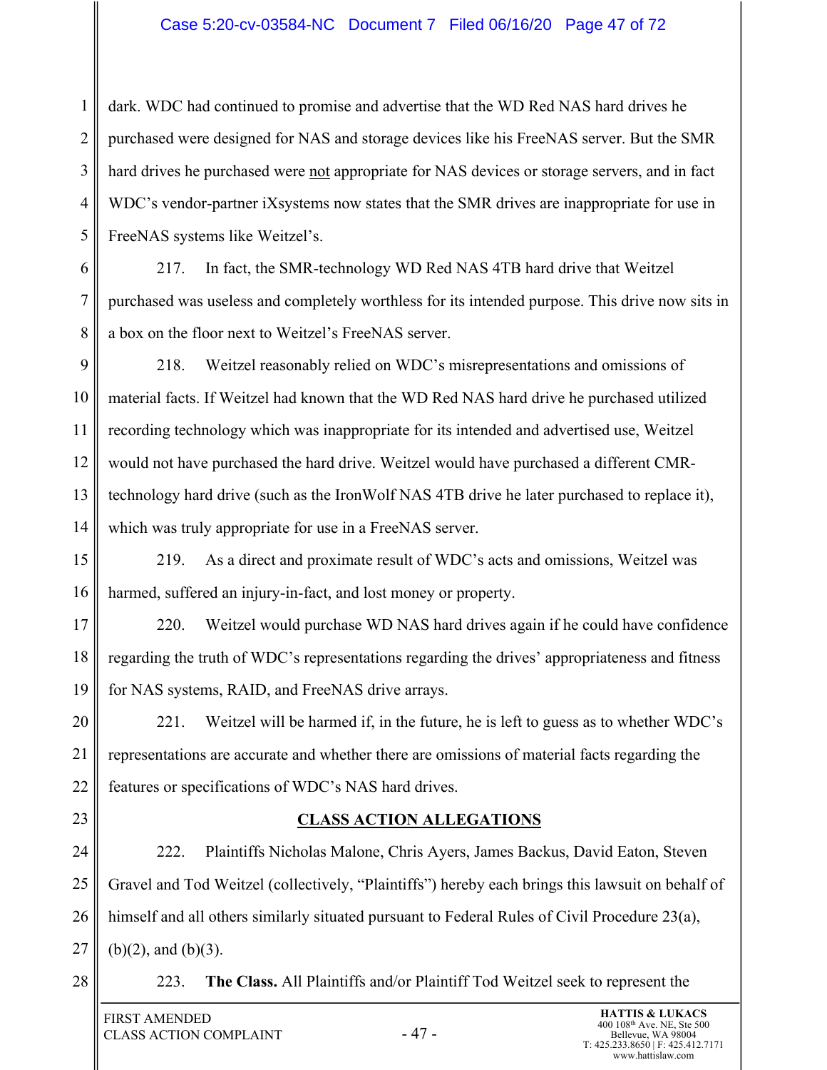dark. WDC had continued to promise and advertise that the WD Red NAS hard drives he purchased were designed for NAS and storage devices like his FreeNAS server. But the SMR hard drives he purchased were not appropriate for NAS devices or storage servers, and in fact WDC's vendor-partner iXsystems now states that the SMR drives are inappropriate for use in FreeNAS systems like Weitzel's.

217. In fact, the SMR-technology WD Red NAS 4TB hard drive that Weitzel purchased was useless and completely worthless for its intended purpose. This drive now sits in a box on the floor next to Weitzel's FreeNAS server.

218. Weitzel reasonably relied on WDC's misrepresentations and omissions of material facts. If Weitzel had known that the WD Red NAS hard drive he purchased utilized recording technology which was inappropriate for its intended and advertised use, Weitzel would not have purchased the hard drive. Weitzel would have purchased a different CMR-technology hard drive (such as the IronWolf NAS 4TB drive he later purchased to replace it), which was truly appropriate for use in a FreeNAS server.

219. As a direct and proximate result of WDC's acts and omissions, Weitzel was harmed, suffered an injury-in-fact, and lost money or property.

220. Weitzel would purchase WD NAS hard drives again if he could have confidence regarding the truth of WDC's representations regarding the drives' appropriateness and fitness for NAS systems, RAID, and FreeNAS drive arrays.

221. Weitzel will be harmed if, in the future, he is left to guess as to whether WDC's representations are accurate and whether there are omissions of material facts regarding the features or specifications of WDC's NAS hard drives.

## CLASS ACTION ALLEGATIONS

222. Plaintiffs Nicholas Malone, Chris Ayers, James Backus, David Eaton, Steven Gravel and Tod Weitzel (collectively, "Plaintiffs") hereby each brings this lawsuit on behalf of himself and all others similarly situated pursuant to Federal Rules of Civil Procedure 23(a), (b)(2), and (b)(3).

223. **The Class.** All Plaintiffs and/or Plaintiff Tod Weitzel seek to represent the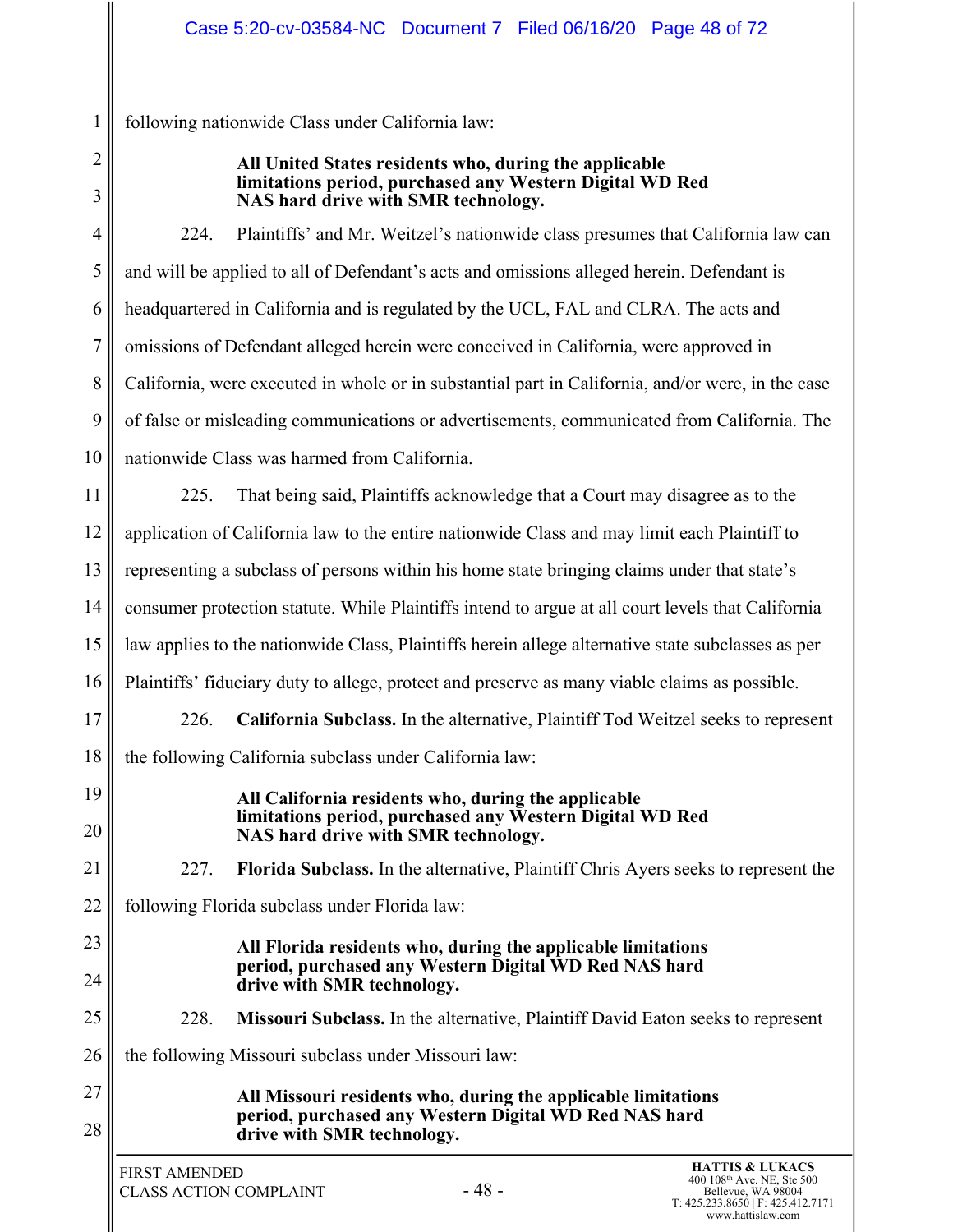following nationwide Class under California law:

> **All United States residents who, during the applicable limitations period, purchased any Western Digital WD Red NAS hard drive with SMR technology.**

224. Plaintiffs' and Mr. Weitzel's nationwide class presumes that California law can and will be applied to all of Defendant's acts and omissions alleged herein. Defendant is headquartered in California and is regulated by the UCL, FAL and CLRA. The acts and omissions of Defendant alleged herein were conceived in California, were approved in California, were executed in whole or in substantial part in California, and/or were, in the case of false or misleading communications or advertisements, communicated from California. The nationwide Class was harmed from California.

225. That being said, Plaintiffs acknowledge that a Court may disagree as to the application of California law to the entire nationwide Class and may limit each Plaintiff to representing a subclass of persons within his home state bringing claims under that state's consumer protection statute. While Plaintiffs intend to argue at all court levels that California law applies to the nationwide Class, Plaintiffs herein allege alternative state subclasses as per Plaintiffs' fiduciary duty to allege, protect and preserve as many viable claims as possible.

226. **California Subclass.** In the alternative, Plaintiff Tod Weitzel seeks to represent the following California subclass under California law:

> **All California residents who, during the applicable limitations period, purchased any Western Digital WD Red NAS hard drive with SMR technology.**

227. **Florida Subclass.** In the alternative, Plaintiff Chris Ayers seeks to represent the following Florida subclass under Florida law:

> **All Florida residents who, during the applicable limitations period, purchased any Western Digital WD Red NAS hard drive with SMR technology.**

228. **Missouri Subclass.** In the alternative, Plaintiff David Eaton seeks to represent the following Missouri subclass under Missouri law:

> **All Missouri residents who, during the applicable limitations period, purchased any Western Digital WD Red NAS hard drive with SMR technology.**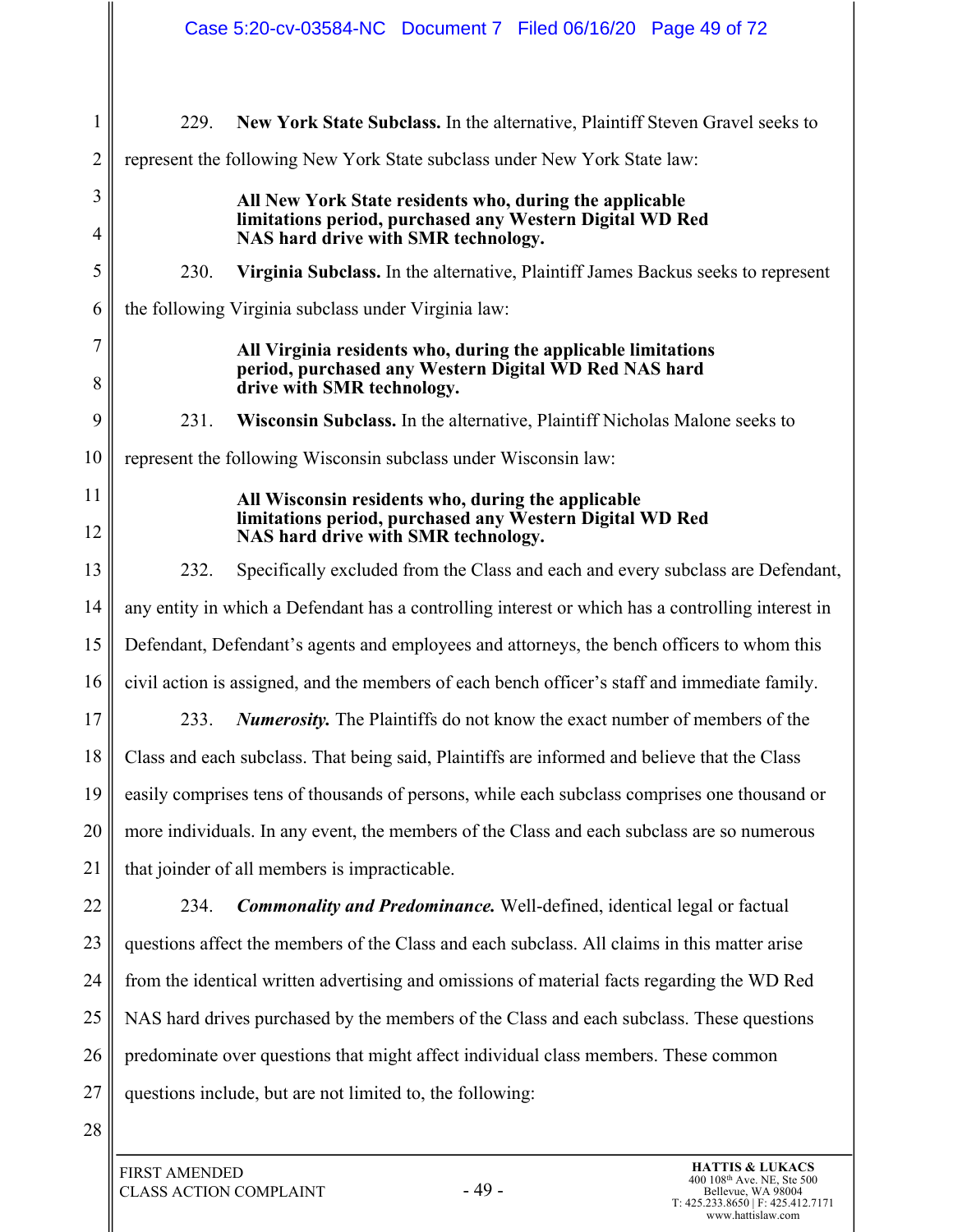229. **New York State Subclass.** In the alternative, Plaintiff Steven Gravel seeks to represent the following New York State subclass under New York State law:

> **All New York State residents who, during the applicable limitations period, purchased any Western Digital WD Red NAS hard drive with SMR technology.**

230. **Virginia Subclass.** In the alternative, Plaintiff James Backus seeks to represent the following Virginia subclass under Virginia law:

> **All Virginia residents who, during the applicable limitations period, purchased any Western Digital WD Red NAS hard drive with SMR technology.**

231. **Wisconsin Subclass.** In the alternative, Plaintiff Nicholas Malone seeks to represent the following Wisconsin subclass under Wisconsin law:

> **All Wisconsin residents who, during the applicable limitations period, purchased any Western Digital WD Red NAS hard drive with SMR technology.**

232. Specifically excluded from the Class and each and every subclass are Defendant, any entity in which a Defendant has a controlling interest or which has a controlling interest in Defendant, Defendant's agents and employees and attorneys, the bench officers to whom this civil action is assigned, and the members of each bench officer's staff and immediate family.

233. ***Numerosity.*** The Plaintiffs do not know the exact number of members of the Class and each subclass. That being said, Plaintiffs are informed and believe that the Class easily comprises tens of thousands of persons, while each subclass comprises one thousand or more individuals. In any event, the members of the Class and each subclass are so numerous that joinder of all members is impracticable.

234. ***Commonality and Predominance.*** Well-defined, identical legal or factual questions affect the members of the Class and each subclass. All claims in this matter arise from the identical written advertising and omissions of material facts regarding the WD Red NAS hard drives purchased by the members of the Class and each subclass. These questions predominate over questions that might affect individual class members. These common questions include, but are not limited to, the following: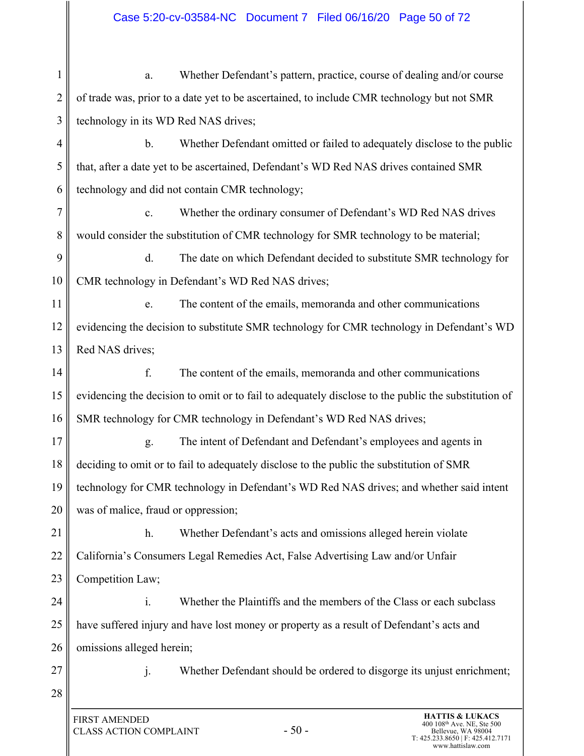a. Whether Defendant's pattern, practice, course of dealing and/or course of trade was, prior to a date yet to be ascertained, to include CMR technology but not SMR technology in its WD Red NAS drives;

b. Whether Defendant omitted or failed to adequately disclose to the public that, after a date yet to be ascertained, Defendant's WD Red NAS drives contained SMR technology and did not contain CMR technology;

c. Whether the ordinary consumer of Defendant's WD Red NAS drives would consider the substitution of CMR technology for SMR technology to be material;

d. The date on which Defendant decided to substitute SMR technology for CMR technology in Defendant's WD Red NAS drives;

e. The content of the emails, memoranda and other communications evidencing the decision to substitute SMR technology for CMR technology in Defendant's WD Red NAS drives;

f. The content of the emails, memoranda and other communications evidencing the decision to omit or to fail to adequately disclose to the public the substitution of SMR technology for CMR technology in Defendant's WD Red NAS drives;

g. The intent of Defendant and Defendant's employees and agents in deciding to omit or to fail to adequately disclose to the public the substitution of SMR technology for CMR technology in Defendant's WD Red NAS drives; and whether said intent was of malice, fraud or oppression;

h. Whether Defendant's acts and omissions alleged herein violate California's Consumers Legal Remedies Act, False Advertising Law and/or Unfair Competition Law;

i. Whether the Plaintiffs and the members of the Class or each subclass have suffered injury and have lost money or property as a result of Defendant's acts and omissions alleged herein;

j. Whether Defendant should be ordered to disgorge its unjust enrichment;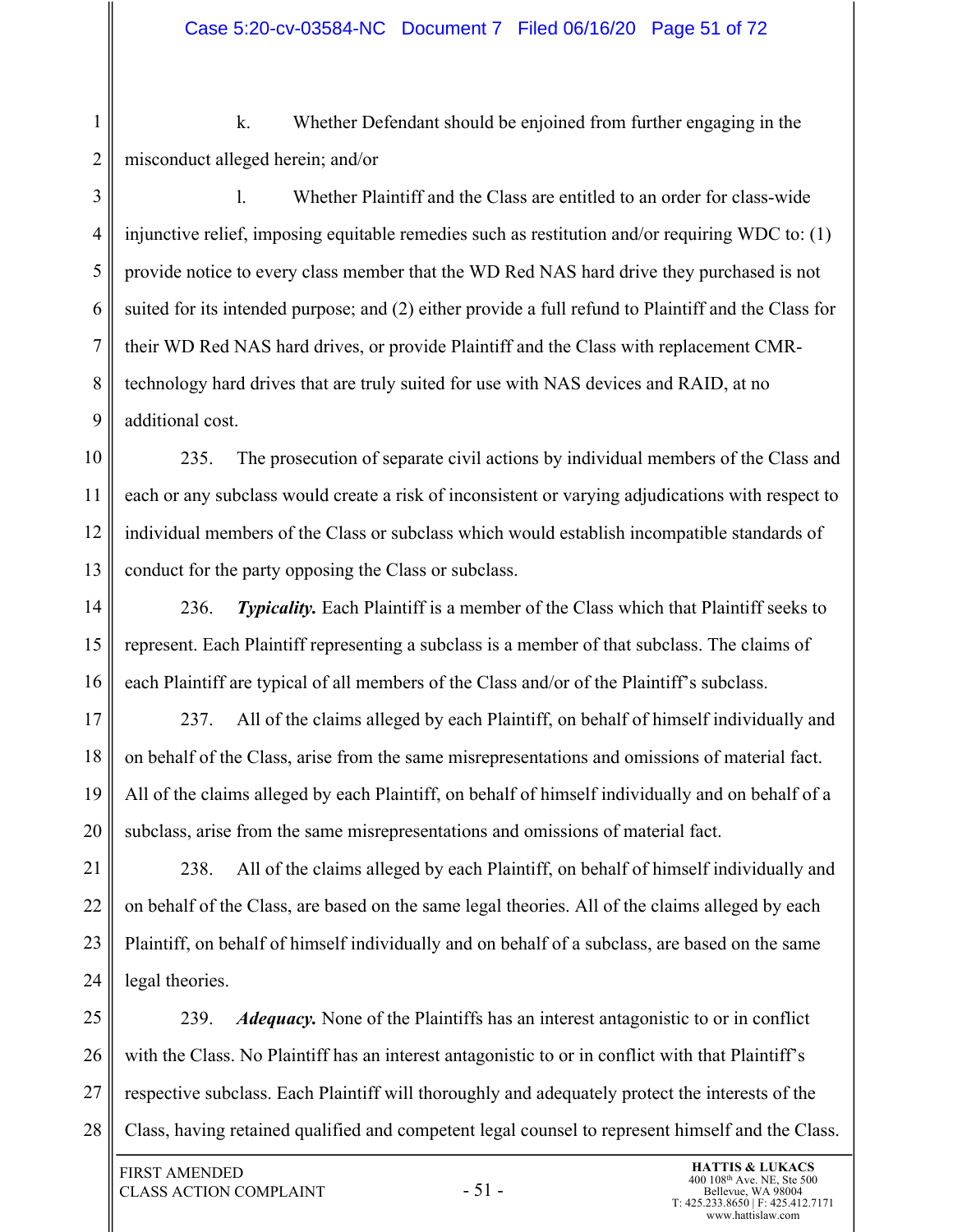k. Whether Defendant should be enjoined from further engaging in the misconduct alleged herein; and/or

l. Whether Plaintiff and the Class are entitled to an order for class-wide injunctive relief, imposing equitable remedies such as restitution and/or requiring WDC to: (1) provide notice to every class member that the WD Red NAS hard drive they purchased is not suited for its intended purpose; and (2) either provide a full refund to Plaintiff and the Class for their WD Red NAS hard drives, or provide Plaintiff and the Class with replacement CMR-technology hard drives that are truly suited for use with NAS devices and RAID, at no additional cost.

235. The prosecution of separate civil actions by individual members of the Class and each or any subclass would create a risk of inconsistent or varying adjudications with respect to individual members of the Class or subclass which would establish incompatible standards of conduct for the party opposing the Class or subclass.

236. ***Typicality.*** Each Plaintiff is a member of the Class which that Plaintiff seeks to represent. Each Plaintiff representing a subclass is a member of that subclass. The claims of each Plaintiff are typical of all members of the Class and/or of the Plaintiff's subclass.

237. All of the claims alleged by each Plaintiff, on behalf of himself individually and on behalf of the Class, arise from the same misrepresentations and omissions of material fact. All of the claims alleged by each Plaintiff, on behalf of himself individually and on behalf of a subclass, arise from the same misrepresentations and omissions of material fact.

238. All of the claims alleged by each Plaintiff, on behalf of himself individually and on behalf of the Class, are based on the same legal theories. All of the claims alleged by each Plaintiff, on behalf of himself individually and on behalf of a subclass, are based on the same legal theories.

239. ***Adequacy.*** None of the Plaintiffs has an interest antagonistic to or in conflict with the Class. No Plaintiff has an interest antagonistic to or in conflict with that Plaintiff's respective subclass. Each Plaintiff will thoroughly and adequately protect the interests of the Class, having retained qualified and competent legal counsel to represent himself and the Class.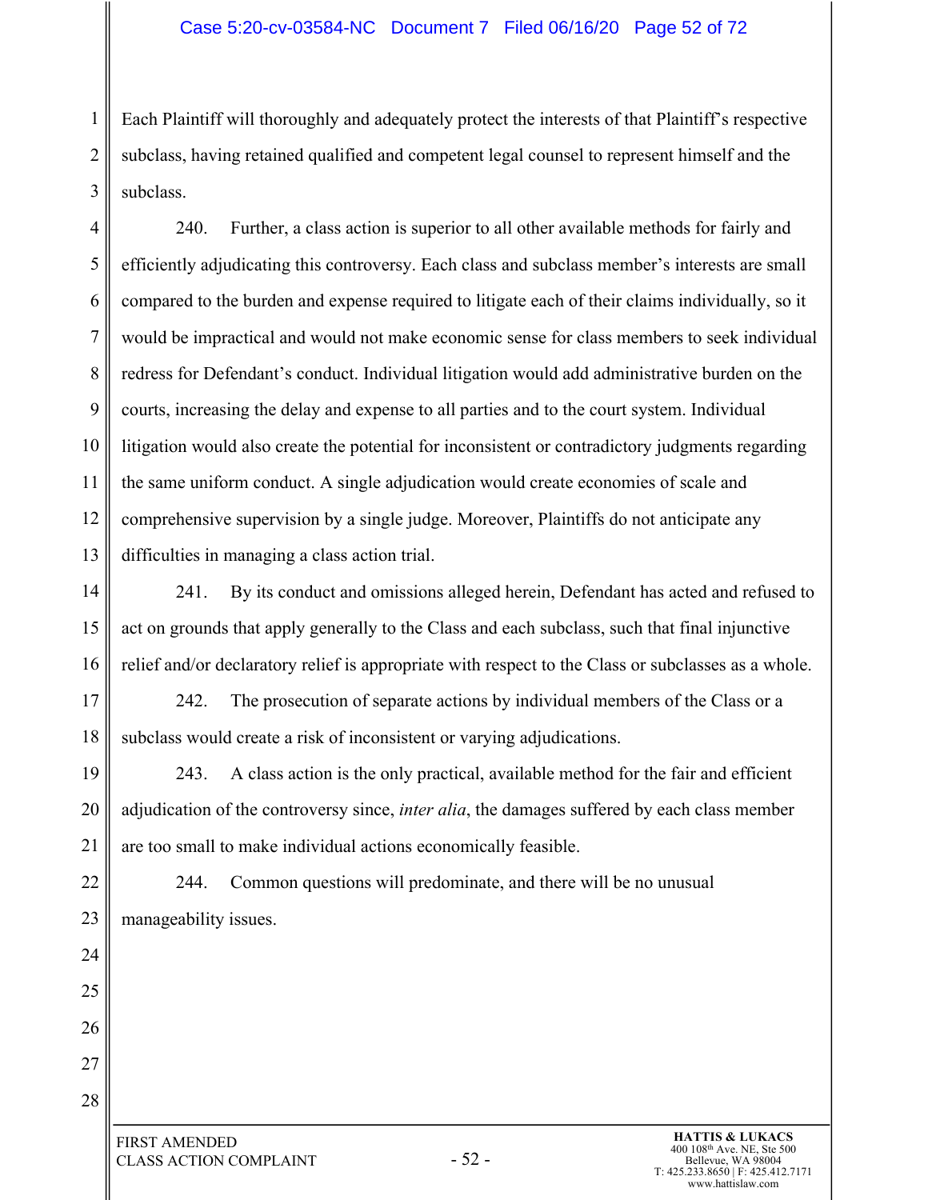Each Plaintiff will thoroughly and adequately protect the interests of that Plaintiff's respective subclass, having retained qualified and competent legal counsel to represent himself and the subclass.

240. Further, a class action is superior to all other available methods for fairly and efficiently adjudicating this controversy. Each class and subclass member's interests are small compared to the burden and expense required to litigate each of their claims individually, so it would be impractical and would not make economic sense for class members to seek individual redress for Defendant's conduct. Individual litigation would add administrative burden on the courts, increasing the delay and expense to all parties and to the court system. Individual litigation would also create the potential for inconsistent or contradictory judgments regarding the same uniform conduct. A single adjudication would create economies of scale and comprehensive supervision by a single judge. Moreover, Plaintiffs do not anticipate any difficulties in managing a class action trial.

241. By its conduct and omissions alleged herein, Defendant has acted and refused to act on grounds that apply generally to the Class and each subclass, such that final injunctive relief and/or declaratory relief is appropriate with respect to the Class or subclasses as a whole.

242. The prosecution of separate actions by individual members of the Class or a subclass would create a risk of inconsistent or varying adjudications.

243. A class action is the only practical, available method for the fair and efficient adjudication of the controversy since, *inter alia*, the damages suffered by each class member are too small to make individual actions economically feasible.

244. Common questions will predominate, and there will be no unusual manageability issues.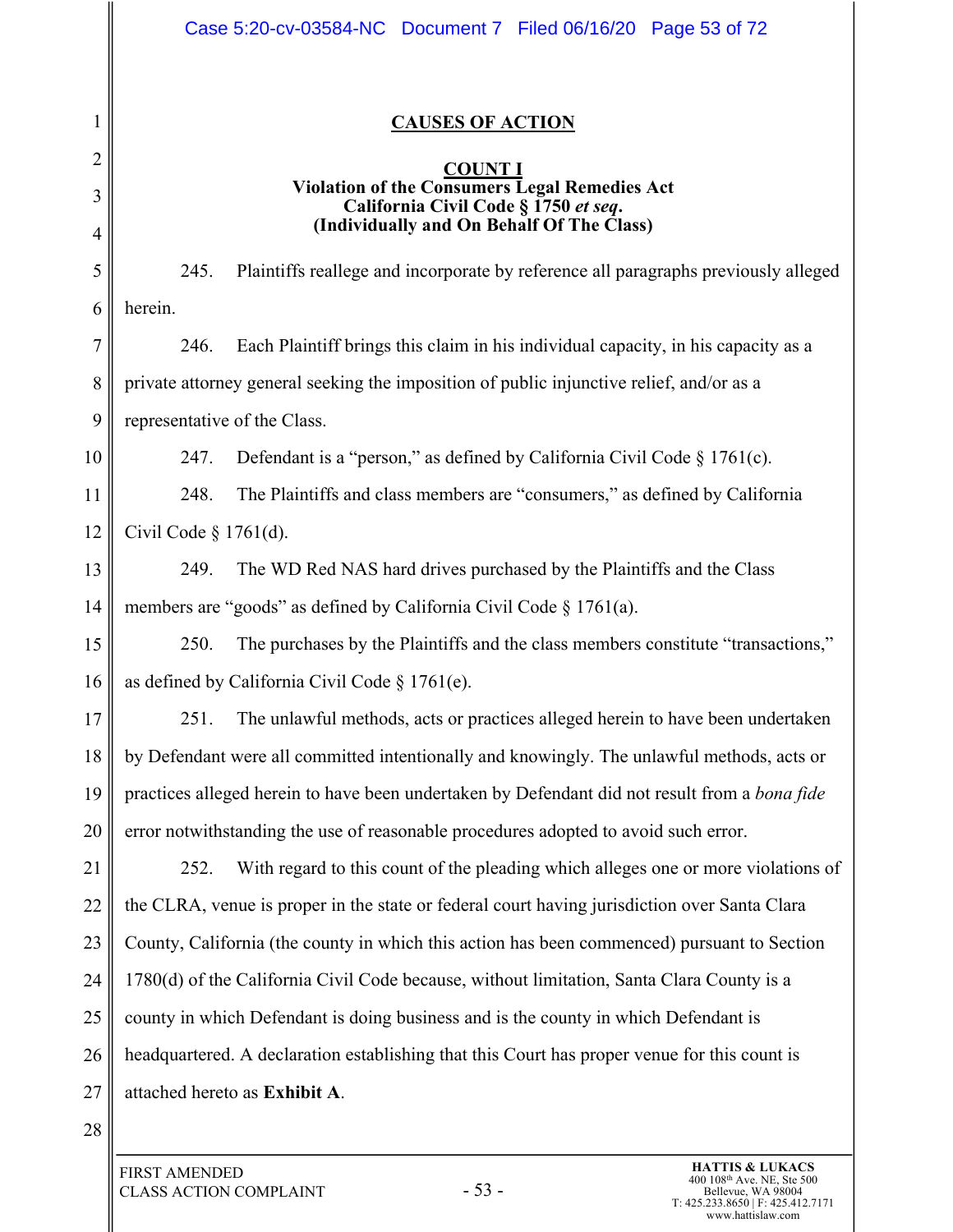## CAUSES OF ACTION

### COUNT I
**Violation of the Consumers Legal Remedies Act**
**California Civil Code § 1750 *et seq*.**
**(Individually and On Behalf Of The Class)**

245. Plaintiffs reallege and incorporate by reference all paragraphs previously alleged herein.

246. Each Plaintiff brings this claim in his individual capacity, in his capacity as a private attorney general seeking the imposition of public injunctive relief, and/or as a representative of the Class.

247. Defendant is a "person," as defined by California Civil Code § 1761(c).

248. The Plaintiffs and class members are "consumers," as defined by California Civil Code § 1761(d).

249. The WD Red NAS hard drives purchased by the Plaintiffs and the Class members are "goods" as defined by California Civil Code § 1761(a).

250. The purchases by the Plaintiffs and the class members constitute "transactions," as defined by California Civil Code § 1761(e).

251. The unlawful methods, acts or practices alleged herein to have been undertaken by Defendant were all committed intentionally and knowingly. The unlawful methods, acts or practices alleged herein to have been undertaken by Defendant did not result from a *bona fide* error notwithstanding the use of reasonable procedures adopted to avoid such error.

252. With regard to this count of the pleading which alleges one or more violations of the CLRA, venue is proper in the state or federal court having jurisdiction over Santa Clara County, California (the county in which this action has been commenced) pursuant to Section 1780(d) of the California Civil Code because, without limitation, Santa Clara County is a county in which Defendant is doing business and is the county in which Defendant is headquartered. A declaration establishing that this Court has proper venue for this count is attached hereto as **Exhibit A**.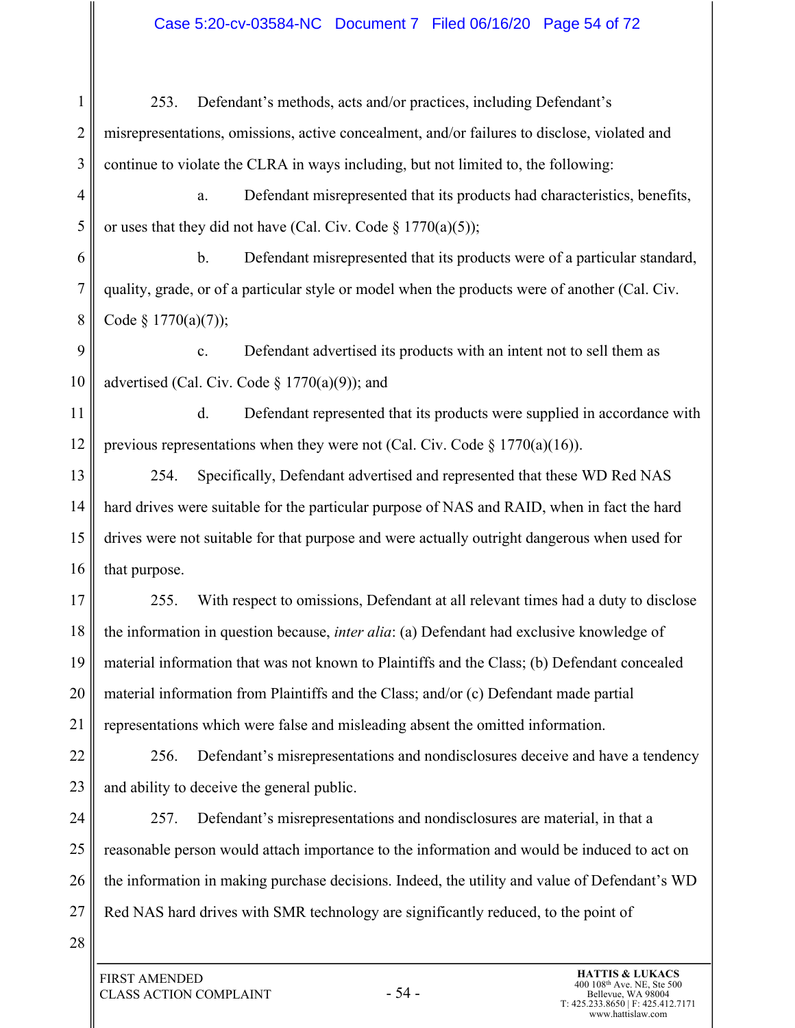253. Defendant's methods, acts and/or practices, including Defendant's misrepresentations, omissions, active concealment, and/or failures to disclose, violated and continue to violate the CLRA in ways including, but not limited to, the following:

a. Defendant misrepresented that its products had characteristics, benefits, or uses that they did not have (Cal. Civ. Code § 1770(a)(5));

b. Defendant misrepresented that its products were of a particular standard, quality, grade, or of a particular style or model when the products were of another (Cal. Civ. Code § 1770(a)(7));

c. Defendant advertised its products with an intent not to sell them as advertised (Cal. Civ. Code § 1770(a)(9)); and

d. Defendant represented that its products were supplied in accordance with previous representations when they were not (Cal. Civ. Code § 1770(a)(16)).

254. Specifically, Defendant advertised and represented that these WD Red NAS hard drives were suitable for the particular purpose of NAS and RAID, when in fact the hard drives were not suitable for that purpose and were actually outright dangerous when used for that purpose.

255. With respect to omissions, Defendant at all relevant times had a duty to disclose the information in question because, *inter alia*: (a) Defendant had exclusive knowledge of material information that was not known to Plaintiffs and the Class; (b) Defendant concealed material information from Plaintiffs and the Class; and/or (c) Defendant made partial representations which were false and misleading absent the omitted information.

256. Defendant's misrepresentations and nondisclosures deceive and have a tendency and ability to deceive the general public.

257. Defendant's misrepresentations and nondisclosures are material, in that a reasonable person would attach importance to the information and would be induced to act on the information in making purchase decisions. Indeed, the utility and value of Defendant's WD Red NAS hard drives with SMR technology are significantly reduced, to the point of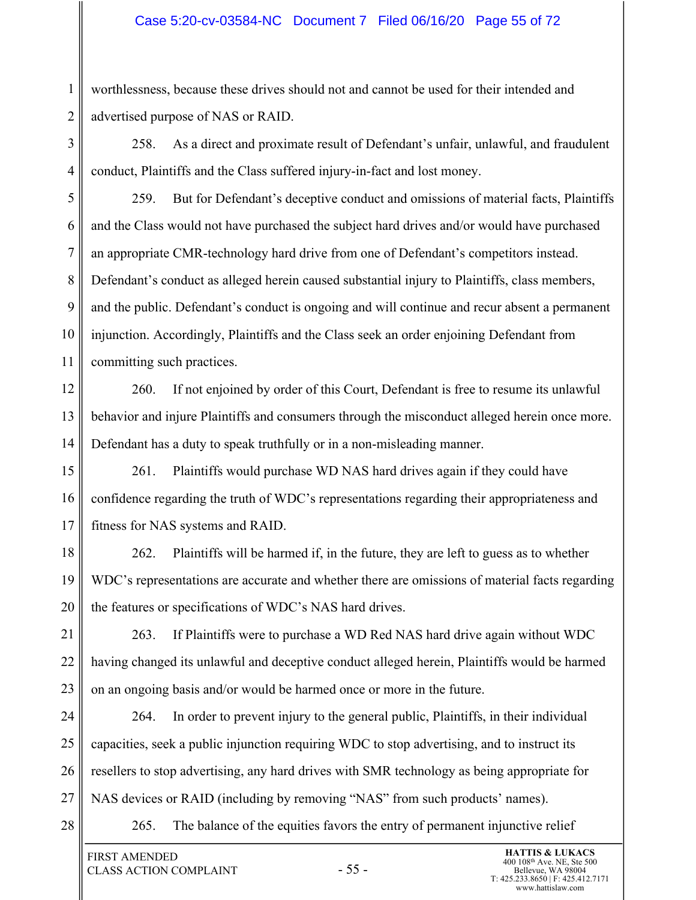worthlessness, because these drives should not and cannot be used for their intended and advertised purpose of NAS or RAID.

258. As a direct and proximate result of Defendant's unfair, unlawful, and fraudulent conduct, Plaintiffs and the Class suffered injury-in-fact and lost money.

259. But for Defendant's deceptive conduct and omissions of material facts, Plaintiffs and the Class would not have purchased the subject hard drives and/or would have purchased an appropriate CMR-technology hard drive from one of Defendant's competitors instead. Defendant's conduct as alleged herein caused substantial injury to Plaintiffs, class members, and the public. Defendant's conduct is ongoing and will continue and recur absent a permanent injunction. Accordingly, Plaintiffs and the Class seek an order enjoining Defendant from committing such practices.

260. If not enjoined by order of this Court, Defendant is free to resume its unlawful behavior and injure Plaintiffs and consumers through the misconduct alleged herein once more. Defendant has a duty to speak truthfully or in a non-misleading manner.

261. Plaintiffs would purchase WD NAS hard drives again if they could have confidence regarding the truth of WDC's representations regarding their appropriateness and fitness for NAS systems and RAID.

262. Plaintiffs will be harmed if, in the future, they are left to guess as to whether WDC's representations are accurate and whether there are omissions of material facts regarding the features or specifications of WDC's NAS hard drives.

263. If Plaintiffs were to purchase a WD Red NAS hard drive again without WDC having changed its unlawful and deceptive conduct alleged herein, Plaintiffs would be harmed on an ongoing basis and/or would be harmed once or more in the future.

264. In order to prevent injury to the general public, Plaintiffs, in their individual capacities, seek a public injunction requiring WDC to stop advertising, and to instruct its resellers to stop advertising, any hard drives with SMR technology as being appropriate for NAS devices or RAID (including by removing "NAS" from such products' names).

265. The balance of the equities favors the entry of permanent injunctive relief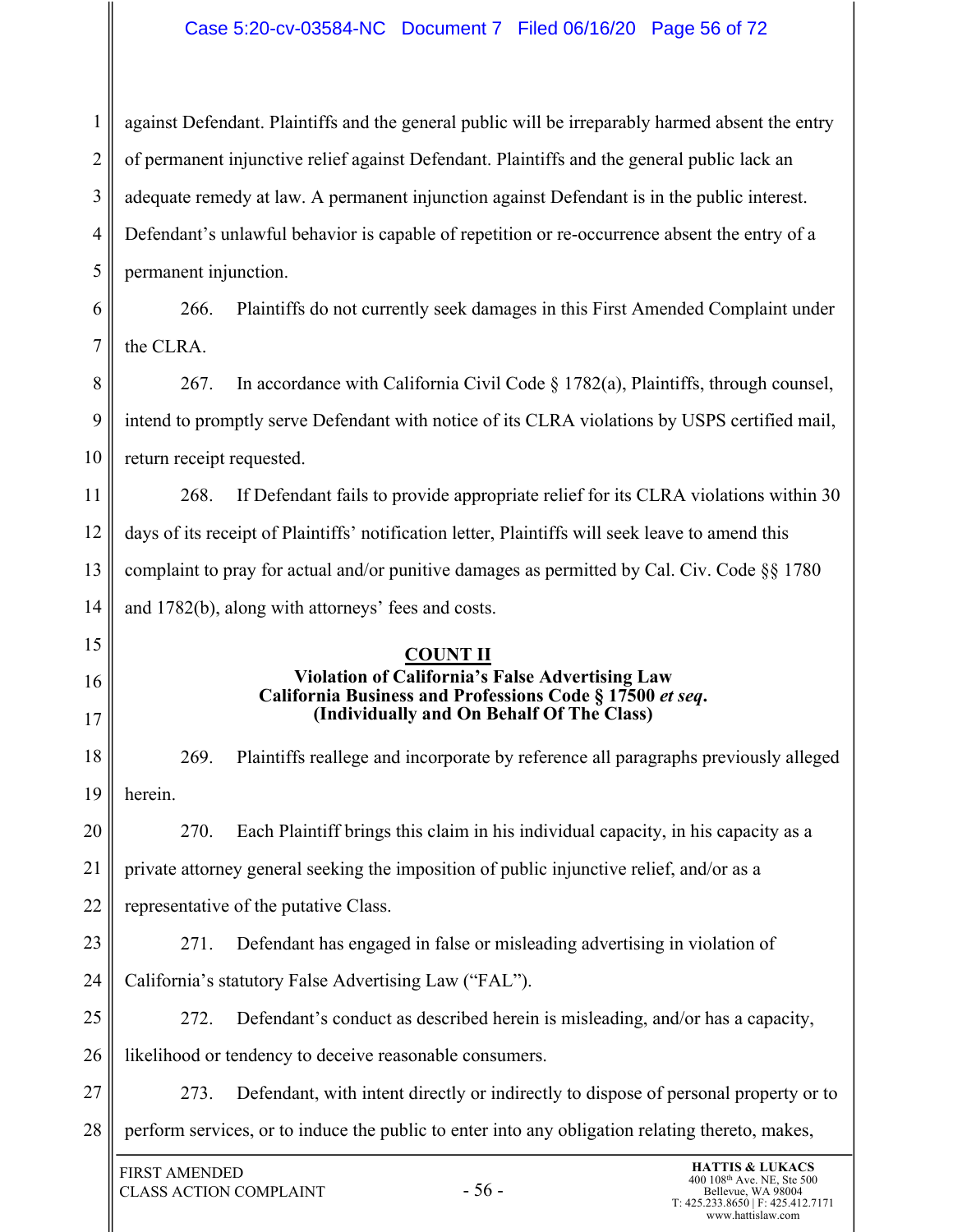against Defendant. Plaintiffs and the general public will be irreparably harmed absent the entry of permanent injunctive relief against Defendant. Plaintiffs and the general public lack an adequate remedy at law. A permanent injunction against Defendant is in the public interest. Defendant's unlawful behavior is capable of repetition or re-occurrence absent the entry of a permanent injunction.

266. Plaintiffs do not currently seek damages in this First Amended Complaint under the CLRA.

267. In accordance with California Civil Code § 1782(a), Plaintiffs, through counsel, intend to promptly serve Defendant with notice of its CLRA violations by USPS certified mail, return receipt requested.

268. If Defendant fails to provide appropriate relief for its CLRA violations within 30 days of its receipt of Plaintiffs' notification letter, Plaintiffs will seek leave to amend this complaint to pray for actual and/or punitive damages as permitted by Cal. Civ. Code §§ 1780 and 1782(b), along with attorneys' fees and costs.

## COUNT II
### Violation of California's False Advertising Law California Business and Professions Code § 17500 *et seq*. (Individually and On Behalf Of The Class)

269. Plaintiffs reallege and incorporate by reference all paragraphs previously alleged herein.

270. Each Plaintiff brings this claim in his individual capacity, in his capacity as a private attorney general seeking the imposition of public injunctive relief, and/or as a representative of the putative Class.

271. Defendant has engaged in false or misleading advertising in violation of California's statutory False Advertising Law ("FAL").

272. Defendant's conduct as described herein is misleading, and/or has a capacity, likelihood or tendency to deceive reasonable consumers.

273. Defendant, with intent directly or indirectly to dispose of personal property or to perform services, or to induce the public to enter into any obligation relating thereto, makes,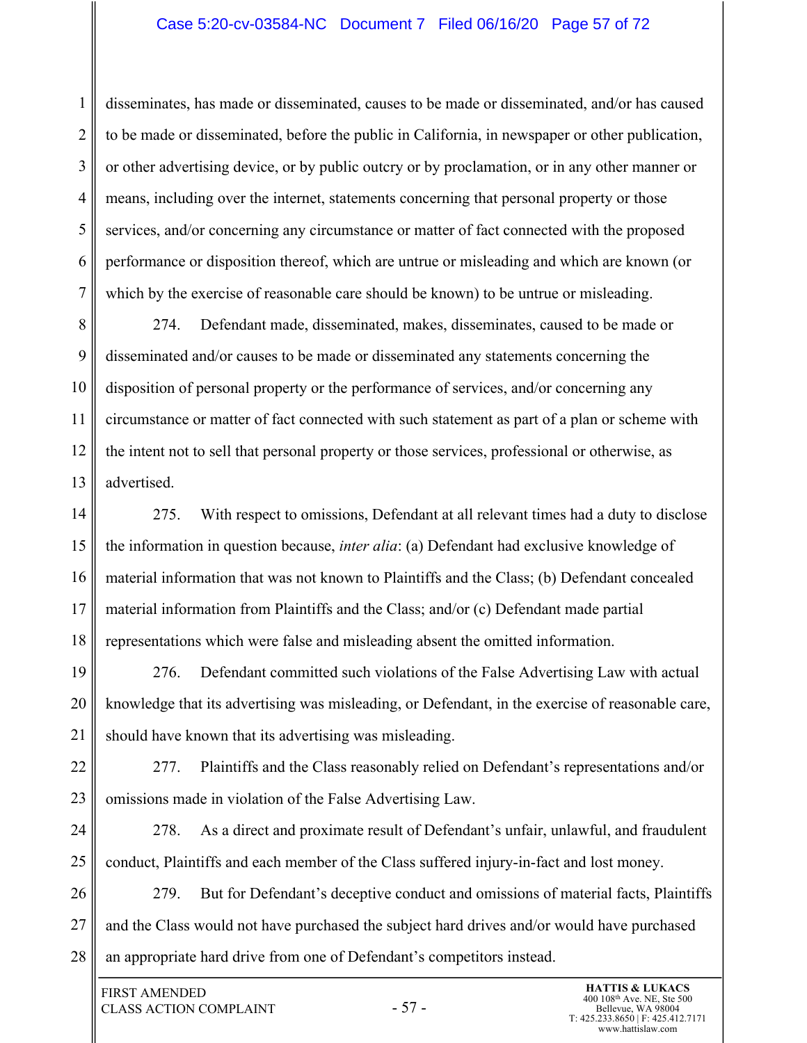disseminates, has made or disseminated, causes to be made or disseminated, and/or has caused to be made or disseminated, before the public in California, in newspaper or other publication, or other advertising device, or by public outcry or by proclamation, or in any other manner or means, including over the internet, statements concerning that personal property or those services, and/or concerning any circumstance or matter of fact connected with the proposed performance or disposition thereof, which are untrue or misleading and which are known (or which by the exercise of reasonable care should be known) to be untrue or misleading.

274. Defendant made, disseminated, makes, disseminates, caused to be made or disseminated and/or causes to be made or disseminated any statements concerning the disposition of personal property or the performance of services, and/or concerning any circumstance or matter of fact connected with such statement as part of a plan or scheme with the intent not to sell that personal property or those services, professional or otherwise, as advertised.

275. With respect to omissions, Defendant at all relevant times had a duty to disclose the information in question because, *inter alia*: (a) Defendant had exclusive knowledge of material information that was not known to Plaintiffs and the Class; (b) Defendant concealed material information from Plaintiffs and the Class; and/or (c) Defendant made partial representations which were false and misleading absent the omitted information.

276. Defendant committed such violations of the False Advertising Law with actual knowledge that its advertising was misleading, or Defendant, in the exercise of reasonable care, should have known that its advertising was misleading.

277. Plaintiffs and the Class reasonably relied on Defendant's representations and/or omissions made in violation of the False Advertising Law.

278. As a direct and proximate result of Defendant's unfair, unlawful, and fraudulent conduct, Plaintiffs and each member of the Class suffered injury-in-fact and lost money.

279. But for Defendant's deceptive conduct and omissions of material facts, Plaintiffs and the Class would not have purchased the subject hard drives and/or would have purchased an appropriate hard drive from one of Defendant's competitors instead.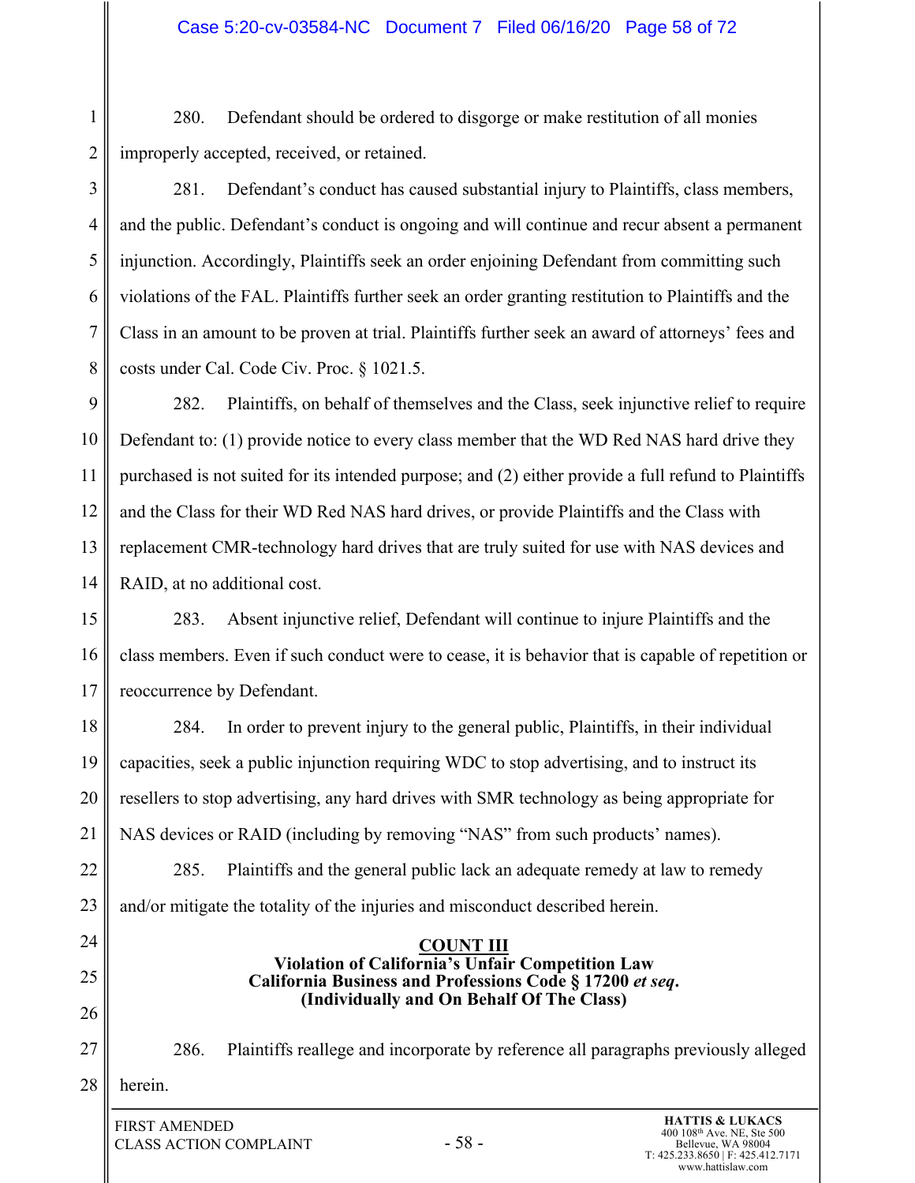280. Defendant should be ordered to disgorge or make restitution of all monies improperly accepted, received, or retained.

281. Defendant's conduct has caused substantial injury to Plaintiffs, class members, and the public. Defendant's conduct is ongoing and will continue and recur absent a permanent injunction. Accordingly, Plaintiffs seek an order enjoining Defendant from committing such violations of the FAL. Plaintiffs further seek an order granting restitution to Plaintiffs and the Class in an amount to be proven at trial. Plaintiffs further seek an award of attorneys' fees and costs under Cal. Code Civ. Proc. § 1021.5.

282. Plaintiffs, on behalf of themselves and the Class, seek injunctive relief to require Defendant to: (1) provide notice to every class member that the WD Red NAS hard drive they purchased is not suited for its intended purpose; and (2) either provide a full refund to Plaintiffs and the Class for their WD Red NAS hard drives, or provide Plaintiffs and the Class with replacement CMR-technology hard drives that are truly suited for use with NAS devices and RAID, at no additional cost.

283. Absent injunctive relief, Defendant will continue to injure Plaintiffs and the class members. Even if such conduct were to cease, it is behavior that is capable of repetition or reoccurrence by Defendant.

284. In order to prevent injury to the general public, Plaintiffs, in their individual capacities, seek a public injunction requiring WDC to stop advertising, and to instruct its resellers to stop advertising, any hard drives with SMR technology as being appropriate for NAS devices or RAID (including by removing "NAS" from such products' names).

285. Plaintiffs and the general public lack an adequate remedy at law to remedy and/or mitigate the totality of the injuries and misconduct described herein.

## COUNT III
**Violation of California's Unfair Competition Law**
**California Business and Professions Code § 17200 *et seq*.**
**(Individually and On Behalf Of The Class)**

286. Plaintiffs reallege and incorporate by reference all paragraphs previously alleged herein.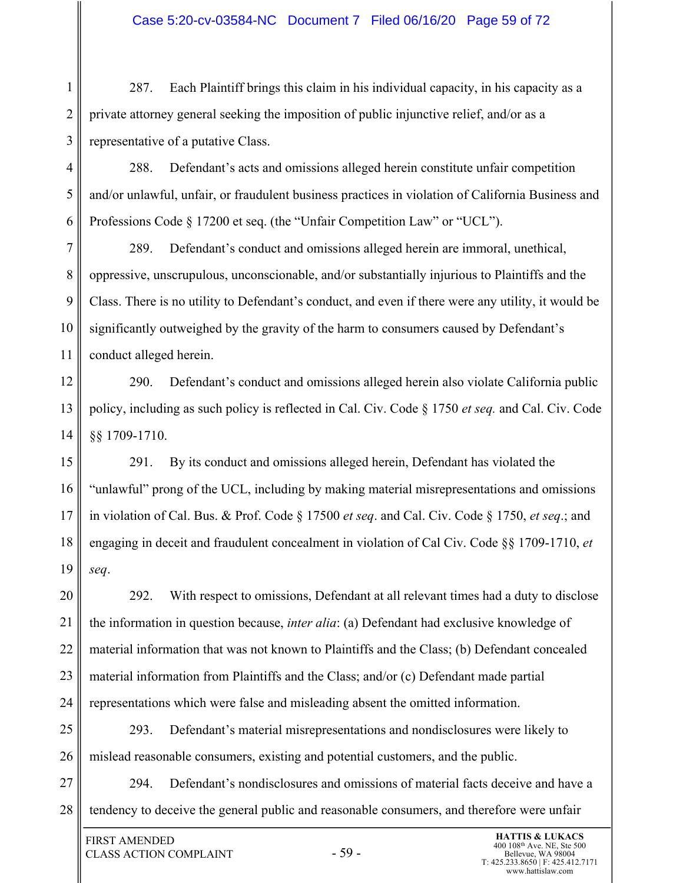287. Each Plaintiff brings this claim in his individual capacity, in his capacity as a private attorney general seeking the imposition of public injunctive relief, and/or as a representative of a putative Class.

288. Defendant's acts and omissions alleged herein constitute unfair competition and/or unlawful, unfair, or fraudulent business practices in violation of California Business and Professions Code § 17200 et seq. (the "Unfair Competition Law" or "UCL").

289. Defendant's conduct and omissions alleged herein are immoral, unethical, oppressive, unscrupulous, unconscionable, and/or substantially injurious to Plaintiffs and the Class. There is no utility to Defendant's conduct, and even if there were any utility, it would be significantly outweighed by the gravity of the harm to consumers caused by Defendant's conduct alleged herein.

290. Defendant's conduct and omissions alleged herein also violate California public policy, including as such policy is reflected in Cal. Civ. Code § 1750 *et seq.* and Cal. Civ. Code §§ 1709-1710.

291. By its conduct and omissions alleged herein, Defendant has violated the "unlawful" prong of the UCL, including by making material misrepresentations and omissions in violation of Cal. Bus. & Prof. Code § 17500 *et seq*. and Cal. Civ. Code § 1750, *et seq*.; and engaging in deceit and fraudulent concealment in violation of Cal Civ. Code §§ 1709-1710, *et seq*.

292. With respect to omissions, Defendant at all relevant times had a duty to disclose the information in question because, *inter alia*: (a) Defendant had exclusive knowledge of material information that was not known to Plaintiffs and the Class; (b) Defendant concealed material information from Plaintiffs and the Class; and/or (c) Defendant made partial representations which were false and misleading absent the omitted information.

293. Defendant's material misrepresentations and nondisclosures were likely to mislead reasonable consumers, existing and potential customers, and the public.

294. Defendant's nondisclosures and omissions of material facts deceive and have a tendency to deceive the general public and reasonable consumers, and therefore were unfair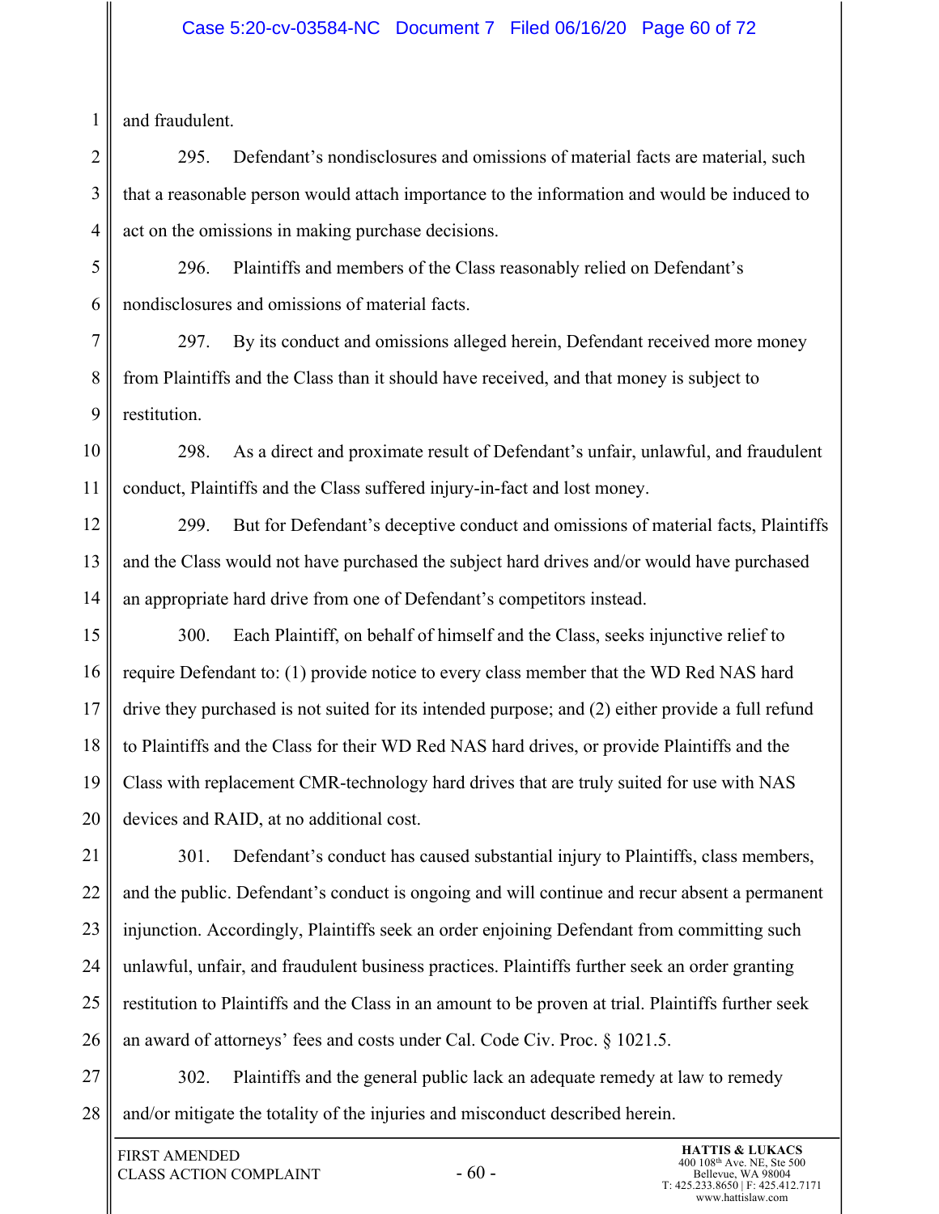and fraudulent.

295. Defendant's nondisclosures and omissions of material facts are material, such that a reasonable person would attach importance to the information and would be induced to act on the omissions in making purchase decisions.

296. Plaintiffs and members of the Class reasonably relied on Defendant's nondisclosures and omissions of material facts.

297. By its conduct and omissions alleged herein, Defendant received more money from Plaintiffs and the Class than it should have received, and that money is subject to restitution.

298. As a direct and proximate result of Defendant's unfair, unlawful, and fraudulent conduct, Plaintiffs and the Class suffered injury-in-fact and lost money.

299. But for Defendant's deceptive conduct and omissions of material facts, Plaintiffs and the Class would not have purchased the subject hard drives and/or would have purchased an appropriate hard drive from one of Defendant's competitors instead.

300. Each Plaintiff, on behalf of himself and the Class, seeks injunctive relief to require Defendant to: (1) provide notice to every class member that the WD Red NAS hard drive they purchased is not suited for its intended purpose; and (2) either provide a full refund to Plaintiffs and the Class for their WD Red NAS hard drives, or provide Plaintiffs and the Class with replacement CMR-technology hard drives that are truly suited for use with NAS devices and RAID, at no additional cost.

301. Defendant's conduct has caused substantial injury to Plaintiffs, class members, and the public. Defendant's conduct is ongoing and will continue and recur absent a permanent injunction. Accordingly, Plaintiffs seek an order enjoining Defendant from committing such unlawful, unfair, and fraudulent business practices. Plaintiffs further seek an order granting restitution to Plaintiffs and the Class in an amount to be proven at trial. Plaintiffs further seek an award of attorneys' fees and costs under Cal. Code Civ. Proc. § 1021.5.

302. Plaintiffs and the general public lack an adequate remedy at law to remedy and/or mitigate the totality of the injuries and misconduct described herein.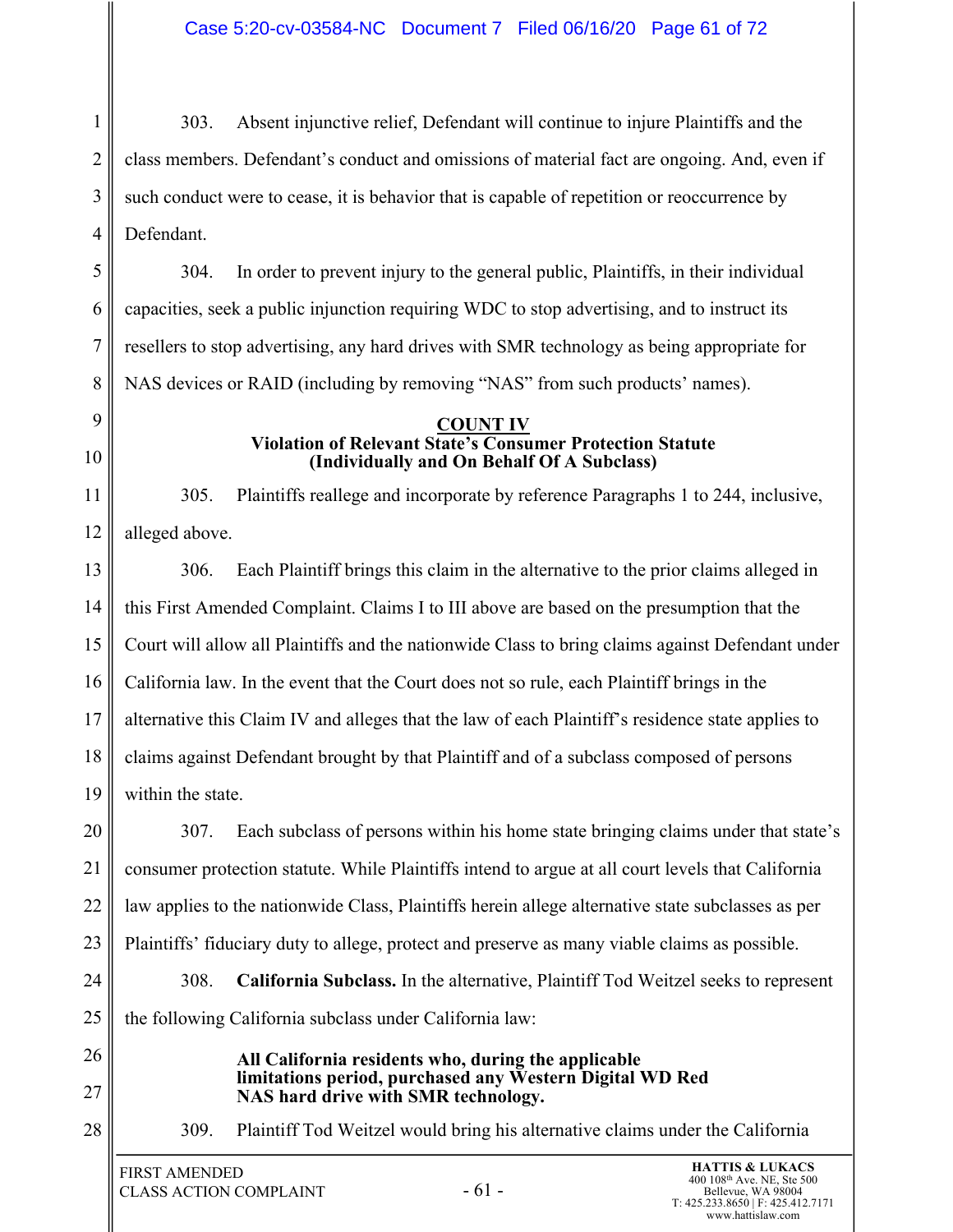303. Absent injunctive relief, Defendant will continue to injure Plaintiffs and the class members. Defendant's conduct and omissions of material fact are ongoing. And, even if such conduct were to cease, it is behavior that is capable of repetition or reoccurrence by Defendant.

304. In order to prevent injury to the general public, Plaintiffs, in their individual capacities, seek a public injunction requiring WDC to stop advertising, and to instruct its resellers to stop advertising, any hard drives with SMR technology as being appropriate for NAS devices or RAID (including by removing "NAS" from such products' names).

**COUNT IV**
**Violation of Relevant State's Consumer Protection Statute**
**(Individually and On Behalf Of A Subclass)**

305. Plaintiffs reallege and incorporate by reference Paragraphs 1 to 244, inclusive, alleged above.

306. Each Plaintiff brings this claim in the alternative to the prior claims alleged in this First Amended Complaint. Claims I to III above are based on the presumption that the Court will allow all Plaintiffs and the nationwide Class to bring claims against Defendant under California law. In the event that the Court does not so rule, each Plaintiff brings in the alternative this Claim IV and alleges that the law of each Plaintiff's residence state applies to claims against Defendant brought by that Plaintiff and of a subclass composed of persons within the state.

307. Each subclass of persons within his home state bringing claims under that state's consumer protection statute. While Plaintiffs intend to argue at all court levels that California law applies to the nationwide Class, Plaintiffs herein allege alternative state subclasses as per Plaintiffs' fiduciary duty to allege, protect and preserve as many viable claims as possible.

308. **California Subclass.** In the alternative, Plaintiff Tod Weitzel seeks to represent the following California subclass under California law:

> **All California residents who, during the applicable limitations period, purchased any Western Digital WD Red NAS hard drive with SMR technology.**

309. Plaintiff Tod Weitzel would bring his alternative claims under the California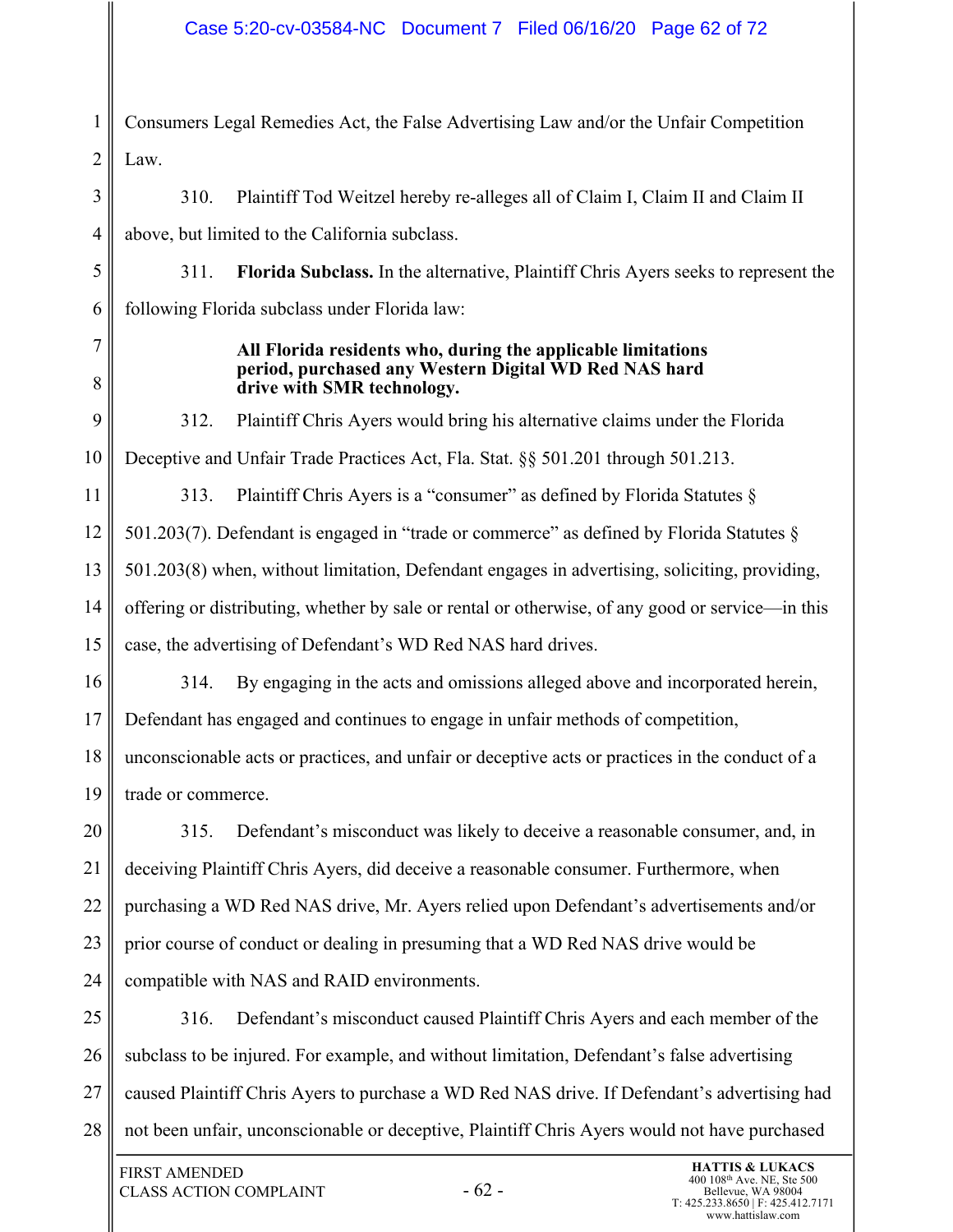Consumers Legal Remedies Act, the False Advertising Law and/or the Unfair Competition Law.

310. Plaintiff Tod Weitzel hereby re-alleges all of Claim I, Claim II and Claim II above, but limited to the California subclass.

311. **Florida Subclass.** In the alternative, Plaintiff Chris Ayers seeks to represent the following Florida subclass under Florida law:

> **All Florida residents who, during the applicable limitations period, purchased any Western Digital WD Red NAS hard drive with SMR technology.**

312. Plaintiff Chris Ayers would bring his alternative claims under the Florida Deceptive and Unfair Trade Practices Act, Fla. Stat. §§ 501.201 through 501.213.

313. Plaintiff Chris Ayers is a "consumer" as defined by Florida Statutes § 501.203(7). Defendant is engaged in "trade or commerce" as defined by Florida Statutes § 501.203(8) when, without limitation, Defendant engages in advertising, soliciting, providing, offering or distributing, whether by sale or rental or otherwise, of any good or service—in this case, the advertising of Defendant's WD Red NAS hard drives.

314. By engaging in the acts and omissions alleged above and incorporated herein, Defendant has engaged and continues to engage in unfair methods of competition, unconscionable acts or practices, and unfair or deceptive acts or practices in the conduct of a trade or commerce.

315. Defendant's misconduct was likely to deceive a reasonable consumer, and, in deceiving Plaintiff Chris Ayers, did deceive a reasonable consumer. Furthermore, when purchasing a WD Red NAS drive, Mr. Ayers relied upon Defendant's advertisements and/or prior course of conduct or dealing in presuming that a WD Red NAS drive would be compatible with NAS and RAID environments.

316. Defendant's misconduct caused Plaintiff Chris Ayers and each member of the subclass to be injured. For example, and without limitation, Defendant's false advertising caused Plaintiff Chris Ayers to purchase a WD Red NAS drive. If Defendant's advertising had not been unfair, unconscionable or deceptive, Plaintiff Chris Ayers would not have purchased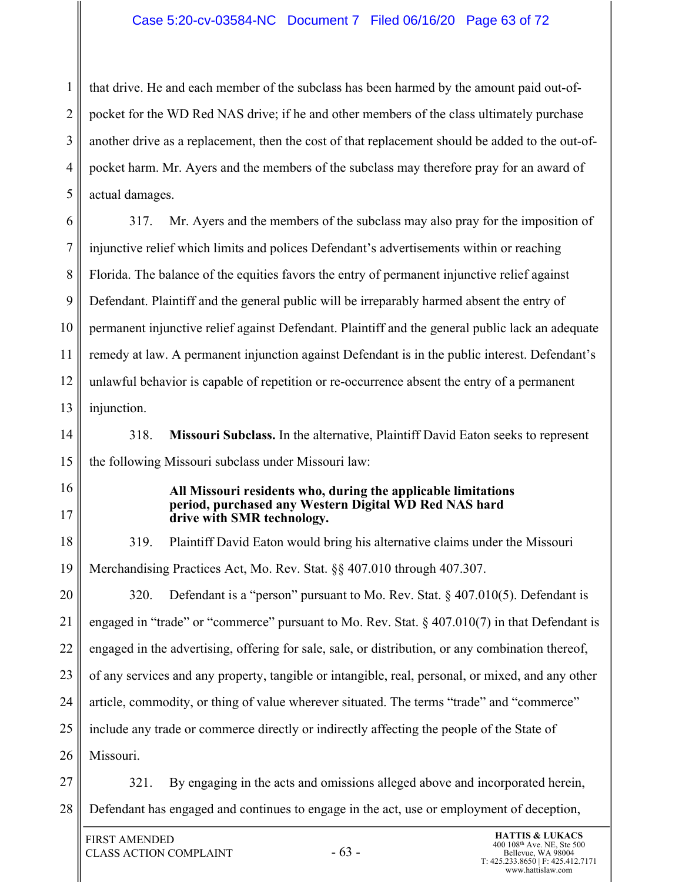that drive. He and each member of the subclass has been harmed by the amount paid out-of-pocket for the WD Red NAS drive; if he and other members of the class ultimately purchase another drive as a replacement, then the cost of that replacement should be added to the out-of-pocket harm. Mr. Ayers and the members of the subclass may therefore pray for an award of actual damages.

317. Mr. Ayers and the members of the subclass may also pray for the imposition of injunctive relief which limits and polices Defendant's advertisements within or reaching Florida. The balance of the equities favors the entry of permanent injunctive relief against Defendant. Plaintiff and the general public will be irreparably harmed absent the entry of permanent injunctive relief against Defendant. Plaintiff and the general public lack an adequate remedy at law. A permanent injunction against Defendant is in the public interest. Defendant's unlawful behavior is capable of repetition or re-occurrence absent the entry of a permanent injunction.

318. **Missouri Subclass.** In the alternative, Plaintiff David Eaton seeks to represent the following Missouri subclass under Missouri law:

> **All Missouri residents who, during the applicable limitations period, purchased any Western Digital WD Red NAS hard drive with SMR technology.**

319. Plaintiff David Eaton would bring his alternative claims under the Missouri Merchandising Practices Act, Mo. Rev. Stat. §§ 407.010 through 407.307.

320. Defendant is a "person" pursuant to Mo. Rev. Stat. § 407.010(5). Defendant is engaged in "trade" or "commerce" pursuant to Mo. Rev. Stat. § 407.010(7) in that Defendant is engaged in the advertising, offering for sale, sale, or distribution, or any combination thereof, of any services and any property, tangible or intangible, real, personal, or mixed, and any other article, commodity, or thing of value wherever situated. The terms "trade" and "commerce" include any trade or commerce directly or indirectly affecting the people of the State of Missouri.

321. By engaging in the acts and omissions alleged above and incorporated herein, Defendant has engaged and continues to engage in the act, use or employment of deception,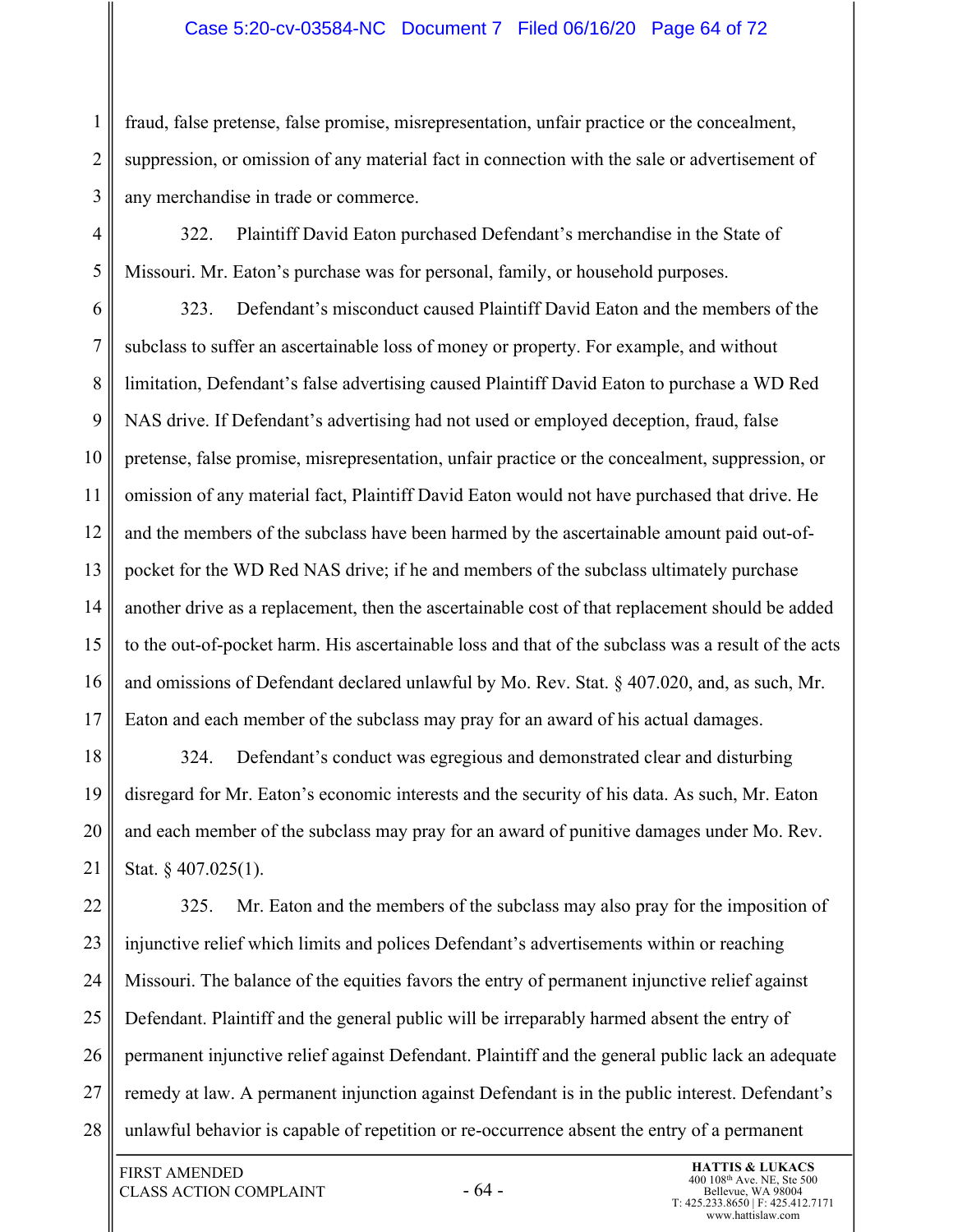fraud, false pretense, false promise, misrepresentation, unfair practice or the concealment, suppression, or omission of any material fact in connection with the sale or advertisement of any merchandise in trade or commerce.

322. Plaintiff David Eaton purchased Defendant's merchandise in the State of Missouri. Mr. Eaton's purchase was for personal, family, or household purposes.

323. Defendant's misconduct caused Plaintiff David Eaton and the members of the subclass to suffer an ascertainable loss of money or property. For example, and without limitation, Defendant's false advertising caused Plaintiff David Eaton to purchase a WD Red NAS drive. If Defendant's advertising had not used or employed deception, fraud, false pretense, false promise, misrepresentation, unfair practice or the concealment, suppression, or omission of any material fact, Plaintiff David Eaton would not have purchased that drive. He and the members of the subclass have been harmed by the ascertainable amount paid out-of-pocket for the WD Red NAS drive; if he and members of the subclass ultimately purchase another drive as a replacement, then the ascertainable cost of that replacement should be added to the out-of-pocket harm. His ascertainable loss and that of the subclass was a result of the acts and omissions of Defendant declared unlawful by Mo. Rev. Stat. § 407.020, and, as such, Mr. Eaton and each member of the subclass may pray for an award of his actual damages.

324. Defendant's conduct was egregious and demonstrated clear and disturbing disregard for Mr. Eaton's economic interests and the security of his data. As such, Mr. Eaton and each member of the subclass may pray for an award of punitive damages under Mo. Rev. Stat. § 407.025(1).

325. Mr. Eaton and the members of the subclass may also pray for the imposition of injunctive relief which limits and polices Defendant's advertisements within or reaching Missouri. The balance of the equities favors the entry of permanent injunctive relief against Defendant. Plaintiff and the general public will be irreparably harmed absent the entry of permanent injunctive relief against Defendant. Plaintiff and the general public lack an adequate remedy at law. A permanent injunction against Defendant is in the public interest. Defendant's unlawful behavior is capable of repetition or re-occurrence absent the entry of a permanent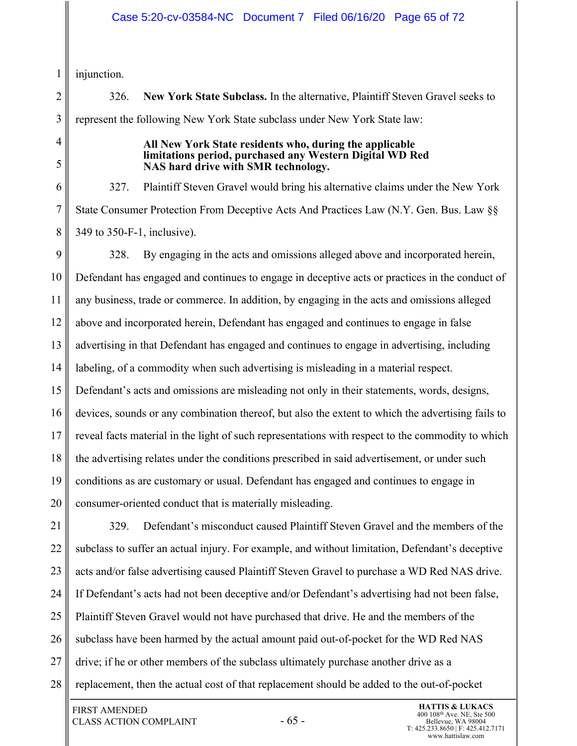injunction.

326. **New York State Subclass.** In the alternative, Plaintiff Steven Gravel seeks to represent the following New York State subclass under New York State law:

> **All New York State residents who, during the applicable limitations period, purchased any Western Digital WD Red NAS hard drive with SMR technology.**

327. Plaintiff Steven Gravel would bring his alternative claims under the New York State Consumer Protection From Deceptive Acts And Practices Law (N.Y. Gen. Bus. Law §§ 349 to 350-F-1, inclusive).

328. By engaging in the acts and omissions alleged above and incorporated herein, Defendant has engaged and continues to engage in deceptive acts or practices in the conduct of any business, trade or commerce. In addition, by engaging in the acts and omissions alleged above and incorporated herein, Defendant has engaged and continues to engage in false advertising in that Defendant has engaged and continues to engage in advertising, including labeling, of a commodity when such advertising is misleading in a material respect. Defendant's acts and omissions are misleading not only in their statements, words, designs, devices, sounds or any combination thereof, but also the extent to which the advertising fails to reveal facts material in the light of such representations with respect to the commodity to which the advertising relates under the conditions prescribed in said advertisement, or under such conditions as are customary or usual. Defendant has engaged and continues to engage in consumer-oriented conduct that is materially misleading.

329. Defendant's misconduct caused Plaintiff Steven Gravel and the members of the subclass to suffer an actual injury. For example, and without limitation, Defendant's deceptive acts and/or false advertising caused Plaintiff Steven Gravel to purchase a WD Red NAS drive. If Defendant's acts had not been deceptive and/or Defendant's advertising had not been false, Plaintiff Steven Gravel would not have purchased that drive. He and the members of the subclass have been harmed by the actual amount paid out-of-pocket for the WD Red NAS drive; if he or other members of the subclass ultimately purchase another drive as a replacement, then the actual cost of that replacement should be added to the out-of-pocket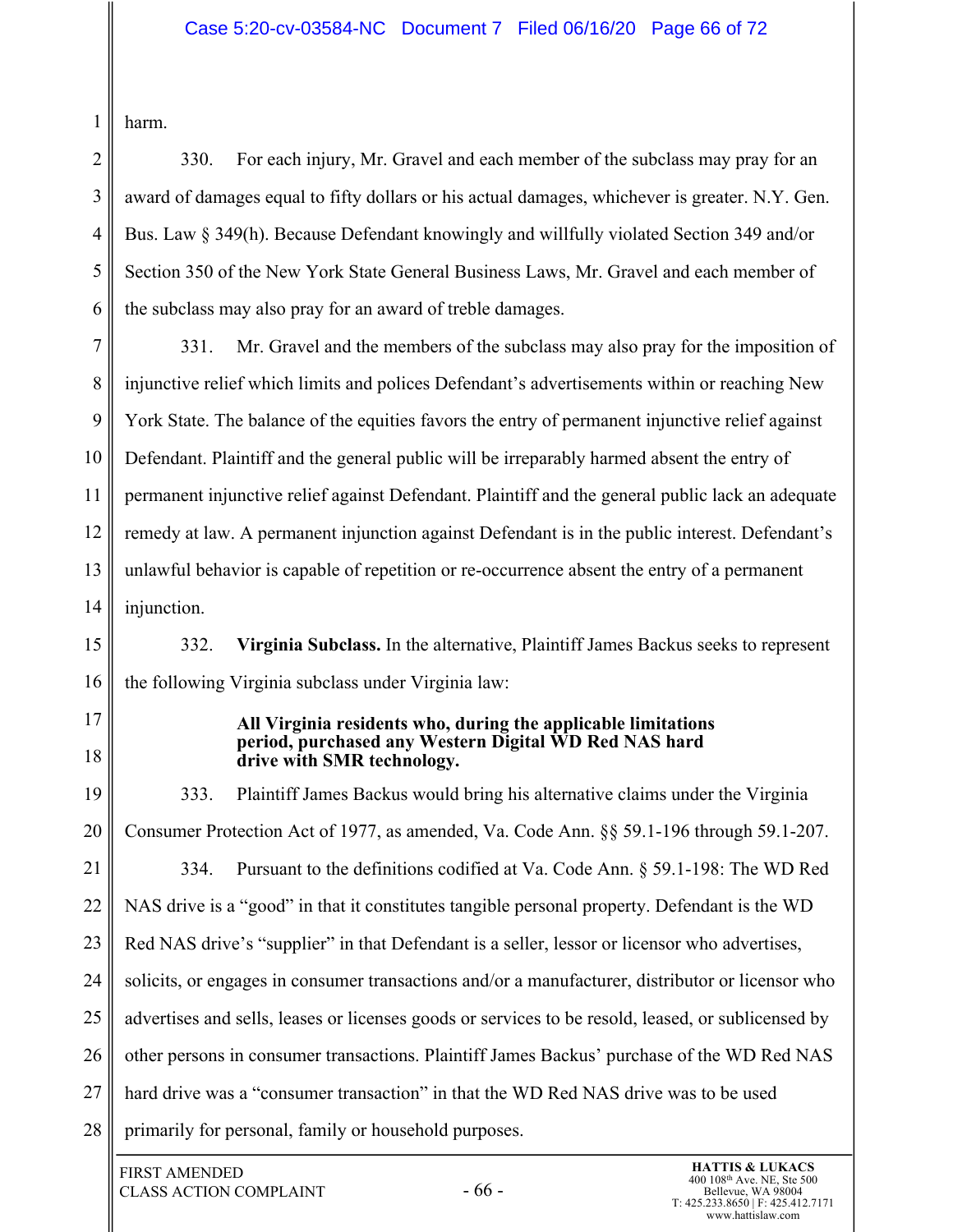harm.

330. For each injury, Mr. Gravel and each member of the subclass may pray for an award of damages equal to fifty dollars or his actual damages, whichever is greater. N.Y. Gen. Bus. Law § 349(h). Because Defendant knowingly and willfully violated Section 349 and/or Section 350 of the New York State General Business Laws, Mr. Gravel and each member of the subclass may also pray for an award of treble damages.

331. Mr. Gravel and the members of the subclass may also pray for the imposition of injunctive relief which limits and polices Defendant's advertisements within or reaching New York State. The balance of the equities favors the entry of permanent injunctive relief against Defendant. Plaintiff and the general public will be irreparably harmed absent the entry of permanent injunctive relief against Defendant. Plaintiff and the general public lack an adequate remedy at law. A permanent injunction against Defendant is in the public interest. Defendant's unlawful behavior is capable of repetition or re-occurrence absent the entry of a permanent injunction.

332. **Virginia Subclass.** In the alternative, Plaintiff James Backus seeks to represent the following Virginia subclass under Virginia law:

> **All Virginia residents who, during the applicable limitations period, purchased any Western Digital WD Red NAS hard drive with SMR technology.**

333. Plaintiff James Backus would bring his alternative claims under the Virginia Consumer Protection Act of 1977, as amended, Va. Code Ann. §§ 59.1-196 through 59.1-207.

334. Pursuant to the definitions codified at Va. Code Ann. § 59.1-198: The WD Red NAS drive is a "good" in that it constitutes tangible personal property. Defendant is the WD Red NAS drive's "supplier" in that Defendant is a seller, lessor or licensor who advertises, solicits, or engages in consumer transactions and/or a manufacturer, distributor or licensor who advertises and sells, leases or licenses goods or services to be resold, leased, or sublicensed by other persons in consumer transactions. Plaintiff James Backus' purchase of the WD Red NAS hard drive was a "consumer transaction" in that the WD Red NAS drive was to be used primarily for personal, family or household purposes.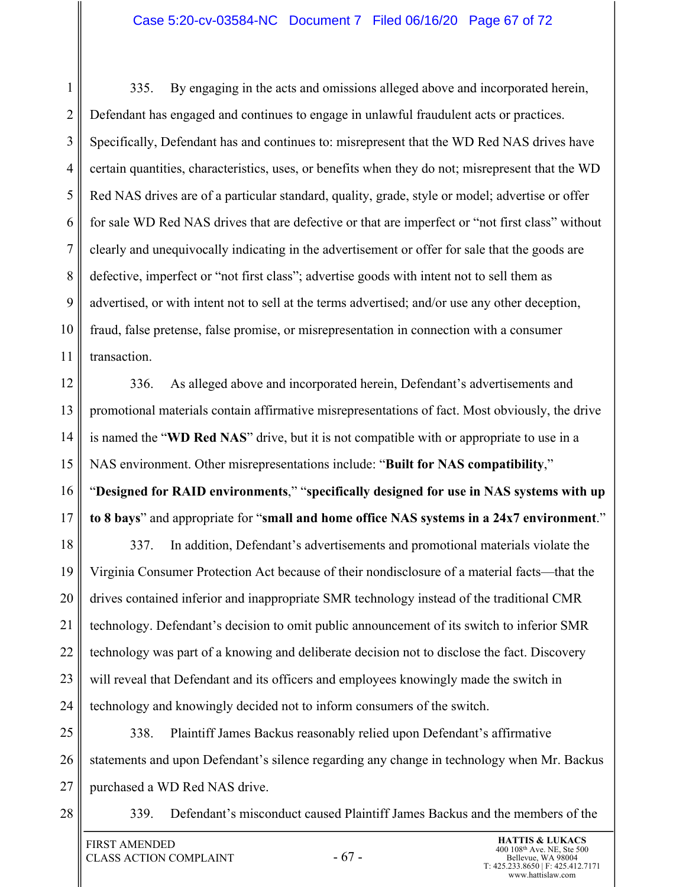335. By engaging in the acts and omissions alleged above and incorporated herein, Defendant has engaged and continues to engage in unlawful fraudulent acts or practices. Specifically, Defendant has and continues to: misrepresent that the WD Red NAS drives have certain quantities, characteristics, uses, or benefits when they do not; misrepresent that the WD Red NAS drives are of a particular standard, quality, grade, style or model; advertise or offer for sale WD Red NAS drives that are defective or that are imperfect or "not first class" without clearly and unequivocally indicating in the advertisement or offer for sale that the goods are defective, imperfect or "not first class"; advertise goods with intent not to sell them as advertised, or with intent not to sell at the terms advertised; and/or use any other deception, fraud, false pretense, false promise, or misrepresentation in connection with a consumer transaction.

336. As alleged above and incorporated herein, Defendant's advertisements and promotional materials contain affirmative misrepresentations of fact. Most obviously, the drive is named the "**WD Red NAS**" drive, but it is not compatible with or appropriate to use in a NAS environment. Other misrepresentations include: "**Built for NAS compatibility**," "**Designed for RAID environments**," "**specifically designed for use in NAS systems with up to 8 bays**" and appropriate for "**small and home office NAS systems in a 24x7 environment**."

337. In addition, Defendant's advertisements and promotional materials violate the Virginia Consumer Protection Act because of their nondisclosure of a material facts—that the drives contained inferior and inappropriate SMR technology instead of the traditional CMR technology. Defendant's decision to omit public announcement of its switch to inferior SMR technology was part of a knowing and deliberate decision not to disclose the fact. Discovery will reveal that Defendant and its officers and employees knowingly made the switch in technology and knowingly decided not to inform consumers of the switch.

338. Plaintiff James Backus reasonably relied upon Defendant's affirmative statements and upon Defendant's silence regarding any change in technology when Mr. Backus purchased a WD Red NAS drive.

339. Defendant's misconduct caused Plaintiff James Backus and the members of the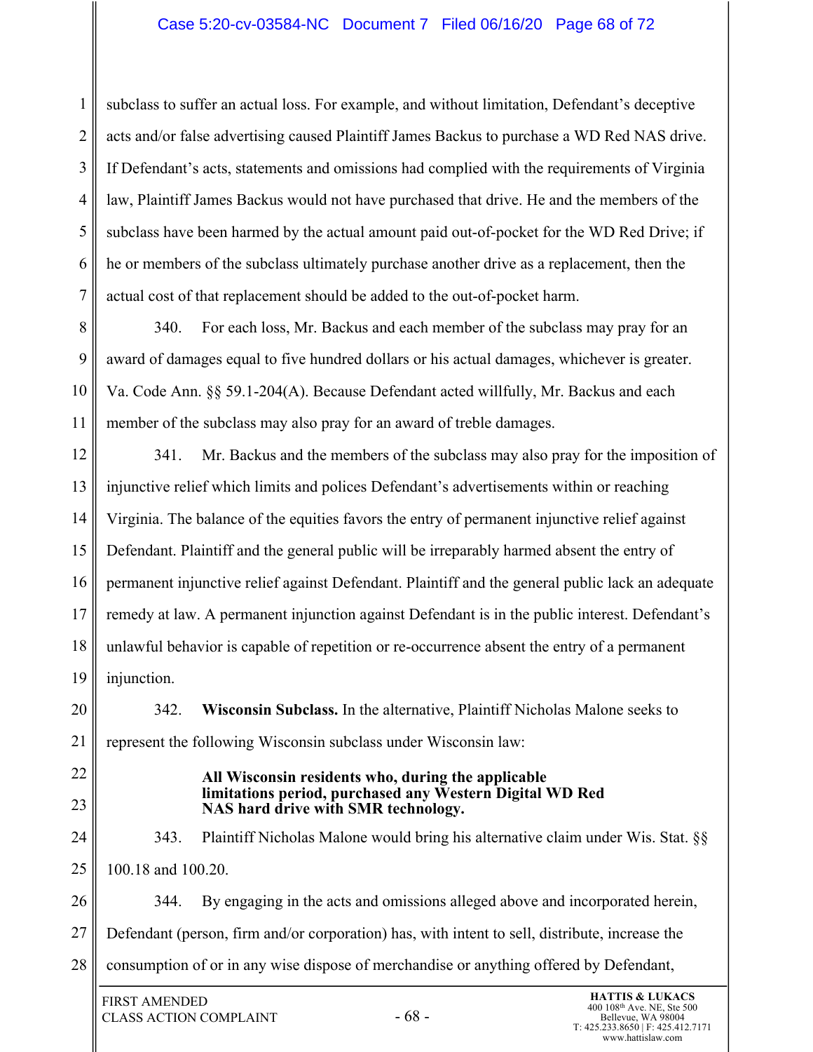subclass to suffer an actual loss. For example, and without limitation, Defendant's deceptive acts and/or false advertising caused Plaintiff James Backus to purchase a WD Red NAS drive. If Defendant's acts, statements and omissions had complied with the requirements of Virginia law, Plaintiff James Backus would not have purchased that drive. He and the members of the subclass have been harmed by the actual amount paid out-of-pocket for the WD Red Drive; if he or members of the subclass ultimately purchase another drive as a replacement, then the actual cost of that replacement should be added to the out-of-pocket harm.

340. For each loss, Mr. Backus and each member of the subclass may pray for an award of damages equal to five hundred dollars or his actual damages, whichever is greater. Va. Code Ann. §§ 59.1-204(A). Because Defendant acted willfully, Mr. Backus and each member of the subclass may also pray for an award of treble damages.

341. Mr. Backus and the members of the subclass may also pray for the imposition of injunctive relief which limits and polices Defendant's advertisements within or reaching Virginia. The balance of the equities favors the entry of permanent injunctive relief against Defendant. Plaintiff and the general public will be irreparably harmed absent the entry of permanent injunctive relief against Defendant. Plaintiff and the general public lack an adequate remedy at law. A permanent injunction against Defendant is in the public interest. Defendant's unlawful behavior is capable of repetition or re-occurrence absent the entry of a permanent injunction.

342. **Wisconsin Subclass.** In the alternative, Plaintiff Nicholas Malone seeks to represent the following Wisconsin subclass under Wisconsin law:

> **All Wisconsin residents who, during the applicable limitations period, purchased any Western Digital WD Red NAS hard drive with SMR technology.**

343. Plaintiff Nicholas Malone would bring his alternative claim under Wis. Stat. §§ 100.18 and 100.20.

344. By engaging in the acts and omissions alleged above and incorporated herein, Defendant (person, firm and/or corporation) has, with intent to sell, distribute, increase the consumption of or in any wise dispose of merchandise or anything offered by Defendant,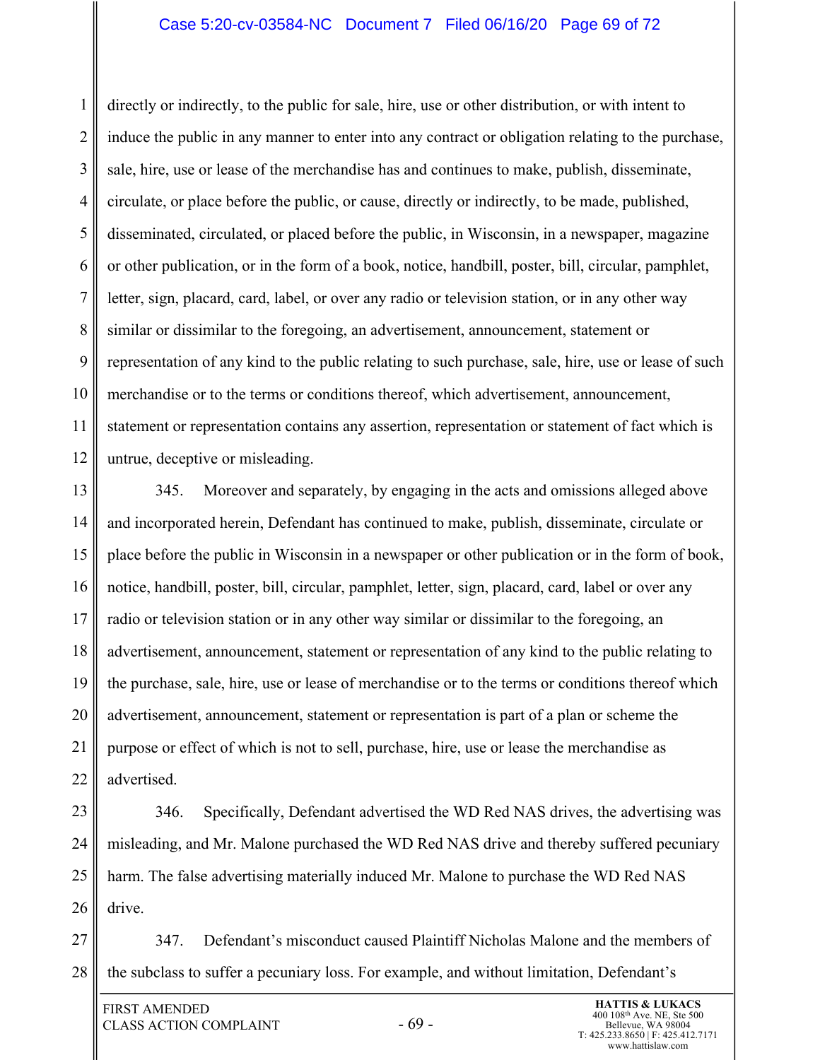directly or indirectly, to the public for sale, hire, use or other distribution, or with intent to induce the public in any manner to enter into any contract or obligation relating to the purchase, sale, hire, use or lease of the merchandise has and continues to make, publish, disseminate, circulate, or place before the public, or cause, directly or indirectly, to be made, published, disseminated, circulated, or placed before the public, in Wisconsin, in a newspaper, magazine or other publication, or in the form of a book, notice, handbill, poster, bill, circular, pamphlet, letter, sign, placard, card, label, or over any radio or television station, or in any other way similar or dissimilar to the foregoing, an advertisement, announcement, statement or representation of any kind to the public relating to such purchase, sale, hire, use or lease of such merchandise or to the terms or conditions thereof, which advertisement, announcement, statement or representation contains any assertion, representation or statement of fact which is untrue, deceptive or misleading.

345. Moreover and separately, by engaging in the acts and omissions alleged above and incorporated herein, Defendant has continued to make, publish, disseminate, circulate or place before the public in Wisconsin in a newspaper or other publication or in the form of book, notice, handbill, poster, bill, circular, pamphlet, letter, sign, placard, card, label or over any radio or television station or in any other way similar or dissimilar to the foregoing, an advertisement, announcement, statement or representation of any kind to the public relating to the purchase, sale, hire, use or lease of merchandise or to the terms or conditions thereof which advertisement, announcement, statement or representation is part of a plan or scheme the purpose or effect of which is not to sell, purchase, hire, use or lease the merchandise as advertised.

346. Specifically, Defendant advertised the WD Red NAS drives, the advertising was misleading, and Mr. Malone purchased the WD Red NAS drive and thereby suffered pecuniary harm. The false advertising materially induced Mr. Malone to purchase the WD Red NAS drive.

347. Defendant's misconduct caused Plaintiff Nicholas Malone and the members of the subclass to suffer a pecuniary loss. For example, and without limitation, Defendant's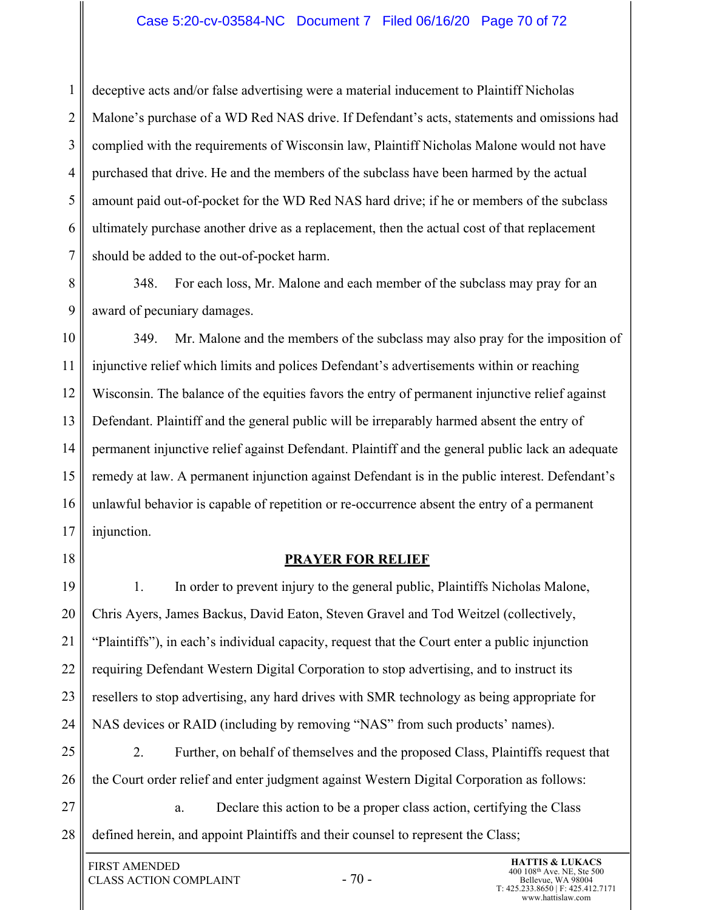deceptive acts and/or false advertising were a material inducement to Plaintiff Nicholas Malone's purchase of a WD Red NAS drive. If Defendant's acts, statements and omissions had complied with the requirements of Wisconsin law, Plaintiff Nicholas Malone would not have purchased that drive. He and the members of the subclass have been harmed by the actual amount paid out-of-pocket for the WD Red NAS hard drive; if he or members of the subclass ultimately purchase another drive as a replacement, then the actual cost of that replacement should be added to the out-of-pocket harm.

348. For each loss, Mr. Malone and each member of the subclass may pray for an award of pecuniary damages.

349. Mr. Malone and the members of the subclass may also pray for the imposition of injunctive relief which limits and polices Defendant's advertisements within or reaching Wisconsin. The balance of the equities favors the entry of permanent injunctive relief against Defendant. Plaintiff and the general public will be irreparably harmed absent the entry of permanent injunctive relief against Defendant. Plaintiff and the general public lack an adequate remedy at law. A permanent injunction against Defendant is in the public interest. Defendant's unlawful behavior is capable of repetition or re-occurrence absent the entry of a permanent injunction.

## PRAYER FOR RELIEF

1. In order to prevent injury to the general public, Plaintiffs Nicholas Malone, Chris Ayers, James Backus, David Eaton, Steven Gravel and Tod Weitzel (collectively, "Plaintiffs"), in each's individual capacity, request that the Court enter a public injunction requiring Defendant Western Digital Corporation to stop advertising, and to instruct its resellers to stop advertising, any hard drives with SMR technology as being appropriate for NAS devices or RAID (including by removing "NAS" from such products' names).

2. Further, on behalf of themselves and the proposed Class, Plaintiffs request that the Court order relief and enter judgment against Western Digital Corporation as follows:

a. Declare this action to be a proper class action, certifying the Class defined herein, and appoint Plaintiffs and their counsel to represent the Class;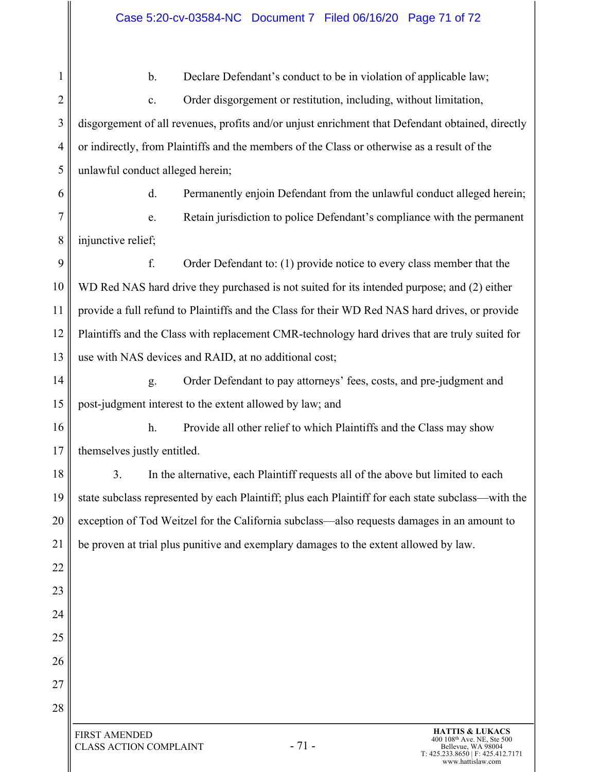b. Declare Defendant's conduct to be in violation of applicable law;

c. Order disgorgement or restitution, including, without limitation, disgorgement of all revenues, profits and/or unjust enrichment that Defendant obtained, directly or indirectly, from Plaintiffs and the members of the Class or otherwise as a result of the unlawful conduct alleged herein;

d. Permanently enjoin Defendant from the unlawful conduct alleged herein;

e. Retain jurisdiction to police Defendant's compliance with the permanent injunctive relief;

f. Order Defendant to: (1) provide notice to every class member that the WD Red NAS hard drive they purchased is not suited for its intended purpose; and (2) either provide a full refund to Plaintiffs and the Class for their WD Red NAS hard drives, or provide Plaintiffs and the Class with replacement CMR-technology hard drives that are truly suited for use with NAS devices and RAID, at no additional cost;

g. Order Defendant to pay attorneys' fees, costs, and pre-judgment and post-judgment interest to the extent allowed by law; and

h. Provide all other relief to which Plaintiffs and the Class may show themselves justly entitled.

3. In the alternative, each Plaintiff requests all of the above but limited to each state subclass represented by each Plaintiff; plus each Plaintiff for each state subclass—with the exception of Tod Weitzel for the California subclass—also requests damages in an amount to be proven at trial plus punitive and exemplary damages to the extent allowed by law.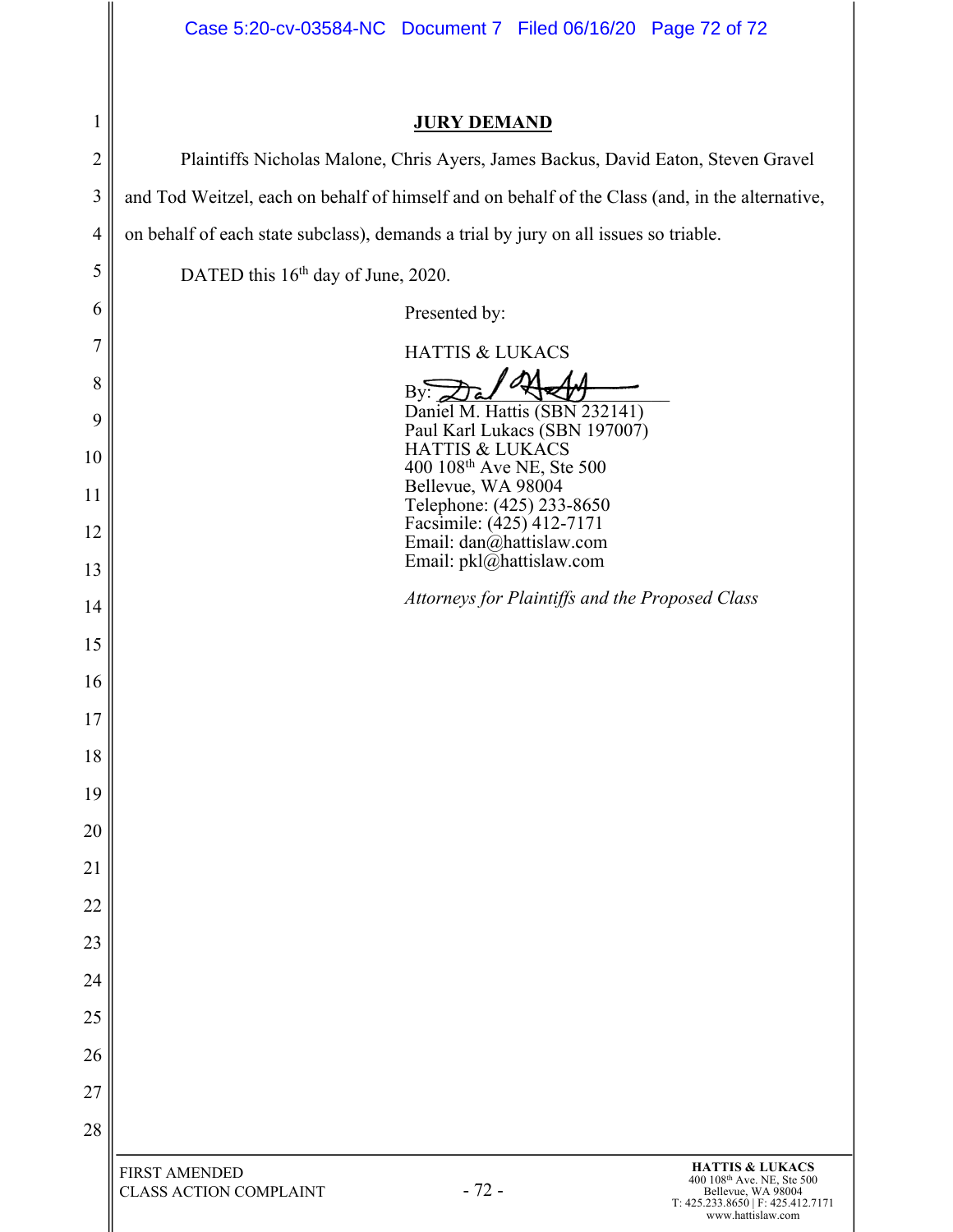## JURY DEMAND

Plaintiffs Nicholas Malone, Chris Ayers, James Backus, David Eaton, Steven Gravel and Tod Weitzel, each on behalf of himself and on behalf of the Class (and, in the alternative, on behalf of each state subclass), demands a trial by jury on all issues so triable.

DATED this 16th day of June, 2020.

Presented by:

HATTIS & LUKACS

By: ______________________
Daniel M. Hattis (SBN 232141)
Paul Karl Lukacs (SBN 197007)
HATTIS & LUKACS
400 108th Ave NE, Ste 500
Bellevue, WA 98004
Telephone: (425) 233-8650
Facsimile: (425) 412-7171
Email: dan@hattislaw.com
Email: pkl@hattislaw.com

*Attorneys for Plaintiffs and the Proposed Class*